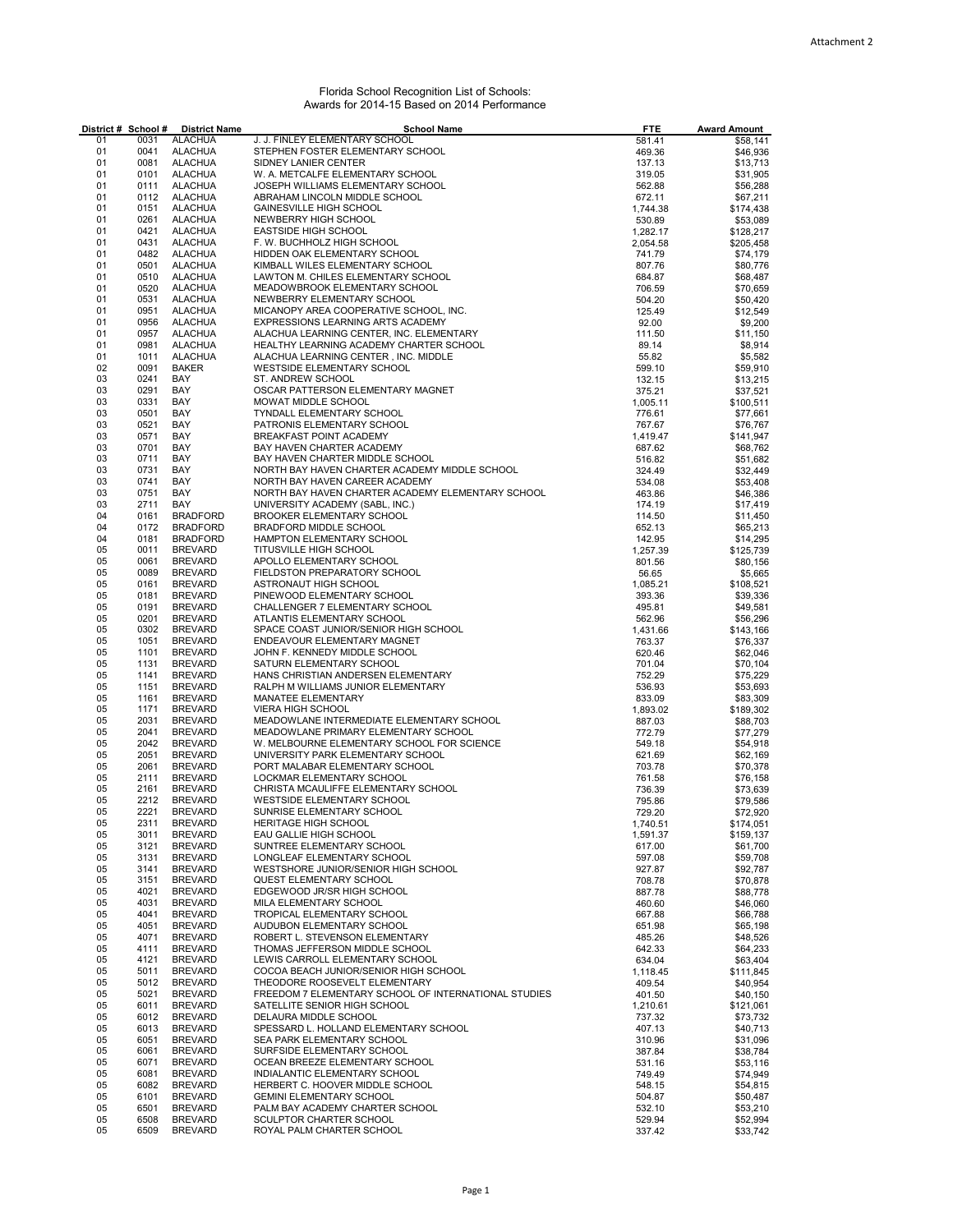Attachment 2

# Florida School Recognition List of Schools:
## Awards for 2014-15 Based on 2014 Performance

| District # | School # | District Name | School Name | FTE | Award Amount |
|---|---|---|---|---|---|
| 01 | 0031 | ALACHUA | J. J. FINLEY ELEMENTARY SCHOOL | 581.41 | $58,141 |
| 01 | 0041 | ALACHUA | STEPHEN FOSTER ELEMENTARY SCHOOL | 469.36 | $46,936 |
| 01 | 0081 | ALACHUA | SIDNEY LANIER CENTER | 137.13 | $13,713 |
| 01 | 0101 | ALACHUA | W. A. METCALFE ELEMENTARY SCHOOL | 319.05 | $31,905 |
| 01 | 0111 | ALACHUA | JOSEPH WILLIAMS ELEMENTARY SCHOOL | 562.88 | $56,288 |
| 01 | 0112 | ALACHUA | ABRAHAM LINCOLN MIDDLE SCHOOL | 672.11 | $67,211 |
| 01 | 0151 | ALACHUA | GAINESVILLE HIGH SCHOOL | 1,744.38 | $174,438 |
| 01 | 0261 | ALACHUA | NEWBERRY HIGH SCHOOL | 530.89 | $53,089 |
| 01 | 0421 | ALACHUA | EASTSIDE HIGH SCHOOL | 1,282.17 | $128,217 |
| 01 | 0431 | ALACHUA | F. W. BUCHHOLZ HIGH SCHOOL | 2,054.58 | $205,458 |
| 01 | 0482 | ALACHUA | HIDDEN OAK ELEMENTARY SCHOOL | 741.79 | $74,179 |
| 01 | 0501 | ALACHUA | KIMBALL WILES ELEMENTARY SCHOOL | 807.76 | $80,776 |
| 01 | 0510 | ALACHUA | LAWTON M. CHILES ELEMENTARY SCHOOL | 684.87 | $68,487 |
| 01 | 0520 | ALACHUA | MEADOWBROOK ELEMENTARY SCHOOL | 706.59 | $70,659 |
| 01 | 0531 | ALACHUA | NEWBERRY ELEMENTARY SCHOOL | 504.20 | $50,420 |
| 01 | 0951 | ALACHUA | MICANOPY AREA COOPERATIVE SCHOOL, INC. | 125.49 | $12,549 |
| 01 | 0956 | ALACHUA | EXPRESSIONS LEARNING ARTS ACADEMY | 92.00 | $9,200 |
| 01 | 0957 | ALACHUA | ALACHUA LEARNING CENTER, INC. ELEMENTARY | 111.50 | $11,150 |
| 01 | 0981 | ALACHUA | HEALTHY LEARNING ACADEMY CHARTER SCHOOL | 89.14 | $8,914 |
| 01 | 1011 | ALACHUA | ALACHUA LEARNING CENTER , INC. MIDDLE | 55.82 | $5,582 |
| 02 | 0091 | BAKER | WESTSIDE ELEMENTARY SCHOOL | 599.10 | $59,910 |
| 03 | 0241 | BAY | ST. ANDREW SCHOOL | 132.15 | $13,215 |
| 03 | 0291 | BAY | OSCAR PATTERSON ELEMENTARY MAGNET | 375.21 | $37,521 |
| 03 | 0331 | BAY | MOWAT MIDDLE SCHOOL | 1,005.11 | $100,511 |
| 03 | 0501 | BAY | TYNDALL ELEMENTARY SCHOOL | 776.61 | $77,661 |
| 03 | 0521 | BAY | PATRONIS ELEMENTARY SCHOOL | 767.67 | $76,767 |
| 03 | 0571 | BAY | BREAKFAST POINT ACADEMY | 1,419.47 | $141,947 |
| 03 | 0701 | BAY | BAY HAVEN CHARTER ACADEMY | 687.62 | $68,762 |
| 03 | 0711 | BAY | BAY HAVEN CHARTER MIDDLE SCHOOL | 516.82 | $51,682 |
| 03 | 0731 | BAY | NORTH BAY HAVEN CHARTER ACADEMY MIDDLE SCHOOL | 324.49 | $32,449 |
| 03 | 0741 | BAY | NORTH BAY HAVEN CAREER ACADEMY | 534.08 | $53,408 |
| 03 | 0751 | BAY | NORTH BAY HAVEN CHARTER ACADEMY ELEMENTARY SCHOOL | 463.86 | $46,386 |
| 03 | 2711 | BAY | UNIVERSITY ACADEMY (SABL, INC.) | 174.19 | $17,419 |
| 04 | 0161 | BRADFORD | BROOKER ELEMENTARY SCHOOL | 114.50 | $11,450 |
| 04 | 0172 | BRADFORD | BRADFORD MIDDLE SCHOOL | 652.13 | $65,213 |
| 04 | 0181 | BRADFORD | HAMPTON ELEMENTARY SCHOOL | 142.95 | $14,295 |
| 05 | 0011 | BREVARD | TITUSVILLE HIGH SCHOOL | 1,257.39 | $125,739 |
| 05 | 0061 | BREVARD | APOLLO ELEMENTARY SCHOOL | 801.56 | $80,156 |
| 05 | 0089 | BREVARD | FIELDSTON PREPARATORY SCHOOL | 56.65 | $5,665 |
| 05 | 0161 | BREVARD | ASTRONAUT HIGH SCHOOL | 1,085.21 | $108,521 |
| 05 | 0181 | BREVARD | PINEWOOD ELEMENTARY SCHOOL | 393.36 | $39,336 |
| 05 | 0191 | BREVARD | CHALLENGER 7 ELEMENTARY SCHOOL | 495.81 | $49,581 |
| 05 | 0201 | BREVARD | ATLANTIS ELEMENTARY SCHOOL | 562.96 | $56,296 |
| 05 | 0302 | BREVARD | SPACE COAST JUNIOR/SENIOR HIGH SCHOOL | 1,431.66 | $143,166 |
| 05 | 1051 | BREVARD | ENDEAVOUR ELEMENTARY MAGNET | 763.37 | $76,337 |
| 05 | 1101 | BREVARD | JOHN F. KENNEDY MIDDLE SCHOOL | 620.46 | $62,046 |
| 05 | 1131 | BREVARD | SATURN ELEMENTARY SCHOOL | 701.04 | $70,104 |
| 05 | 1141 | BREVARD | HANS CHRISTIAN ANDERSEN ELEMENTARY | 752.29 | $75,229 |
| 05 | 1151 | BREVARD | RALPH M WILLIAMS JUNIOR ELEMENTARY | 536.93 | $53,693 |
| 05 | 1161 | BREVARD | MANATEE ELEMENTARY | 833.09 | $83,309 |
| 05 | 1171 | BREVARD | VIERA HIGH SCHOOL | 1,893.02 | $189,302 |
| 05 | 2031 | BREVARD | MEADOWLANE INTERMEDIATE ELEMENTARY SCHOOL | 887.03 | $88,703 |
| 05 | 2041 | BREVARD | MEADOWLANE PRIMARY ELEMENTARY SCHOOL | 772.79 | $77,279 |
| 05 | 2042 | BREVARD | W. MELBOURNE ELEMENTARY SCHOOL FOR SCIENCE | 549.18 | $54,918 |
| 05 | 2051 | BREVARD | UNIVERSITY PARK ELEMENTARY SCHOOL | 621.69 | $62,169 |
| 05 | 2061 | BREVARD | PORT MALABAR ELEMENTARY SCHOOL | 703.78 | $70,378 |
| 05 | 2111 | BREVARD | LOCKMAR ELEMENTARY SCHOOL | 761.58 | $76,158 |
| 05 | 2161 | BREVARD | CHRISTA MCAULIFFE ELEMENTARY SCHOOL | 736.39 | $73,639 |
| 05 | 2212 | BREVARD | WESTSIDE ELEMENTARY SCHOOL | 795.86 | $79,586 |
| 05 | 2221 | BREVARD | SUNRISE ELEMENTARY SCHOOL | 729.20 | $72,920 |
| 05 | 2311 | BREVARD | HERITAGE HIGH SCHOOL | 1,740.51 | $174,051 |
| 05 | 3011 | BREVARD | EAU GALLIE HIGH SCHOOL | 1,591.37 | $159,137 |
| 05 | 3121 | BREVARD | SUNTREE ELEMENTARY SCHOOL | 617.00 | $61,700 |
| 05 | 3131 | BREVARD | LONGLEAF ELEMENTARY SCHOOL | 597.08 | $59,708 |
| 05 | 3141 | BREVARD | WESTSHORE JUNIOR/SENIOR HIGH SCHOOL | 927.87 | $92,787 |
| 05 | 3151 | BREVARD | QUEST ELEMENTARY SCHOOL | 708.78 | $70,878 |
| 05 | 4021 | BREVARD | EDGEWOOD JR/SR HIGH SCHOOL | 887.78 | $88,778 |
| 05 | 4031 | BREVARD | MILA ELEMENTARY SCHOOL | 460.60 | $46,060 |
| 05 | 4041 | BREVARD | TROPICAL ELEMENTARY SCHOOL | 667.88 | $66,788 |
| 05 | 4051 | BREVARD | AUDUBON ELEMENTARY SCHOOL | 651.98 | $65,198 |
| 05 | 4071 | BREVARD | ROBERT L. STEVENSON ELEMENTARY | 485.26 | $48,526 |
| 05 | 4111 | BREVARD | THOMAS JEFFERSON MIDDLE SCHOOL | 642.33 | $64,233 |
| 05 | 4121 | BREVARD | LEWIS CARROLL ELEMENTARY SCHOOL | 634.04 | $63,404 |
| 05 | 5011 | BREVARD | COCOA BEACH JUNIOR/SENIOR HIGH SCHOOL | 1,118.45 | $111,845 |
| 05 | 5012 | BREVARD | THEODORE ROOSEVELT ELEMENTARY | 409.54 | $40,954 |
| 05 | 5021 | BREVARD | FREEDOM 7 ELEMENTARY SCHOOL OF INTERNATIONAL STUDIES | 401.50 | $40,150 |
| 05 | 6011 | BREVARD | SATELLITE SENIOR HIGH SCHOOL | 1,210.61 | $121,061 |
| 05 | 6012 | BREVARD | DELAURA MIDDLE SCHOOL | 737.32 | $73,732 |
| 05 | 6013 | BREVARD | SPESSARD L. HOLLAND ELEMENTARY SCHOOL | 407.13 | $40,713 |
| 05 | 6051 | BREVARD | SEA PARK ELEMENTARY SCHOOL | 310.96 | $31,096 |
| 05 | 6061 | BREVARD | SURFSIDE ELEMENTARY SCHOOL | 387.84 | $38,784 |
| 05 | 6071 | BREVARD | OCEAN BREEZE ELEMENTARY SCHOOL | 531.16 | $53,116 |
| 05 | 6081 | BREVARD | INDIALANTIC ELEMENTARY SCHOOL | 749.49 | $74,949 |
| 05 | 6082 | BREVARD | HERBERT C. HOOVER MIDDLE SCHOOL | 548.15 | $54,815 |
| 05 | 6101 | BREVARD | GEMINI ELEMENTARY SCHOOL | 504.87 | $50,487 |
| 05 | 6501 | BREVARD | PALM BAY ACADEMY CHARTER SCHOOL | 532.10 | $53,210 |
| 05 | 6508 | BREVARD | SCULPTOR CHARTER SCHOOL | 529.94 | $52,994 |
| 05 | 6509 | BREVARD | ROYAL PALM CHARTER SCHOOL | 337.42 | $33,742 |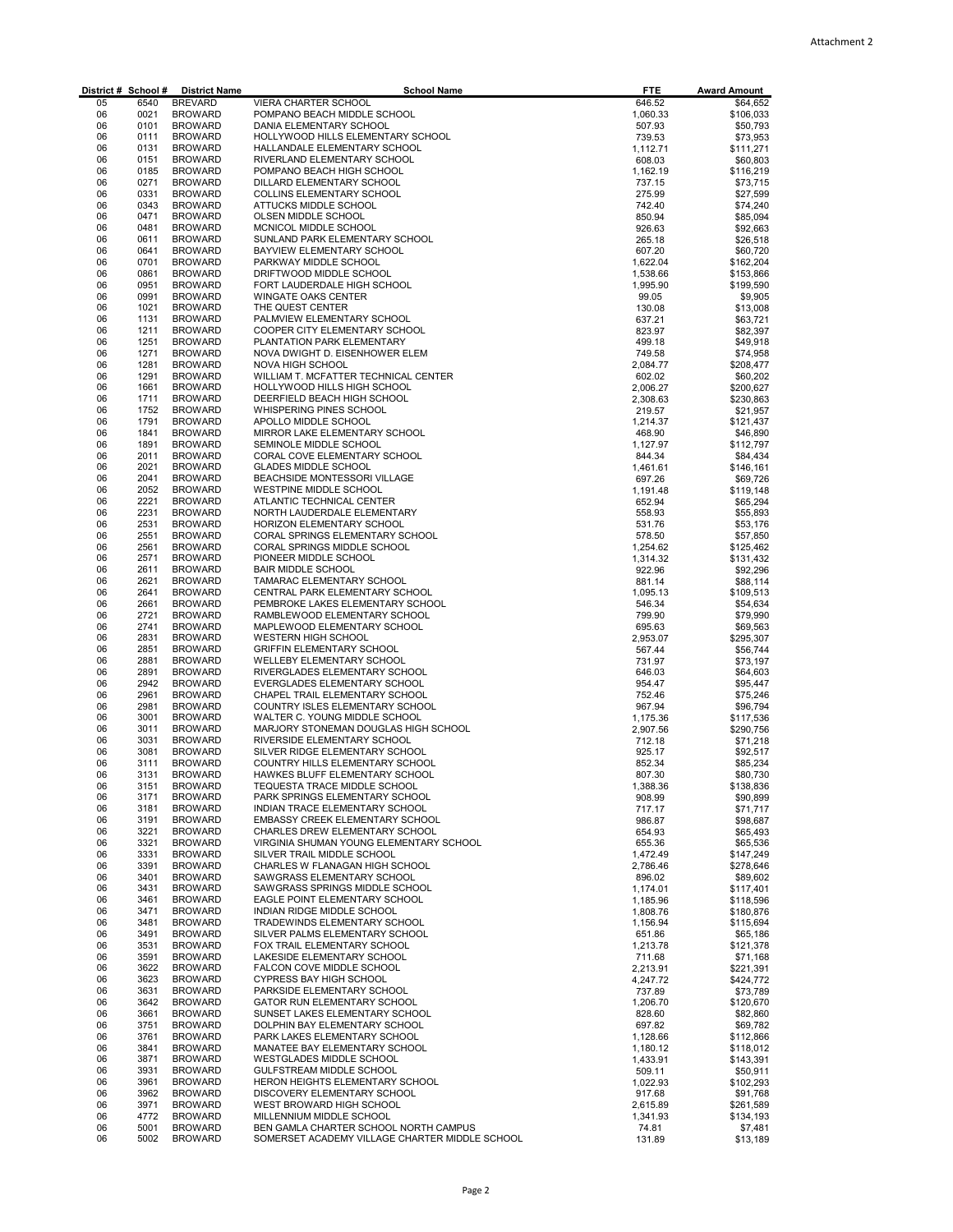| District # | School # | District Name | School Name | FTE | Award Amount |
|---|---|---|---|---|---|
| 05 | 6540 | BREVARD | VIERA CHARTER SCHOOL | 646.52 | $64,652 |
| 06 | 0021 | BROWARD | POMPANO BEACH MIDDLE SCHOOL | 1,060.33 | $106,033 |
| 06 | 0101 | BROWARD | DANIA ELEMENTARY SCHOOL | 507.93 | $50,793 |
| 06 | 0111 | BROWARD | HOLLYWOOD HILLS ELEMENTARY SCHOOL | 739.53 | $73,953 |
| 06 | 0131 | BROWARD | HALLANDALE ELEMENTARY SCHOOL | 1,112.71 | $111,271 |
| 06 | 0151 | BROWARD | RIVERLAND ELEMENTARY SCHOOL | 608.03 | $60,803 |
| 06 | 0185 | BROWARD | POMPANO BEACH HIGH SCHOOL | 1,162.19 | $116,219 |
| 06 | 0271 | BROWARD | DILLARD ELEMENTARY SCHOOL | 737.15 | $73,715 |
| 06 | 0331 | BROWARD | COLLINS ELEMENTARY SCHOOL | 275.99 | $27,599 |
| 06 | 0343 | BROWARD | ATTUCKS MIDDLE SCHOOL | 742.40 | $74,240 |
| 06 | 0471 | BROWARD | OLSEN MIDDLE SCHOOL | 850.94 | $85,094 |
| 06 | 0481 | BROWARD | MCNICOL MIDDLE SCHOOL | 926.63 | $92,663 |
| 06 | 0611 | BROWARD | SUNLAND PARK ELEMENTARY SCHOOL | 265.18 | $26,518 |
| 06 | 0641 | BROWARD | BAYVIEW ELEMENTARY SCHOOL | 607.20 | $60,720 |
| 06 | 0701 | BROWARD | PARKWAY MIDDLE SCHOOL | 1,622.04 | $162,204 |
| 06 | 0861 | BROWARD | DRIFTWOOD MIDDLE SCHOOL | 1,538.66 | $153,866 |
| 06 | 0951 | BROWARD | FORT LAUDERDALE HIGH SCHOOL | 1,995.90 | $199,590 |
| 06 | 0991 | BROWARD | WINGATE OAKS CENTER | 99.05 | $9,905 |
| 06 | 1021 | BROWARD | THE QUEST CENTER | 130.08 | $13,008 |
| 06 | 1131 | BROWARD | PALMVIEW ELEMENTARY SCHOOL | 637.21 | $63,721 |
| 06 | 1211 | BROWARD | COOPER CITY ELEMENTARY SCHOOL | 823.97 | $82,397 |
| 06 | 1251 | BROWARD | PLANTATION PARK ELEMENTARY | 499.18 | $49,918 |
| 06 | 1271 | BROWARD | NOVA DWIGHT D. EISENHOWER ELEM | 749.58 | $74,958 |
| 06 | 1281 | BROWARD | NOVA HIGH SCHOOL | 2,084.77 | $208,477 |
| 06 | 1291 | BROWARD | WILLIAM T. MCFATTER TECHNICAL CENTER | 602.02 | $60,202 |
| 06 | 1661 | BROWARD | HOLLYWOOD HILLS HIGH SCHOOL | 2,006.27 | $200,627 |
| 06 | 1711 | BROWARD | DEERFIELD BEACH HIGH SCHOOL | 2,308.63 | $230,863 |
| 06 | 1752 | BROWARD | WHISPERING PINES SCHOOL | 219.57 | $21,957 |
| 06 | 1791 | BROWARD | APOLLO MIDDLE SCHOOL | 1,214.37 | $121,437 |
| 06 | 1841 | BROWARD | MIRROR LAKE ELEMENTARY SCHOOL | 468.90 | $46,890 |
| 06 | 1891 | BROWARD | SEMINOLE MIDDLE SCHOOL | 1,127.97 | $112,797 |
| 06 | 2011 | BROWARD | CORAL COVE ELEMENTARY SCHOOL | 844.34 | $84,434 |
| 06 | 2021 | BROWARD | GLADES MIDDLE SCHOOL | 1,461.61 | $146,161 |
| 06 | 2041 | BROWARD | BEACHSIDE MONTESSORI VILLAGE | 697.26 | $69,726 |
| 06 | 2052 | BROWARD | WESTPINE MIDDLE SCHOOL | 1,191.48 | $119,148 |
| 06 | 2221 | BROWARD | ATLANTIC TECHNICAL CENTER | 652.94 | $65,294 |
| 06 | 2231 | BROWARD | NORTH LAUDERDALE ELEMENTARY | 558.93 | $55,893 |
| 06 | 2531 | BROWARD | HORIZON ELEMENTARY SCHOOL | 531.76 | $53,176 |
| 06 | 2551 | BROWARD | CORAL SPRINGS ELEMENTARY SCHOOL | 578.50 | $57,850 |
| 06 | 2561 | BROWARD | CORAL SPRINGS MIDDLE SCHOOL | 1,254.62 | $125,462 |
| 06 | 2571 | BROWARD | PIONEER MIDDLE SCHOOL | 1,314.32 | $131,432 |
| 06 | 2611 | BROWARD | BAIR MIDDLE SCHOOL | 922.96 | $92,296 |
| 06 | 2621 | BROWARD | TAMARAC ELEMENTARY SCHOOL | 881.14 | $88,114 |
| 06 | 2641 | BROWARD | CENTRAL PARK ELEMENTARY SCHOOL | 1,095.13 | $109,513 |
| 06 | 2661 | BROWARD | PEMBROKE LAKES ELEMENTARY SCHOOL | 546.34 | $54,634 |
| 06 | 2721 | BROWARD | RAMBLEWOOD ELEMENTARY SCHOOL | 799.90 | $79,990 |
| 06 | 2741 | BROWARD | MAPLEWOOD ELEMENTARY SCHOOL | 695.63 | $69,563 |
| 06 | 2831 | BROWARD | WESTERN HIGH SCHOOL | 2,953.07 | $295,307 |
| 06 | 2851 | BROWARD | GRIFFIN ELEMENTARY SCHOOL | 567.44 | $56,744 |
| 06 | 2881 | BROWARD | WELLEBY ELEMENTARY SCHOOL | 731.97 | $73,197 |
| 06 | 2891 | BROWARD | RIVERGLADES ELEMENTARY SCHOOL | 646.03 | $64,603 |
| 06 | 2942 | BROWARD | EVERGLADES ELEMENTARY SCHOOL | 954.47 | $95,447 |
| 06 | 2961 | BROWARD | CHAPEL TRAIL ELEMENTARY SCHOOL | 752.46 | $75,246 |
| 06 | 2981 | BROWARD | COUNTRY ISLES ELEMENTARY SCHOOL | 967.94 | $96,794 |
| 06 | 3001 | BROWARD | WALTER C. YOUNG MIDDLE SCHOOL | 1,175.36 | $117,536 |
| 06 | 3011 | BROWARD | MARJORY STONEMAN DOUGLAS HIGH SCHOOL | 2,907.56 | $290,756 |
| 06 | 3031 | BROWARD | RIVERSIDE ELEMENTARY SCHOOL | 712.18 | $71,218 |
| 06 | 3081 | BROWARD | SILVER RIDGE ELEMENTARY SCHOOL | 925.17 | $92,517 |
| 06 | 3111 | BROWARD | COUNTRY HILLS ELEMENTARY SCHOOL | 852.34 | $85,234 |
| 06 | 3131 | BROWARD | HAWKES BLUFF ELEMENTARY SCHOOL | 807.30 | $80,730 |
| 06 | 3151 | BROWARD | TEQUESTA TRACE MIDDLE SCHOOL | 1,388.36 | $138,836 |
| 06 | 3171 | BROWARD | PARK SPRINGS ELEMENTARY SCHOOL | 908.99 | $90,899 |
| 06 | 3181 | BROWARD | INDIAN TRACE ELEMENTARY SCHOOL | 717.17 | $71,717 |
| 06 | 3191 | BROWARD | EMBASSY CREEK ELEMENTARY SCHOOL | 986.87 | $98,687 |
| 06 | 3221 | BROWARD | CHARLES DREW ELEMENTARY SCHOOL | 654.93 | $65,493 |
| 06 | 3321 | BROWARD | VIRGINIA SHUMAN YOUNG ELEMENTARY SCHOOL | 655.36 | $65,536 |
| 06 | 3331 | BROWARD | SILVER TRAIL MIDDLE SCHOOL | 1,472.49 | $147,249 |
| 06 | 3391 | BROWARD | CHARLES W FLANAGAN HIGH SCHOOL | 2,786.46 | $278,646 |
| 06 | 3401 | BROWARD | SAWGRASS ELEMENTARY SCHOOL | 896.02 | $89,602 |
| 06 | 3431 | BROWARD | SAWGRASS SPRINGS MIDDLE SCHOOL | 1,174.01 | $117,401 |
| 06 | 3461 | BROWARD | EAGLE POINT ELEMENTARY SCHOOL | 1,185.96 | $118,596 |
| 06 | 3471 | BROWARD | INDIAN RIDGE MIDDLE SCHOOL | 1,808.76 | $180,876 |
| 06 | 3481 | BROWARD | TRADEWINDS ELEMENTARY SCHOOL | 1,156.94 | $115,694 |
| 06 | 3491 | BROWARD | SILVER PALMS ELEMENTARY SCHOOL | 651.86 | $65,186 |
| 06 | 3531 | BROWARD | FOX TRAIL ELEMENTARY SCHOOL | 1,213.78 | $121,378 |
| 06 | 3591 | BROWARD | LAKESIDE ELEMENTARY SCHOOL | 711.68 | $71,168 |
| 06 | 3622 | BROWARD | FALCON COVE MIDDLE SCHOOL | 2,213.91 | $221,391 |
| 06 | 3623 | BROWARD | CYPRESS BAY HIGH SCHOOL | 4,247.72 | $424,772 |
| 06 | 3631 | BROWARD | PARKSIDE ELEMENTARY SCHOOL | 737.89 | $73,789 |
| 06 | 3642 | BROWARD | GATOR RUN ELEMENTARY SCHOOL | 1,206.70 | $120,670 |
| 06 | 3661 | BROWARD | SUNSET LAKES ELEMENTARY SCHOOL | 828.60 | $82,860 |
| 06 | 3751 | BROWARD | DOLPHIN BAY ELEMENTARY SCHOOL | 697.82 | $69,782 |
| 06 | 3761 | BROWARD | PARK LAKES ELEMENTARY SCHOOL | 1,128.66 | $112,866 |
| 06 | 3841 | BROWARD | MANATEE BAY ELEMENTARY SCHOOL | 1,180.12 | $118,012 |
| 06 | 3871 | BROWARD | WESTGLADES MIDDLE SCHOOL | 1,433.91 | $143,391 |
| 06 | 3931 | BROWARD | GULFSTREAM MIDDLE SCHOOL | 509.11 | $50,911 |
| 06 | 3961 | BROWARD | HERON HEIGHTS ELEMENTARY SCHOOL | 1,022.93 | $102,293 |
| 06 | 3962 | BROWARD | DISCOVERY ELEMENTARY SCHOOL | 917.68 | $91,768 |
| 06 | 3971 | BROWARD | WEST BROWARD HIGH SCHOOL | 2,615.89 | $261,589 |
| 06 | 4772 | BROWARD | MILLENNIUM MIDDLE SCHOOL | 1,341.93 | $134,193 |
| 06 | 5001 | BROWARD | BEN GAMLA CHARTER SCHOOL NORTH CAMPUS | 74.81 | $7,481 |
| 06 | 5002 | BROWARD | SOMERSET ACADEMY VILLAGE CHARTER MIDDLE SCHOOL | 131.89 | $13,189 |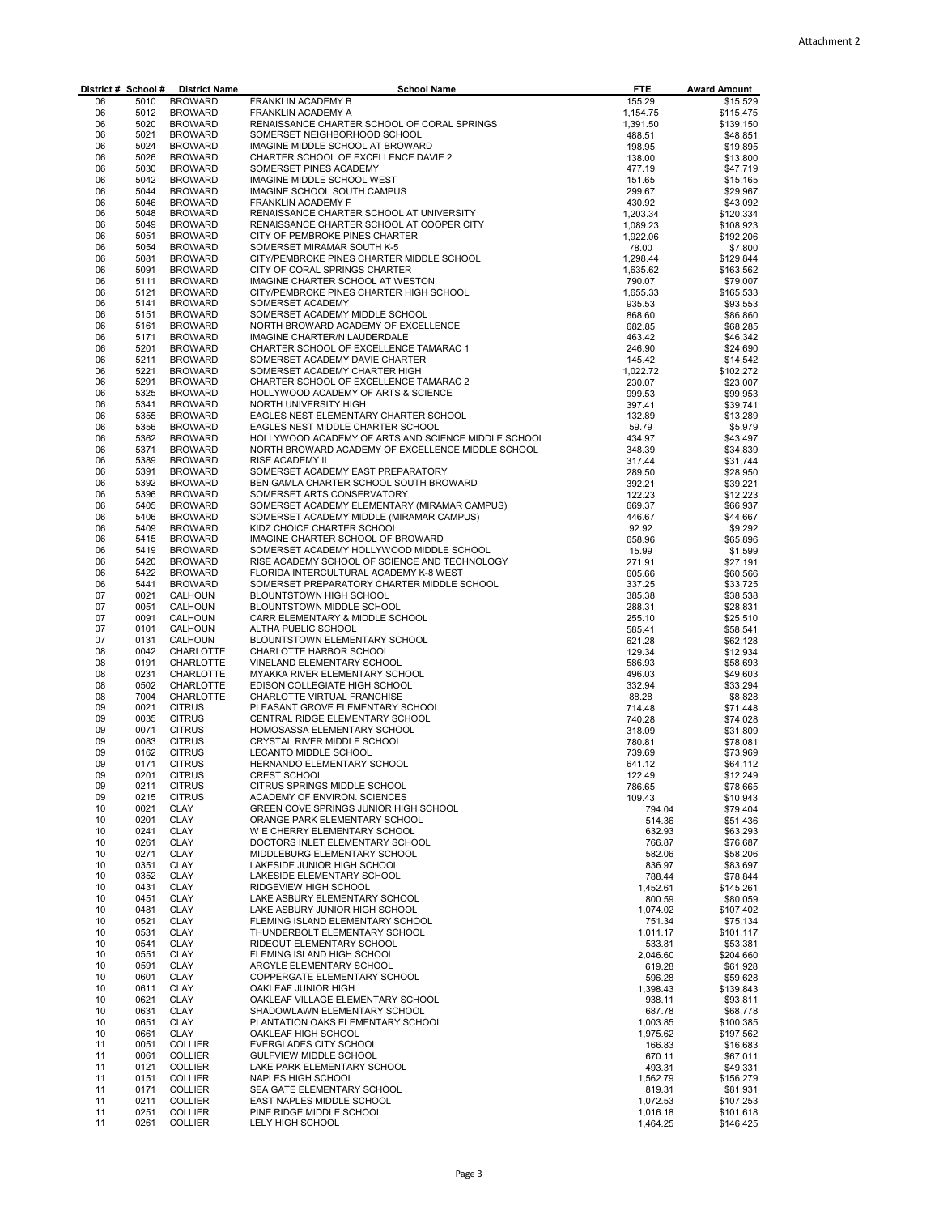| District # | School # | District Name | School Name | FTE | Award Amount |
|---|---|---|---|---|---|
| 06 | 5010 | BROWARD | FRANKLIN ACADEMY B | 155.29 | $15,529 |
| 06 | 5012 | BROWARD | FRANKLIN ACADEMY A | 1,154.75 | $115,475 |
| 06 | 5020 | BROWARD | RENAISSANCE CHARTER SCHOOL OF CORAL SPRINGS | 1,391.50 | $139,150 |
| 06 | 5021 | BROWARD | SOMERSET NEIGHBORHOOD SCHOOL | 488.51 | $48,851 |
| 06 | 5024 | BROWARD | IMAGINE MIDDLE SCHOOL AT BROWARD | 198.95 | $19,895 |
| 06 | 5026 | BROWARD | CHARTER SCHOOL OF EXCELLENCE DAVIE 2 | 138.00 | $13,800 |
| 06 | 5030 | BROWARD | SOMERSET PINES ACADEMY | 477.19 | $47,719 |
| 06 | 5042 | BROWARD | IMAGINE MIDDLE SCHOOL WEST | 151.65 | $15,165 |
| 06 | 5044 | BROWARD | IMAGINE SCHOOL SOUTH CAMPUS | 299.67 | $29,967 |
| 06 | 5046 | BROWARD | FRANKLIN ACADEMY F | 430.92 | $43,092 |
| 06 | 5048 | BROWARD | RENAISSANCE CHARTER SCHOOL AT UNIVERSITY | 1,203.34 | $120,334 |
| 06 | 5049 | BROWARD | RENAISSANCE CHARTER SCHOOL AT COOPER CITY | 1,089.23 | $108,923 |
| 06 | 5051 | BROWARD | CITY OF PEMBROKE PINES CHARTER | 1,922.06 | $192,206 |
| 06 | 5054 | BROWARD | SOMERSET MIRAMAR SOUTH K-5 | 78.00 | $7,800 |
| 06 | 5081 | BROWARD | CITY/PEMBROKE PINES CHARTER MIDDLE SCHOOL | 1,298.44 | $129,844 |
| 06 | 5091 | BROWARD | CITY OF CORAL SPRINGS CHARTER | 1,635.62 | $163,562 |
| 06 | 5111 | BROWARD | IMAGINE CHARTER SCHOOL AT WESTON | 790.07 | $79,007 |
| 06 | 5121 | BROWARD | CITY/PEMBROKE PINES CHARTER HIGH SCHOOL | 1,655.33 | $165,533 |
| 06 | 5141 | BROWARD | SOMERSET ACADEMY | 935.53 | $93,553 |
| 06 | 5151 | BROWARD | SOMERSET ACADEMY MIDDLE SCHOOL | 868.60 | $86,860 |
| 06 | 5161 | BROWARD | NORTH BROWARD ACADEMY OF EXCELLENCE | 682.85 | $68,285 |
| 06 | 5171 | BROWARD | IMAGINE CHARTER/N LAUDERDALE | 463.42 | $46,342 |
| 06 | 5201 | BROWARD | CHARTER SCHOOL OF EXCELLENCE TAMARAC 1 | 246.90 | $24,690 |
| 06 | 5211 | BROWARD | SOMERSET ACADEMY DAVIE CHARTER | 145.42 | $14,542 |
| 06 | 5221 | BROWARD | SOMERSET ACADEMY CHARTER HIGH | 1,022.72 | $102,272 |
| 06 | 5291 | BROWARD | CHARTER SCHOOL OF EXCELLENCE TAMARAC 2 | 230.07 | $23,007 |
| 06 | 5325 | BROWARD | HOLLYWOOD ACADEMY OF ARTS & SCIENCE | 999.53 | $99,953 |
| 06 | 5341 | BROWARD | NORTH UNIVERSITY HIGH | 397.41 | $39,741 |
| 06 | 5355 | BROWARD | EAGLES NEST ELEMENTARY CHARTER SCHOOL | 132.89 | $13,289 |
| 06 | 5356 | BROWARD | EAGLES NEST MIDDLE CHARTER SCHOOL | 59.79 | $5,979 |
| 06 | 5362 | BROWARD | HOLLYWOOD ACADEMY OF ARTS AND SCIENCE MIDDLE SCHOOL | 434.97 | $43,497 |
| 06 | 5371 | BROWARD | NORTH BROWARD ACADEMY OF EXCELLENCE MIDDLE SCHOOL | 348.39 | $34,839 |
| 06 | 5389 | BROWARD | RISE ACADEMY II | 317.44 | $31,744 |
| 06 | 5391 | BROWARD | SOMERSET ACADEMY EAST PREPARATORY | 289.50 | $28,950 |
| 06 | 5392 | BROWARD | BEN GAMLA CHARTER SCHOOL SOUTH BROWARD | 392.21 | $39,221 |
| 06 | 5396 | BROWARD | SOMERSET ARTS CONSERVATORY | 122.23 | $12,223 |
| 06 | 5405 | BROWARD | SOMERSET ACADEMY ELEMENTARY (MIRAMAR CAMPUS) | 669.37 | $66,937 |
| 06 | 5406 | BROWARD | SOMERSET ACADEMY MIDDLE (MIRAMAR CAMPUS) | 446.67 | $44,667 |
| 06 | 5409 | BROWARD | KIDZ CHOICE CHARTER SCHOOL | 92.92 | $9,292 |
| 06 | 5415 | BROWARD | IMAGINE CHARTER SCHOOL OF BROWARD | 658.96 | $65,896 |
| 06 | 5419 | BROWARD | SOMERSET ACADEMY HOLLYWOOD MIDDLE SCHOOL | 15.99 | $1,599 |
| 06 | 5420 | BROWARD | RISE ACADEMY SCHOOL OF SCIENCE AND TECHNOLOGY | 271.91 | $27,191 |
| 06 | 5422 | BROWARD | FLORIDA INTERCULTURAL ACADEMY K-8 WEST | 605.66 | $60,566 |
| 06 | 5441 | BROWARD | SOMERSET PREPARATORY CHARTER MIDDLE SCHOOL | 337.25 | $33,725 |
| 07 | 0021 | CALHOUN | BLOUNTSTOWN HIGH SCHOOL | 385.38 | $38,538 |
| 07 | 0051 | CALHOUN | BLOUNTSTOWN MIDDLE SCHOOL | 288.31 | $28,831 |
| 07 | 0091 | CALHOUN | CARR ELEMENTARY & MIDDLE SCHOOL | 255.10 | $25,510 |
| 07 | 0101 | CALHOUN | ALTHA PUBLIC SCHOOL | 585.41 | $58,541 |
| 07 | 0131 | CALHOUN | BLOUNTSTOWN ELEMENTARY SCHOOL | 621.28 | $62,128 |
| 08 | 0042 | CHARLOTTE | CHARLOTTE HARBOR SCHOOL | 129.34 | $12,934 |
| 08 | 0191 | CHARLOTTE | VINELAND ELEMENTARY SCHOOL | 586.93 | $58,693 |
| 08 | 0231 | CHARLOTTE | MYAKKA RIVER ELEMENTARY SCHOOL | 496.03 | $49,603 |
| 08 | 0502 | CHARLOTTE | EDISON COLLEGIATE HIGH SCHOOL | 332.94 | $33,294 |
| 08 | 7004 | CHARLOTTE | CHARLOTTE VIRTUAL FRANCHISE | 88.28 | $8,828 |
| 09 | 0021 | CITRUS | PLEASANT GROVE ELEMENTARY SCHOOL | 714.48 | $71,448 |
| 09 | 0035 | CITRUS | CENTRAL RIDGE ELEMENTARY SCHOOL | 740.28 | $74,028 |
| 09 | 0071 | CITRUS | HOMOSASSA ELEMENTARY SCHOOL | 318.09 | $31,809 |
| 09 | 0083 | CITRUS | CRYSTAL RIVER MIDDLE SCHOOL | 780.81 | $78,081 |
| 09 | 0162 | CITRUS | LECANTO MIDDLE SCHOOL | 739.69 | $73,969 |
| 09 | 0171 | CITRUS | HERNANDO ELEMENTARY SCHOOL | 641.12 | $64,112 |
| 09 | 0201 | CITRUS | CREST SCHOOL | 122.49 | $12,249 |
| 09 | 0211 | CITRUS | CITRUS SPRINGS MIDDLE SCHOOL | 786.65 | $78,665 |
| 09 | 0215 | CITRUS | ACADEMY OF ENVIRON. SCIENCES | 109.43 | $10,943 |
| 10 | 0021 | CLAY | GREEN COVE SPRINGS JUNIOR HIGH SCHOOL | 794.04 | $79,404 |
| 10 | 0201 | CLAY | ORANGE PARK ELEMENTARY SCHOOL | 514.36 | $51,436 |
| 10 | 0241 | CLAY | W E CHERRY ELEMENTARY SCHOOL | 632.93 | $63,293 |
| 10 | 0261 | CLAY | DOCTORS INLET ELEMENTARY SCHOOL | 766.87 | $76,687 |
| 10 | 0271 | CLAY | MIDDLEBURG ELEMENTARY SCHOOL | 582.06 | $58,206 |
| 10 | 0351 | CLAY | LAKESIDE JUNIOR HIGH SCHOOL | 836.97 | $83,697 |
| 10 | 0352 | CLAY | LAKESIDE ELEMENTARY SCHOOL | 788.44 | $78,844 |
| 10 | 0431 | CLAY | RIDGEVIEW HIGH SCHOOL | 1,452.61 | $145,261 |
| 10 | 0451 | CLAY | LAKE ASBURY ELEMENTARY SCHOOL | 800.59 | $80,059 |
| 10 | 0481 | CLAY | LAKE ASBURY JUNIOR HIGH SCHOOL | 1,074.02 | $107,402 |
| 10 | 0521 | CLAY | FLEMING ISLAND ELEMENTARY SCHOOL | 751.34 | $75,134 |
| 10 | 0531 | CLAY | THUNDERBOLT ELEMENTARY SCHOOL | 1,011.17 | $101,117 |
| 10 | 0541 | CLAY | RIDEOUT ELEMENTARY SCHOOL | 533.81 | $53,381 |
| 10 | 0551 | CLAY | FLEMING ISLAND HIGH SCHOOL | 2,046.60 | $204,660 |
| 10 | 0591 | CLAY | ARGYLE ELEMENTARY SCHOOL | 619.28 | $61,928 |
| 10 | 0601 | CLAY | COPPERGATE ELEMENTARY SCHOOL | 596.28 | $59,628 |
| 10 | 0611 | CLAY | OAKLEAF JUNIOR HIGH | 1,398.43 | $139,843 |
| 10 | 0621 | CLAY | OAKLEAF VILLAGE ELEMENTARY SCHOOL | 938.11 | $93,811 |
| 10 | 0631 | CLAY | SHADOWLAWN ELEMENTARY SCHOOL | 687.78 | $68,778 |
| 10 | 0651 | CLAY | PLANTATION OAKS ELEMENTARY SCHOOL | 1,003.85 | $100,385 |
| 10 | 0661 | CLAY | OAKLEAF HIGH SCHOOL | 1,975.62 | $197,562 |
| 11 | 0051 | COLLIER | EVERGLADES CITY SCHOOL | 166.83 | $16,683 |
| 11 | 0061 | COLLIER | GULFVIEW MIDDLE SCHOOL | 670.11 | $67,011 |
| 11 | 0121 | COLLIER | LAKE PARK ELEMENTARY SCHOOL | 493.31 | $49,331 |
| 11 | 0151 | COLLIER | NAPLES HIGH SCHOOL | 1,562.79 | $156,279 |
| 11 | 0171 | COLLIER | SEA GATE ELEMENTARY SCHOOL | 819.31 | $81,931 |
| 11 | 0211 | COLLIER | EAST NAPLES MIDDLE SCHOOL | 1,072.53 | $107,253 |
| 11 | 0251 | COLLIER | PINE RIDGE MIDDLE SCHOOL | 1,016.18 | $101,618 |
| 11 | 0261 | COLLIER | LELY HIGH SCHOOL | 1,464.25 | $146,425 |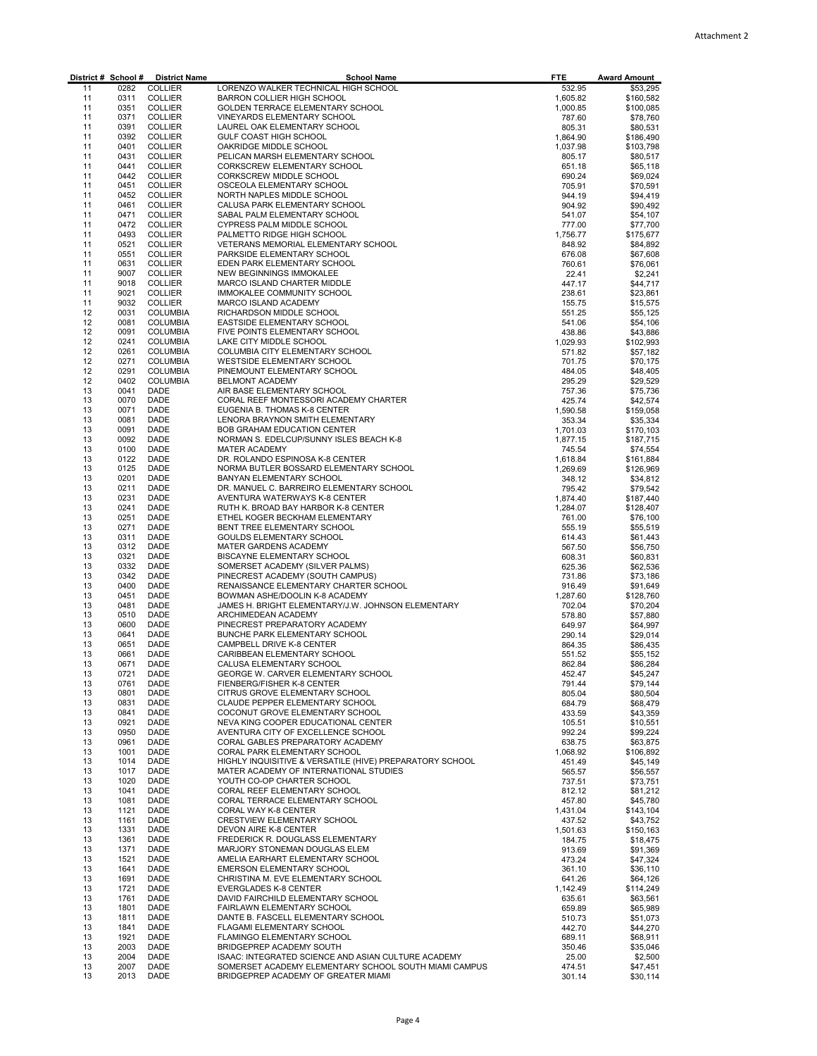| District # | School # | District Name | School Name | FTE | Award Amount |
|---|---|---|---|---|---|
| 11 | 0282 | COLLIER | LORENZO WALKER TECHNICAL HIGH SCHOOL | 532.95 | $53,295 |
| 11 | 0311 | COLLIER | BARRON COLLIER HIGH SCHOOL | 1,605.82 | $160,582 |
| 11 | 0351 | COLLIER | GOLDEN TERRACE ELEMENTARY SCHOOL | 1,000.85 | $100,085 |
| 11 | 0371 | COLLIER | VINEYARDS ELEMENTARY SCHOOL | 787.60 | $78,760 |
| 11 | 0391 | COLLIER | LAUREL OAK ELEMENTARY SCHOOL | 805.31 | $80,531 |
| 11 | 0392 | COLLIER | GULF COAST HIGH SCHOOL | 1,864.90 | $186,490 |
| 11 | 0401 | COLLIER | OAKRIDGE MIDDLE SCHOOL | 1,037.98 | $103,798 |
| 11 | 0431 | COLLIER | PELICAN MARSH ELEMENTARY SCHOOL | 805.17 | $80,517 |
| 11 | 0441 | COLLIER | CORKSCREW ELEMENTARY SCHOOL | 651.18 | $65,118 |
| 11 | 0442 | COLLIER | CORKSCREW MIDDLE SCHOOL | 690.24 | $69,024 |
| 11 | 0451 | COLLIER | OSCEOLA ELEMENTARY SCHOOL | 705.91 | $70,591 |
| 11 | 0452 | COLLIER | NORTH NAPLES MIDDLE SCHOOL | 944.19 | $94,419 |
| 11 | 0461 | COLLIER | CALUSA PARK ELEMENTARY SCHOOL | 904.92 | $90,492 |
| 11 | 0471 | COLLIER | SABAL PALM ELEMENTARY SCHOOL | 541.07 | $54,107 |
| 11 | 0472 | COLLIER | CYPRESS PALM MIDDLE SCHOOL | 777.00 | $77,700 |
| 11 | 0493 | COLLIER | PALMETTO RIDGE HIGH SCHOOL | 1,756.77 | $175,677 |
| 11 | 0521 | COLLIER | VETERANS MEMORIAL ELEMENTARY SCHOOL | 848.92 | $84,892 |
| 11 | 0551 | COLLIER | PARKSIDE ELEMENTARY SCHOOL | 676.08 | $67,608 |
| 11 | 0631 | COLLIER | EDEN PARK ELEMENTARY SCHOOL | 760.61 | $76,061 |
| 11 | 9007 | COLLIER | NEW BEGINNINGS IMMOKALEE | 22.41 | $2,241 |
| 11 | 9018 | COLLIER | MARCO ISLAND CHARTER MIDDLE | 447.17 | $44,717 |
| 11 | 9021 | COLLIER | IMMOKALEE COMMUNITY SCHOOL | 238.61 | $23,861 |
| 11 | 9032 | COLLIER | MARCO ISLAND ACADEMY | 155.75 | $15,575 |
| 12 | 0031 | COLUMBIA | RICHARDSON MIDDLE SCHOOL | 551.25 | $55,125 |
| 12 | 0081 | COLUMBIA | EASTSIDE ELEMENTARY SCHOOL | 541.06 | $54,106 |
| 12 | 0091 | COLUMBIA | FIVE POINTS ELEMENTARY SCHOOL | 438.86 | $43,886 |
| 12 | 0241 | COLUMBIA | LAKE CITY MIDDLE SCHOOL | 1,029.93 | $102,993 |
| 12 | 0261 | COLUMBIA | COLUMBIA CITY ELEMENTARY SCHOOL | 571.82 | $57,182 |
| 12 | 0271 | COLUMBIA | WESTSIDE ELEMENTARY SCHOOL | 701.75 | $70,175 |
| 12 | 0291 | COLUMBIA | PINEMOUNT ELEMENTARY SCHOOL | 484.05 | $48,405 |
| 12 | 0402 | COLUMBIA | BELMONT ACADEMY | 295.29 | $29,529 |
| 13 | 0041 | DADE | AIR BASE ELEMENTARY SCHOOL | 757.36 | $75,736 |
| 13 | 0070 | DADE | CORAL REEF MONTESSORI ACADEMY CHARTER | 425.74 | $42,574 |
| 13 | 0071 | DADE | EUGENIA B. THOMAS K-8 CENTER | 1,590.58 | $159,058 |
| 13 | 0081 | DADE | LENORA BRAYNON SMITH ELEMENTARY | 353.34 | $35,334 |
| 13 | 0091 | DADE | BOB GRAHAM EDUCATION CENTER | 1,701.03 | $170,103 |
| 13 | 0092 | DADE | NORMAN S. EDELCUP/SUNNY ISLES BEACH K-8 | 1,877.15 | $187,715 |
| 13 | 0100 | DADE | MATER ACADEMY | 745.54 | $74,554 |
| 13 | 0122 | DADE | DR. ROLANDO ESPINOSA K-8 CENTER | 1,618.84 | $161,884 |
| 13 | 0125 | DADE | NORMA BUTLER BOSSARD ELEMENTARY SCHOOL | 1,269.69 | $126,969 |
| 13 | 0201 | DADE | BANYAN ELEMENTARY SCHOOL | 348.12 | $34,812 |
| 13 | 0211 | DADE | DR. MANUEL C. BARREIRO ELEMENTARY SCHOOL | 795.42 | $79,542 |
| 13 | 0231 | DADE | AVENTURA WATERWAYS K-8 CENTER | 1,874.40 | $187,440 |
| 13 | 0241 | DADE | RUTH K. BROAD BAY HARBOR K-8 CENTER | 1,284.07 | $128,407 |
| 13 | 0251 | DADE | ETHEL KOGER BECKHAM ELEMENTARY | 761.00 | $76,100 |
| 13 | 0271 | DADE | BENT TREE ELEMENTARY SCHOOL | 555.19 | $55,519 |
| 13 | 0311 | DADE | GOULDS ELEMENTARY SCHOOL | 614.43 | $61,443 |
| 13 | 0312 | DADE | MATER GARDENS ACADEMY | 567.50 | $56,750 |
| 13 | 0321 | DADE | BISCAYNE ELEMENTARY SCHOOL | 608.31 | $60,831 |
| 13 | 0332 | DADE | SOMERSET ACADEMY (SILVER PALMS) | 625.36 | $62,536 |
| 13 | 0342 | DADE | PINECREST ACADEMY (SOUTH CAMPUS) | 731.86 | $73,186 |
| 13 | 0400 | DADE | RENAISSANCE ELEMENTARY CHARTER SCHOOL | 916.49 | $91,649 |
| 13 | 0451 | DADE | BOWMAN ASHE/DOOLIN K-8 ACADEMY | 1,287.60 | $128,760 |
| 13 | 0481 | DADE | JAMES H. BRIGHT ELEMENTARY/J.W. JOHNSON ELEMENTARY | 702.04 | $70,204 |
| 13 | 0510 | DADE | ARCHIMEDEAN ACADEMY | 578.80 | $57,880 |
| 13 | 0600 | DADE | PINECREST PREPARATORY ACADEMY | 649.97 | $64,997 |
| 13 | 0641 | DADE | BUNCHE PARK ELEMENTARY SCHOOL | 290.14 | $29,014 |
| 13 | 0651 | DADE | CAMPBELL DRIVE K-8 CENTER | 864.35 | $86,435 |
| 13 | 0661 | DADE | CARIBBEAN ELEMENTARY SCHOOL | 551.52 | $55,152 |
| 13 | 0671 | DADE | CALUSA ELEMENTARY SCHOOL | 862.84 | $86,284 |
| 13 | 0721 | DADE | GEORGE W. CARVER ELEMENTARY SCHOOL | 452.47 | $45,247 |
| 13 | 0761 | DADE | FIENBERG/FISHER K-8 CENTER | 791.44 | $79,144 |
| 13 | 0801 | DADE | CITRUS GROVE ELEMENTARY SCHOOL | 805.04 | $80,504 |
| 13 | 0831 | DADE | CLAUDE PEPPER ELEMENTARY SCHOOL | 684.79 | $68,479 |
| 13 | 0841 | DADE | COCONUT GROVE ELEMENTARY SCHOOL | 433.59 | $43,359 |
| 13 | 0921 | DADE | NEVA KING COOPER EDUCATIONAL CENTER | 105.51 | $10,551 |
| 13 | 0950 | DADE | AVENTURA CITY OF EXCELLENCE SCHOOL | 992.24 | $99,224 |
| 13 | 0961 | DADE | CORAL GABLES PREPARATORY ACADEMY | 638.75 | $63,875 |
| 13 | 1001 | DADE | CORAL PARK ELEMENTARY SCHOOL | 1,068.92 | $106,892 |
| 13 | 1014 | DADE | HIGHLY INQUISITIVE & VERSATILE (HIVE) PREPARATORY SCHOOL | 451.49 | $45,149 |
| 13 | 1017 | DADE | MATER ACADEMY OF INTERNATIONAL STUDIES | 565.57 | $56,557 |
| 13 | 1020 | DADE | YOUTH CO-OP CHARTER SCHOOL | 737.51 | $73,751 |
| 13 | 1041 | DADE | CORAL REEF ELEMENTARY SCHOOL | 812.12 | $81,212 |
| 13 | 1081 | DADE | CORAL TERRACE ELEMENTARY SCHOOL | 457.80 | $45,780 |
| 13 | 1121 | DADE | CORAL WAY K-8 CENTER | 1,431.04 | $143,104 |
| 13 | 1161 | DADE | CRESTVIEW ELEMENTARY SCHOOL | 437.52 | $43,752 |
| 13 | 1331 | DADE | DEVON AIRE K-8 CENTER | 1,501.63 | $150,163 |
| 13 | 1361 | DADE | FREDERICK R. DOUGLASS ELEMENTARY | 184.75 | $18,475 |
| 13 | 1371 | DADE | MARJORY STONEMAN DOUGLAS ELEM | 913.69 | $91,369 |
| 13 | 1521 | DADE | AMELIA EARHART ELEMENTARY SCHOOL | 473.24 | $47,324 |
| 13 | 1641 | DADE | EMERSON ELEMENTARY SCHOOL | 361.10 | $36,110 |
| 13 | 1691 | DADE | CHRISTINA M. EVE ELEMENTARY SCHOOL | 641.26 | $64,126 |
| 13 | 1721 | DADE | EVERGLADES K-8 CENTER | 1,142.49 | $114,249 |
| 13 | 1761 | DADE | DAVID FAIRCHILD ELEMENTARY SCHOOL | 635.61 | $63,561 |
| 13 | 1801 | DADE | FAIRLAWN ELEMENTARY SCHOOL | 659.89 | $65,989 |
| 13 | 1811 | DADE | DANTE B. FASCELL ELEMENTARY SCHOOL | 510.73 | $51,073 |
| 13 | 1841 | DADE | FLAGAMI ELEMENTARY SCHOOL | 442.70 | $44,270 |
| 13 | 1921 | DADE | FLAMINGO ELEMENTARY SCHOOL | 689.11 | $68,911 |
| 13 | 2003 | DADE | BRIDGEPREP ACADEMY SOUTH | 350.46 | $35,046 |
| 13 | 2004 | DADE | ISAAC: INTEGRATED SCIENCE AND ASIAN CULTURE ACADEMY | 25.00 | $2,500 |
| 13 | 2007 | DADE | SOMERSET ACADEMY ELEMENTARY SCHOOL SOUTH MIAMI CAMPUS | 474.51 | $47,451 |
| 13 | 2013 | DADE | BRIDGEPREP ACADEMY OF GREATER MIAMI | 301.14 | $30,114 |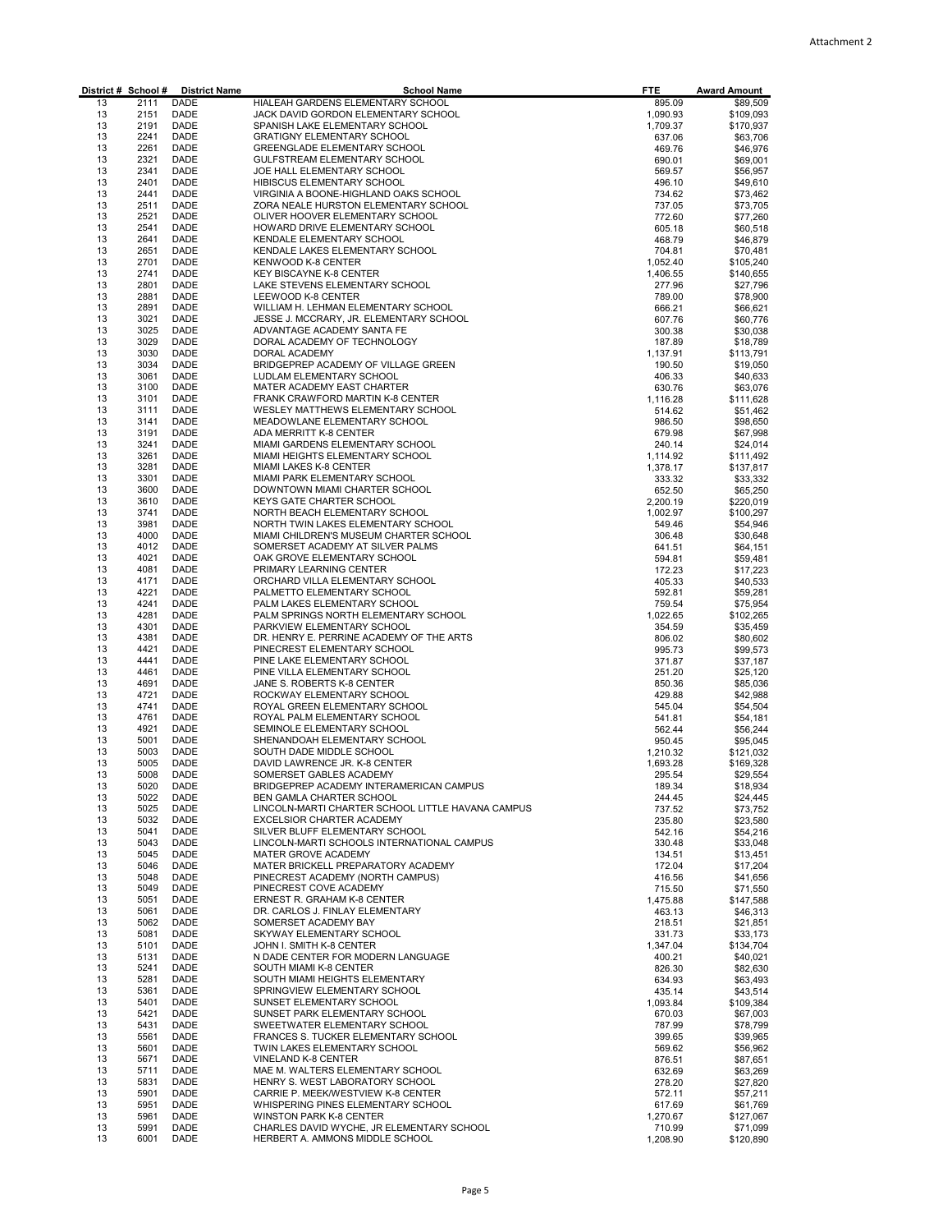| District # | School # | District Name | School Name | FTE | Award Amount |
|---|---|---|---|---|---|
| 13 | 2111 | DADE | HIALEAH GARDENS ELEMENTARY SCHOOL | 895.09 | $89,509 |
| 13 | 2151 | DADE | JACK DAVID GORDON ELEMENTARY SCHOOL | 1,090.93 | $109,093 |
| 13 | 2191 | DADE | SPANISH LAKE ELEMENTARY SCHOOL | 1,709.37 | $170,937 |
| 13 | 2241 | DADE | GRATIGNY ELEMENTARY SCHOOL | 637.06 | $63,706 |
| 13 | 2261 | DADE | GREENGLADE ELEMENTARY SCHOOL | 469.76 | $46,976 |
| 13 | 2321 | DADE | GULFSTREAM ELEMENTARY SCHOOL | 690.01 | $69,001 |
| 13 | 2341 | DADE | JOE HALL ELEMENTARY SCHOOL | 569.57 | $56,957 |
| 13 | 2401 | DADE | HIBISCUS ELEMENTARY SCHOOL | 496.10 | $49,610 |
| 13 | 2441 | DADE | VIRGINIA A BOONE-HIGHLAND OAKS SCHOOL | 734.62 | $73,462 |
| 13 | 2511 | DADE | ZORA NEALE HURSTON ELEMENTARY SCHOOL | 737.05 | $73,705 |
| 13 | 2521 | DADE | OLIVER HOOVER ELEMENTARY SCHOOL | 772.60 | $77,260 |
| 13 | 2541 | DADE | HOWARD DRIVE ELEMENTARY SCHOOL | 605.18 | $60,518 |
| 13 | 2641 | DADE | KENDALE ELEMENTARY SCHOOL | 468.79 | $46,879 |
| 13 | 2651 | DADE | KENDALE LAKES ELEMENTARY SCHOOL | 704.81 | $70,481 |
| 13 | 2701 | DADE | KENWOOD K-8 CENTER | 1,052.40 | $105,240 |
| 13 | 2741 | DADE | KEY BISCAYNE K-8 CENTER | 1,406.55 | $140,655 |
| 13 | 2801 | DADE | LAKE STEVENS ELEMENTARY SCHOOL | 277.96 | $27,796 |
| 13 | 2881 | DADE | LEEWOOD K-8 CENTER | 789.00 | $78,900 |
| 13 | 2891 | DADE | WILLIAM H. LEHMAN ELEMENTARY SCHOOL | 666.21 | $66,621 |
| 13 | 3021 | DADE | JESSE J. MCCRARY, JR. ELEMENTARY SCHOOL | 607.76 | $60,776 |
| 13 | 3025 | DADE | ADVANTAGE ACADEMY SANTA FE | 300.38 | $30,038 |
| 13 | 3029 | DADE | DORAL ACADEMY OF TECHNOLOGY | 187.89 | $18,789 |
| 13 | 3030 | DADE | DORAL ACADEMY | 1,137.91 | $113,791 |
| 13 | 3034 | DADE | BRIDGEPREP ACADEMY OF VILLAGE GREEN | 190.50 | $19,050 |
| 13 | 3061 | DADE | LUDLAM ELEMENTARY SCHOOL | 406.33 | $40,633 |
| 13 | 3100 | DADE | MATER ACADEMY EAST CHARTER | 630.76 | $63,076 |
| 13 | 3101 | DADE | FRANK CRAWFORD MARTIN K-8 CENTER | 1,116.28 | $111,628 |
| 13 | 3111 | DADE | WESLEY MATTHEWS ELEMENTARY SCHOOL | 514.62 | $51,462 |
| 13 | 3141 | DADE | MEADOWLANE ELEMENTARY SCHOOL | 986.50 | $98,650 |
| 13 | 3191 | DADE | ADA MERRITT K-8 CENTER | 679.98 | $67,998 |
| 13 | 3241 | DADE | MIAMI GARDENS ELEMENTARY SCHOOL | 240.14 | $24,014 |
| 13 | 3261 | DADE | MIAMI HEIGHTS ELEMENTARY SCHOOL | 1,114.92 | $111,492 |
| 13 | 3281 | DADE | MIAMI LAKES K-8 CENTER | 1,378.17 | $137,817 |
| 13 | 3301 | DADE | MIAMI PARK ELEMENTARY SCHOOL | 333.32 | $33,332 |
| 13 | 3600 | DADE | DOWNTOWN MIAMI CHARTER SCHOOL | 652.50 | $65,250 |
| 13 | 3610 | DADE | KEYS GATE CHARTER SCHOOL | 2,200.19 | $220,019 |
| 13 | 3741 | DADE | NORTH BEACH ELEMENTARY SCHOOL | 1,002.97 | $100,297 |
| 13 | 3981 | DADE | NORTH TWIN LAKES ELEMENTARY SCHOOL | 549.46 | $54,946 |
| 13 | 4000 | DADE | MIAMI CHILDREN'S MUSEUM CHARTER SCHOOL | 306.48 | $30,648 |
| 13 | 4012 | DADE | SOMERSET ACADEMY AT SILVER PALMS | 641.51 | $64,151 |
| 13 | 4021 | DADE | OAK GROVE ELEMENTARY SCHOOL | 594.81 | $59,481 |
| 13 | 4081 | DADE | PRIMARY LEARNING CENTER | 172.23 | $17,223 |
| 13 | 4171 | DADE | ORCHARD VILLA ELEMENTARY SCHOOL | 405.33 | $40,533 |
| 13 | 4221 | DADE | PALMETTO ELEMENTARY SCHOOL | 592.81 | $59,281 |
| 13 | 4241 | DADE | PALM LAKES ELEMENTARY SCHOOL | 759.54 | $75,954 |
| 13 | 4281 | DADE | PALM SPRINGS NORTH ELEMENTARY SCHOOL | 1,022.65 | $102,265 |
| 13 | 4301 | DADE | PARKVIEW ELEMENTARY SCHOOL | 354.59 | $35,459 |
| 13 | 4381 | DADE | DR. HENRY E. PERRINE ACADEMY OF THE ARTS | 806.02 | $80,602 |
| 13 | 4421 | DADE | PINECREST ELEMENTARY SCHOOL | 995.73 | $99,573 |
| 13 | 4441 | DADE | PINE LAKE ELEMENTARY SCHOOL | 371.87 | $37,187 |
| 13 | 4461 | DADE | PINE VILLA ELEMENTARY SCHOOL | 251.20 | $25,120 |
| 13 | 4691 | DADE | JANE S. ROBERTS K-8 CENTER | 850.36 | $85,036 |
| 13 | 4721 | DADE | ROCKWAY ELEMENTARY SCHOOL | 429.88 | $42,988 |
| 13 | 4741 | DADE | ROYAL GREEN ELEMENTARY SCHOOL | 545.04 | $54,504 |
| 13 | 4761 | DADE | ROYAL PALM ELEMENTARY SCHOOL | 541.81 | $54,181 |
| 13 | 4921 | DADE | SEMINOLE ELEMENTARY SCHOOL | 562.44 | $56,244 |
| 13 | 5001 | DADE | SHENANDOAH ELEMENTARY SCHOOL | 950.45 | $95,045 |
| 13 | 5003 | DADE | SOUTH DADE MIDDLE SCHOOL | 1,210.32 | $121,032 |
| 13 | 5005 | DADE | DAVID LAWRENCE JR. K-8 CENTER | 1,693.28 | $169,328 |
| 13 | 5008 | DADE | SOMERSET GABLES ACADEMY | 295.54 | $29,554 |
| 13 | 5020 | DADE | BRIDGEPREP ACADEMY INTERAMERICAN CAMPUS | 189.34 | $18,934 |
| 13 | 5022 | DADE | BEN GAMLA CHARTER SCHOOL | 244.45 | $24,445 |
| 13 | 5025 | DADE | LINCOLN-MARTI CHARTER SCHOOL LITTLE HAVANA CAMPUS | 737.52 | $73,752 |
| 13 | 5032 | DADE | EXCELSIOR CHARTER ACADEMY | 235.80 | $23,580 |
| 13 | 5041 | DADE | SILVER BLUFF ELEMENTARY SCHOOL | 542.16 | $54,216 |
| 13 | 5043 | DADE | LINCOLN-MARTI SCHOOLS INTERNATIONAL CAMPUS | 330.48 | $33,048 |
| 13 | 5045 | DADE | MATER GROVE ACADEMY | 134.51 | $13,451 |
| 13 | 5046 | DADE | MATER BRICKELL PREPARATORY ACADEMY | 172.04 | $17,204 |
| 13 | 5048 | DADE | PINECREST ACADEMY (NORTH CAMPUS) | 416.56 | $41,656 |
| 13 | 5049 | DADE | PINECREST COVE ACADEMY | 715.50 | $71,550 |
| 13 | 5051 | DADE | ERNEST R. GRAHAM K-8 CENTER | 1,475.88 | $147,588 |
| 13 | 5061 | DADE | DR. CARLOS J. FINLAY ELEMENTARY | 463.13 | $46,313 |
| 13 | 5062 | DADE | SOMERSET ACADEMY BAY | 218.51 | $21,851 |
| 13 | 5081 | DADE | SKYWAY ELEMENTARY SCHOOL | 331.73 | $33,173 |
| 13 | 5101 | DADE | JOHN I. SMITH K-8 CENTER | 1,347.04 | $134,704 |
| 13 | 5131 | DADE | N DADE CENTER FOR MODERN LANGUAGE | 400.21 | $40,021 |
| 13 | 5241 | DADE | SOUTH MIAMI K-8 CENTER | 826.30 | $82,630 |
| 13 | 5281 | DADE | SOUTH MIAMI HEIGHTS ELEMENTARY | 634.93 | $63,493 |
| 13 | 5361 | DADE | SPRINGVIEW ELEMENTARY SCHOOL | 435.14 | $43,514 |
| 13 | 5401 | DADE | SUNSET ELEMENTARY SCHOOL | 1,093.84 | $109,384 |
| 13 | 5421 | DADE | SUNSET PARK ELEMENTARY SCHOOL | 670.03 | $67,003 |
| 13 | 5431 | DADE | SWEETWATER ELEMENTARY SCHOOL | 787.99 | $78,799 |
| 13 | 5561 | DADE | FRANCES S. TUCKER ELEMENTARY SCHOOL | 399.65 | $39,965 |
| 13 | 5601 | DADE | TWIN LAKES ELEMENTARY SCHOOL | 569.62 | $56,962 |
| 13 | 5671 | DADE | VINELAND K-8 CENTER | 876.51 | $87,651 |
| 13 | 5711 | DADE | MAE M. WALTERS ELEMENTARY SCHOOL | 632.69 | $63,269 |
| 13 | 5831 | DADE | HENRY S. WEST LABORATORY SCHOOL | 278.20 | $27,820 |
| 13 | 5901 | DADE | CARRIE P. MEEK/WESTVIEW K-8 CENTER | 572.11 | $57,211 |
| 13 | 5951 | DADE | WHISPERING PINES ELEMENTARY SCHOOL | 617.69 | $61,769 |
| 13 | 5961 | DADE | WINSTON PARK K-8 CENTER | 1,270.67 | $127,067 |
| 13 | 5991 | DADE | CHARLES DAVID WYCHE, JR ELEMENTARY SCHOOL | 710.99 | $71,099 |
| 13 | 6001 | DADE | HERBERT A. AMMONS MIDDLE SCHOOL | 1,208.90 | $120,890 |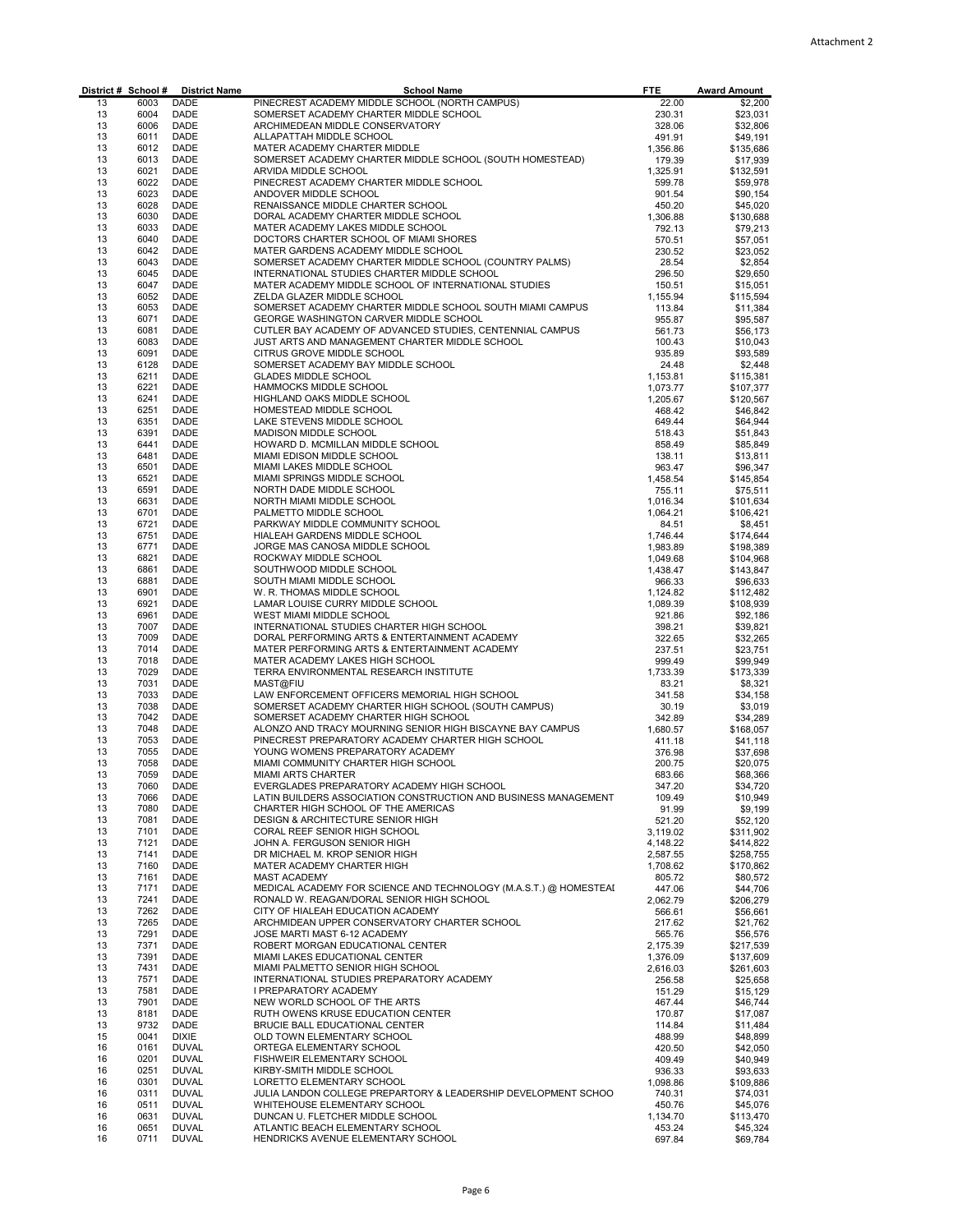Attachment 2

| District # | School # | District Name | School Name | FTE | Award Amount |
|---|---|---|---|---|---|
| 13 | 6003 | DADE | PINECREST ACADEMY MIDDLE SCHOOL (NORTH CAMPUS) | 22.00 | $2,200 |
| 13 | 6004 | DADE | SOMERSET ACADEMY CHARTER MIDDLE SCHOOL | 230.31 | $23,031 |
| 13 | 6006 | DADE | ARCHIMEDEAN MIDDLE CONSERVATORY | 328.06 | $32,806 |
| 13 | 6011 | DADE | ALLAPATTAH MIDDLE SCHOOL | 491.91 | $49,191 |
| 13 | 6012 | DADE | MATER ACADEMY CHARTER MIDDLE | 1,356.86 | $135,686 |
| 13 | 6013 | DADE | SOMERSET ACADEMY CHARTER MIDDLE SCHOOL (SOUTH HOMESTEAD) | 179.39 | $17,939 |
| 13 | 6021 | DADE | ARVIDA MIDDLE SCHOOL | 1,325.91 | $132,591 |
| 13 | 6022 | DADE | PINECREST ACADEMY CHARTER MIDDLE SCHOOL | 599.78 | $59,978 |
| 13 | 6023 | DADE | ANDOVER MIDDLE SCHOOL | 901.54 | $90,154 |
| 13 | 6028 | DADE | RENAISSANCE MIDDLE CHARTER SCHOOL | 450.20 | $45,020 |
| 13 | 6030 | DADE | DORAL ACADEMY CHARTER MIDDLE SCHOOL | 1,306.88 | $130,688 |
| 13 | 6033 | DADE | MATER ACADEMY LAKES MIDDLE SCHOOL | 792.13 | $79,213 |
| 13 | 6040 | DADE | DOCTORS CHARTER SCHOOL OF MIAMI SHORES | 570.51 | $57,051 |
| 13 | 6042 | DADE | MATER GARDENS ACADEMY MIDDLE SCHOOL | 230.52 | $23,052 |
| 13 | 6043 | DADE | SOMERSET ACADEMY CHARTER MIDDLE SCHOOL (COUNTRY PALMS) | 28.54 | $2,854 |
| 13 | 6045 | DADE | INTERNATIONAL STUDIES CHARTER MIDDLE SCHOOL | 296.50 | $29,650 |
| 13 | 6047 | DADE | MATER ACADEMY MIDDLE SCHOOL OF INTERNATIONAL STUDIES | 150.51 | $15,051 |
| 13 | 6052 | DADE | ZELDA GLAZER MIDDLE SCHOOL | 1,155.94 | $115,594 |
| 13 | 6053 | DADE | SOMERSET ACADEMY CHARTER MIDDLE SCHOOL SOUTH MIAMI CAMPUS | 113.84 | $11,384 |
| 13 | 6071 | DADE | GEORGE WASHINGTON CARVER MIDDLE SCHOOL | 955.87 | $95,587 |
| 13 | 6081 | DADE | CUTLER BAY ACADEMY OF ADVANCED STUDIES, CENTENNIAL CAMPUS | 561.73 | $56,173 |
| 13 | 6083 | DADE | JUST ARTS AND MANAGEMENT CHARTER MIDDLE SCHOOL | 100.43 | $10,043 |
| 13 | 6091 | DADE | CITRUS GROVE MIDDLE SCHOOL | 935.89 | $93,589 |
| 13 | 6128 | DADE | SOMERSET ACADEMY BAY MIDDLE SCHOOL | 24.48 | $2,448 |
| 13 | 6211 | DADE | GLADES MIDDLE SCHOOL | 1,153.81 | $115,381 |
| 13 | 6221 | DADE | HAMMOCKS MIDDLE SCHOOL | 1,073.77 | $107,377 |
| 13 | 6241 | DADE | HIGHLAND OAKS MIDDLE SCHOOL | 1,205.67 | $120,567 |
| 13 | 6251 | DADE | HOMESTEAD MIDDLE SCHOOL | 468.42 | $46,842 |
| 13 | 6351 | DADE | LAKE STEVENS MIDDLE SCHOOL | 649.44 | $64,944 |
| 13 | 6391 | DADE | MADISON MIDDLE SCHOOL | 518.43 | $51,843 |
| 13 | 6441 | DADE | HOWARD D. MCMILLAN MIDDLE SCHOOL | 858.49 | $85,849 |
| 13 | 6481 | DADE | MIAMI EDISON MIDDLE SCHOOL | 138.11 | $13,811 |
| 13 | 6501 | DADE | MIAMI LAKES MIDDLE SCHOOL | 963.47 | $96,347 |
| 13 | 6521 | DADE | MIAMI SPRINGS MIDDLE SCHOOL | 1,458.54 | $145,854 |
| 13 | 6591 | DADE | NORTH DADE MIDDLE SCHOOL | 755.11 | $75,511 |
| 13 | 6631 | DADE | NORTH MIAMI MIDDLE SCHOOL | 1,016.34 | $101,634 |
| 13 | 6701 | DADE | PALMETTO MIDDLE SCHOOL | 1,064.21 | $106,421 |
| 13 | 6721 | DADE | PARKWAY MIDDLE COMMUNITY SCHOOL | 84.51 | $8,451 |
| 13 | 6751 | DADE | HIALEAH GARDENS MIDDLE SCHOOL | 1,746.44 | $174,644 |
| 13 | 6771 | DADE | JORGE MAS CANOSA MIDDLE SCHOOL | 1,983.89 | $198,389 |
| 13 | 6821 | DADE | ROCKWAY MIDDLE SCHOOL | 1,049.68 | $104,968 |
| 13 | 6861 | DADE | SOUTHWOOD MIDDLE SCHOOL | 1,438.47 | $143,847 |
| 13 | 6881 | DADE | SOUTH MIAMI MIDDLE SCHOOL | 966.33 | $96,633 |
| 13 | 6901 | DADE | W. R. THOMAS MIDDLE SCHOOL | 1,124.82 | $112,482 |
| 13 | 6921 | DADE | LAMAR LOUISE CURRY MIDDLE SCHOOL | 1,089.39 | $108,939 |
| 13 | 6961 | DADE | WEST MIAMI MIDDLE SCHOOL | 921.86 | $92,186 |
| 13 | 7007 | DADE | INTERNATIONAL STUDIES CHARTER HIGH SCHOOL | 398.21 | $39,821 |
| 13 | 7009 | DADE | DORAL PERFORMING ARTS & ENTERTAINMENT ACADEMY | 322.65 | $32,265 |
| 13 | 7014 | DADE | MATER PERFORMING ARTS & ENTERTAINMENT ACADEMY | 237.51 | $23,751 |
| 13 | 7018 | DADE | MATER ACADEMY LAKES HIGH SCHOOL | 999.49 | $99,949 |
| 13 | 7029 | DADE | TERRA ENVIRONMENTAL RESEARCH INSTITUTE | 1,733.39 | $173,339 |
| 13 | 7031 | DADE | MAST@FIU | 83.21 | $8,321 |
| 13 | 7033 | DADE | LAW ENFORCEMENT OFFICERS MEMORIAL HIGH SCHOOL | 341.58 | $34,158 |
| 13 | 7038 | DADE | SOMERSET ACADEMY CHARTER HIGH SCHOOL (SOUTH CAMPUS) | 30.19 | $3,019 |
| 13 | 7042 | DADE | SOMERSET ACADEMY CHARTER HIGH SCHOOL | 342.89 | $34,289 |
| 13 | 7048 | DADE | ALONZO AND TRACY MOURNING SENIOR HIGH BISCAYNE BAY CAMPUS | 1,680.57 | $168,057 |
| 13 | 7053 | DADE | PINECREST PREPARATORY ACADEMY CHARTER HIGH SCHOOL | 411.18 | $41,118 |
| 13 | 7055 | DADE | YOUNG WOMENS PREPARATORY ACADEMY | 376.98 | $37,698 |
| 13 | 7058 | DADE | MIAMI COMMUNITY CHARTER HIGH SCHOOL | 200.75 | $20,075 |
| 13 | 7059 | DADE | MIAMI ARTS CHARTER | 683.66 | $68,366 |
| 13 | 7060 | DADE | EVERGLADES PREPARATORY ACADEMY HIGH SCHOOL | 347.20 | $34,720 |
| 13 | 7066 | DADE | LATIN BUILDERS ASSOCIATION CONSTRUCTION AND BUSINESS MANAGEMENT | 109.49 | $10,949 |
| 13 | 7080 | DADE | CHARTER HIGH SCHOOL OF THE AMERICAS | 91.99 | $9,199 |
| 13 | 7081 | DADE | DESIGN & ARCHITECTURE SENIOR HIGH | 521.20 | $52,120 |
| 13 | 7101 | DADE | CORAL REEF SENIOR HIGH SCHOOL | 3,119.02 | $311,902 |
| 13 | 7121 | DADE | JOHN A. FERGUSON SENIOR HIGH | 4,148.22 | $414,822 |
| 13 | 7141 | DADE | DR MICHAEL M. KROP SENIOR HIGH | 2,587.55 | $258,755 |
| 13 | 7160 | DADE | MATER ACADEMY CHARTER HIGH | 1,708.62 | $170,862 |
| 13 | 7161 | DADE | MAST ACADEMY | 805.72 | $80,572 |
| 13 | 7171 | DADE | MEDICAL ACADEMY FOR SCIENCE AND TECHNOLOGY (M.A.S.T.) @ HOMESTEAI | 447.06 | $44,706 |
| 13 | 7241 | DADE | RONALD W. REAGAN/DORAL SENIOR HIGH SCHOOL | 2,062.79 | $206,279 |
| 13 | 7262 | DADE | CITY OF HIALEAH EDUCATION ACADEMY | 566.61 | $56,661 |
| 13 | 7265 | DADE | ARCHIMEDEAN UPPER CONSERVATORY CHARTER SCHOOL | 217.62 | $21,762 |
| 13 | 7291 | DADE | JOSE MARTI MAST 6-12 ACADEMY | 565.76 | $56,576 |
| 13 | 7371 | DADE | ROBERT MORGAN EDUCATIONAL CENTER | 2,175.39 | $217,539 |
| 13 | 7391 | DADE | MIAMI LAKES EDUCATIONAL CENTER | 1,376.09 | $137,609 |
| 13 | 7431 | DADE | MIAMI PALMETTO SENIOR HIGH SCHOOL | 2,616.03 | $261,603 |
| 13 | 7571 | DADE | INTERNATIONAL STUDIES PREPARATORY ACADEMY | 256.58 | $25,658 |
| 13 | 7581 | DADE | I PREPARATORY ACADEMY | 151.29 | $15,129 |
| 13 | 7901 | DADE | NEW WORLD SCHOOL OF THE ARTS | 467.44 | $46,744 |
| 13 | 8181 | DADE | RUTH OWENS KRUSE EDUCATION CENTER | 170.87 | $17,087 |
| 13 | 9732 | DADE | BRUCIE BALL EDUCATIONAL CENTER | 114.84 | $11,484 |
| 15 | 0041 | DIXIE | OLD TOWN ELEMENTARY SCHOOL | 488.99 | $48,899 |
| 16 | 0161 | DUVAL | ORTEGA ELEMENTARY SCHOOL | 420.50 | $42,050 |
| 16 | 0201 | DUVAL | FISHWEIR ELEMENTARY SCHOOL | 409.49 | $40,949 |
| 16 | 0251 | DUVAL | KIRBY-SMITH MIDDLE SCHOOL | 936.33 | $93,633 |
| 16 | 0301 | DUVAL | LORETTO ELEMENTARY SCHOOL | 1,098.86 | $109,886 |
| 16 | 0311 | DUVAL | JULIA LANDON COLLEGE PREPARTORY & LEADERSHIP DEVELOPMENT SCHOO | 740.31 | $74,031 |
| 16 | 0511 | DUVAL | WHITEHOUSE ELEMENTARY SCHOOL | 450.76 | $45,076 |
| 16 | 0631 | DUVAL | DUNCAN U. FLETCHER MIDDLE SCHOOL | 1,134.70 | $113,470 |
| 16 | 0651 | DUVAL | ATLANTIC BEACH ELEMENTARY SCHOOL | 453.24 | $45,324 |
| 16 | 0711 | DUVAL | HENDRICKS AVENUE ELEMENTARY SCHOOL | 697.84 | $69,784 |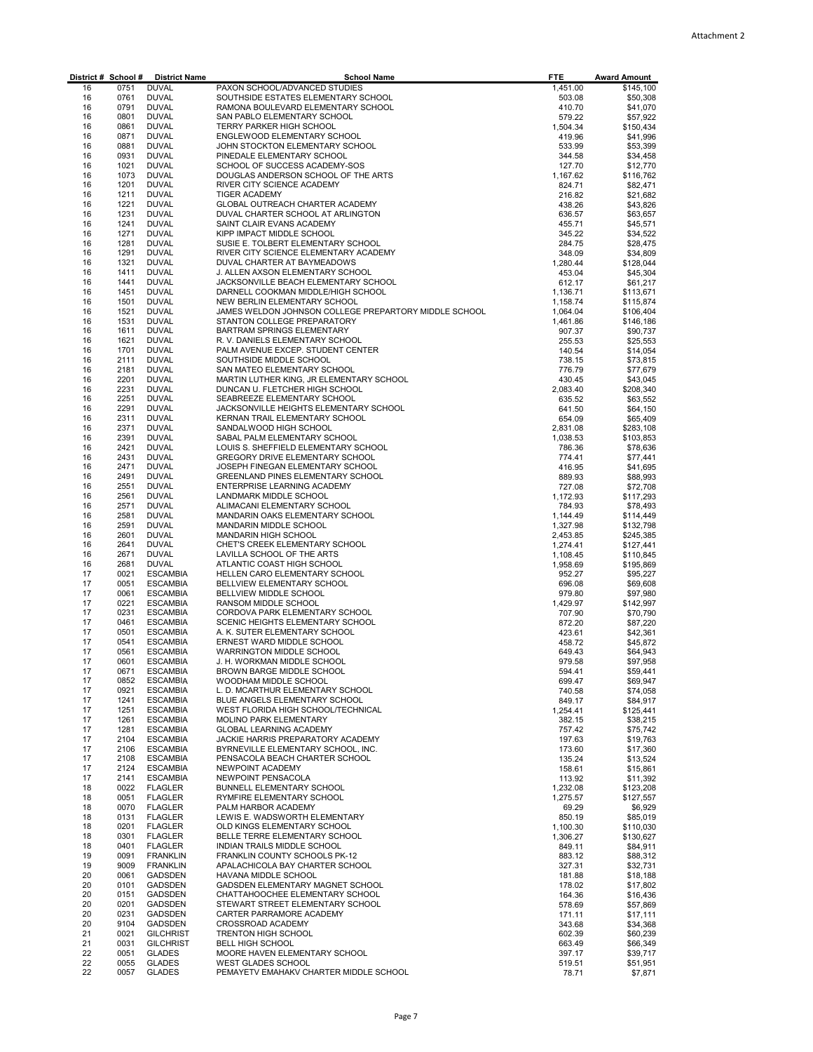| District # | School # | District Name | School Name | FTE | Award Amount |
|---|---|---|---|---|---|
| 16 | 0751 | DUVAL | PAXON SCHOOL/ADVANCED STUDIES | 1,451.00 | $145,100 |
| 16 | 0761 | DUVAL | SOUTHSIDE ESTATES ELEMENTARY SCHOOL | 503.08 | $50,308 |
| 16 | 0791 | DUVAL | RAMONA BOULEVARD ELEMENTARY SCHOOL | 410.70 | $41,070 |
| 16 | 0801 | DUVAL | SAN PABLO ELEMENTARY SCHOOL | 579.22 | $57,922 |
| 16 | 0861 | DUVAL | TERRY PARKER HIGH SCHOOL | 1,504.34 | $150,434 |
| 16 | 0871 | DUVAL | ENGLEWOOD ELEMENTARY SCHOOL | 419.96 | $41,996 |
| 16 | 0881 | DUVAL | JOHN STOCKTON ELEMENTARY SCHOOL | 533.99 | $53,399 |
| 16 | 0931 | DUVAL | PINEDALE ELEMENTARY SCHOOL | 344.58 | $34,458 |
| 16 | 1021 | DUVAL | SCHOOL OF SUCCESS ACADEMY-SOS | 127.70 | $12,770 |
| 16 | 1073 | DUVAL | DOUGLAS ANDERSON SCHOOL OF THE ARTS | 1,167.62 | $116,762 |
| 16 | 1201 | DUVAL | RIVER CITY SCIENCE ACADEMY | 824.71 | $82,471 |
| 16 | 1211 | DUVAL | TIGER ACADEMY | 216.82 | $21,682 |
| 16 | 1221 | DUVAL | GLOBAL OUTREACH CHARTER ACADEMY | 438.26 | $43,826 |
| 16 | 1231 | DUVAL | DUVAL CHARTER SCHOOL AT ARLINGTON | 636.57 | $63,657 |
| 16 | 1241 | DUVAL | SAINT CLAIR EVANS ACADEMY | 455.71 | $45,571 |
| 16 | 1271 | DUVAL | KIPP IMPACT MIDDLE SCHOOL | 345.22 | $34,522 |
| 16 | 1281 | DUVAL | SUSIE E. TOLBERT ELEMENTARY SCHOOL | 284.75 | $28,475 |
| 16 | 1291 | DUVAL | RIVER CITY SCIENCE ELEMENTARY ACADEMY | 348.09 | $34,809 |
| 16 | 1321 | DUVAL | DUVAL CHARTER AT BAYMEADOWS | 1,280.44 | $128,044 |
| 16 | 1411 | DUVAL | J. ALLEN AXSON ELEMENTARY SCHOOL | 453.04 | $45,304 |
| 16 | 1441 | DUVAL | JACKSONVILLE BEACH ELEMENTARY SCHOOL | 612.17 | $61,217 |
| 16 | 1451 | DUVAL | DARNELL COOKMAN MIDDLE/HIGH SCHOOL | 1,136.71 | $113,671 |
| 16 | 1501 | DUVAL | NEW BERLIN ELEMENTARY SCHOOL | 1,158.74 | $115,874 |
| 16 | 1521 | DUVAL | JAMES WELDON JOHNSON COLLEGE PREPARTORY MIDDLE SCHOOL | 1,064.04 | $106,404 |
| 16 | 1531 | DUVAL | STANTON COLLEGE PREPARATORY | 1,461.86 | $146,186 |
| 16 | 1611 | DUVAL | BARTRAM SPRINGS ELEMENTARY | 907.37 | $90,737 |
| 16 | 1621 | DUVAL | R. V. DANIELS ELEMENTARY SCHOOL | 255.53 | $25,553 |
| 16 | 1701 | DUVAL | PALM AVENUE EXCEP. STUDENT CENTER | 140.54 | $14,054 |
| 16 | 2111 | DUVAL | SOUTHSIDE MIDDLE SCHOOL | 738.15 | $73,815 |
| 16 | 2181 | DUVAL | SAN MATEO ELEMENTARY SCHOOL | 776.79 | $77,679 |
| 16 | 2201 | DUVAL | MARTIN LUTHER KING, JR ELEMENTARY SCHOOL | 430.45 | $43,045 |
| 16 | 2231 | DUVAL | DUNCAN U. FLETCHER HIGH SCHOOL | 2,083.40 | $208,340 |
| 16 | 2251 | DUVAL | SEABREEZE ELEMENTARY SCHOOL | 635.52 | $63,552 |
| 16 | 2291 | DUVAL | JACKSONVILLE HEIGHTS ELEMENTARY SCHOOL | 641.50 | $64,150 |
| 16 | 2311 | DUVAL | KERNAN TRAIL ELEMENTARY SCHOOL | 654.09 | $65,409 |
| 16 | 2371 | DUVAL | SANDALWOOD HIGH SCHOOL | 2,831.08 | $283,108 |
| 16 | 2391 | DUVAL | SABAL PALM ELEMENTARY SCHOOL | 1,038.53 | $103,853 |
| 16 | 2421 | DUVAL | LOUIS S. SHEFFIELD ELEMENTARY SCHOOL | 786.36 | $78,636 |
| 16 | 2431 | DUVAL | GREGORY DRIVE ELEMENTARY SCHOOL | 774.41 | $77,441 |
| 16 | 2471 | DUVAL | JOSEPH FINEGAN ELEMENTARY SCHOOL | 416.95 | $41,695 |
| 16 | 2491 | DUVAL | GREENLAND PINES ELEMENTARY SCHOOL | 889.93 | $88,993 |
| 16 | 2551 | DUVAL | ENTERPRISE LEARNING ACADEMY | 727.08 | $72,708 |
| 16 | 2561 | DUVAL | LANDMARK MIDDLE SCHOOL | 1,172.93 | $117,293 |
| 16 | 2571 | DUVAL | ALIMACANI ELEMENTARY SCHOOL | 784.93 | $78,493 |
| 16 | 2581 | DUVAL | MANDARIN OAKS ELEMENTARY SCHOOL | 1,144.49 | $114,449 |
| 16 | 2591 | DUVAL | MANDARIN MIDDLE SCHOOL | 1,327.98 | $132,798 |
| 16 | 2601 | DUVAL | MANDARIN HIGH SCHOOL | 2,453.85 | $245,385 |
| 16 | 2641 | DUVAL | CHET'S CREEK ELEMENTARY SCHOOL | 1,274.41 | $127,441 |
| 16 | 2671 | DUVAL | LAVILLA SCHOOL OF THE ARTS | 1,108.45 | $110,845 |
| 16 | 2681 | DUVAL | ATLANTIC COAST HIGH SCHOOL | 1,958.69 | $195,869 |
| 17 | 0021 | ESCAMBIA | HELLEN CARO ELEMENTARY SCHOOL | 952.27 | $95,227 |
| 17 | 0051 | ESCAMBIA | BELLVIEW ELEMENTARY SCHOOL | 696.08 | $69,608 |
| 17 | 0061 | ESCAMBIA | BELLVIEW MIDDLE SCHOOL | 979.80 | $97,980 |
| 17 | 0221 | ESCAMBIA | RANSOM MIDDLE SCHOOL | 1,429.97 | $142,997 |
| 17 | 0231 | ESCAMBIA | CORDOVA PARK ELEMENTARY SCHOOL | 707.90 | $70,790 |
| 17 | 0461 | ESCAMBIA | SCENIC HEIGHTS ELEMENTARY SCHOOL | 872.20 | $87,220 |
| 17 | 0501 | ESCAMBIA | A. K. SUTER ELEMENTARY SCHOOL | 423.61 | $42,361 |
| 17 | 0541 | ESCAMBIA | ERNEST WARD MIDDLE SCHOOL | 458.72 | $45,872 |
| 17 | 0561 | ESCAMBIA | WARRINGTON MIDDLE SCHOOL | 649.43 | $64,943 |
| 17 | 0601 | ESCAMBIA | J. H. WORKMAN MIDDLE SCHOOL | 979.58 | $97,958 |
| 17 | 0671 | ESCAMBIA | BROWN BARGE MIDDLE SCHOOL | 594.41 | $59,441 |
| 17 | 0852 | ESCAMBIA | WOODHAM MIDDLE SCHOOL | 699.47 | $69,947 |
| 17 | 0921 | ESCAMBIA | L. D. MCARTHUR ELEMENTARY SCHOOL | 740.58 | $74,058 |
| 17 | 1241 | ESCAMBIA | BLUE ANGELS ELEMENTARY SCHOOL | 849.17 | $84,917 |
| 17 | 1251 | ESCAMBIA | WEST FLORIDA HIGH SCHOOL/TECHNICAL | 1,254.41 | $125,441 |
| 17 | 1261 | ESCAMBIA | MOLINO PARK ELEMENTARY | 382.15 | $38,215 |
| 17 | 1281 | ESCAMBIA | GLOBAL LEARNING ACADEMY | 757.42 | $75,742 |
| 17 | 2104 | ESCAMBIA | JACKIE HARRIS PREPARATORY ACADEMY | 197.63 | $19,763 |
| 17 | 2106 | ESCAMBIA | BYRNEVILLE ELEMENTARY SCHOOL, INC. | 173.60 | $17,360 |
| 17 | 2108 | ESCAMBIA | PENSACOLA BEACH CHARTER SCHOOL | 135.24 | $13,524 |
| 17 | 2124 | ESCAMBIA | NEWPOINT ACADEMY | 158.61 | $15,861 |
| 17 | 2141 | ESCAMBIA | NEWPOINT PENSACOLA | 113.92 | $11,392 |
| 18 | 0022 | FLAGLER | BUNNELL ELEMENTARY SCHOOL | 1,232.08 | $123,208 |
| 18 | 0051 | FLAGLER | RYMFIRE ELEMENTARY SCHOOL | 1,275.57 | $127,557 |
| 18 | 0070 | FLAGLER | PALM HARBOR ACADEMY | 69.29 | $6,929 |
| 18 | 0131 | FLAGLER | LEWIS E. WADSWORTH ELEMENTARY | 850.19 | $85,019 |
| 18 | 0201 | FLAGLER | OLD KINGS ELEMENTARY SCHOOL | 1,100.30 | $110,030 |
| 18 | 0301 | FLAGLER | BELLE TERRE ELEMENTARY SCHOOL | 1,306.27 | $130,627 |
| 18 | 0401 | FLAGLER | INDIAN TRAILS MIDDLE SCHOOL | 849.11 | $84,911 |
| 19 | 0091 | FRANKLIN | FRANKLIN COUNTY SCHOOLS PK-12 | 883.12 | $88,312 |
| 19 | 9009 | FRANKLIN | APALACHICOLA BAY CHARTER SCHOOL | 327.31 | $32,731 |
| 20 | 0061 | GADSDEN | HAVANA MIDDLE SCHOOL | 181.88 | $18,188 |
| 20 | 0101 | GADSDEN | GADSDEN ELEMENTARY MAGNET SCHOOL | 178.02 | $17,802 |
| 20 | 0151 | GADSDEN | CHATTAHOOCHEE ELEMENTARY SCHOOL | 164.36 | $16,436 |
| 20 | 0201 | GADSDEN | STEWART STREET ELEMENTARY SCHOOL | 578.69 | $57,869 |
| 20 | 0231 | GADSDEN | CARTER PARRAMORE ACADEMY | 171.11 | $17,111 |
| 20 | 9104 | GADSDEN | CROSSROAD ACADEMY | 343.68 | $34,368 |
| 21 | 0021 | GILCHRIST | TRENTON HIGH SCHOOL | 602.39 | $60,239 |
| 21 | 0031 | GILCHRIST | BELL HIGH SCHOOL | 663.49 | $66,349 |
| 22 | 0051 | GLADES | MOORE HAVEN ELEMENTARY SCHOOL | 397.17 | $39,717 |
| 22 | 0055 | GLADES | WEST GLADES SCHOOL | 519.51 | $51,951 |
| 22 | 0057 | GLADES | PEMAYETV EMAHAKV CHARTER MIDDLE SCHOOL | 78.71 | $7,871 |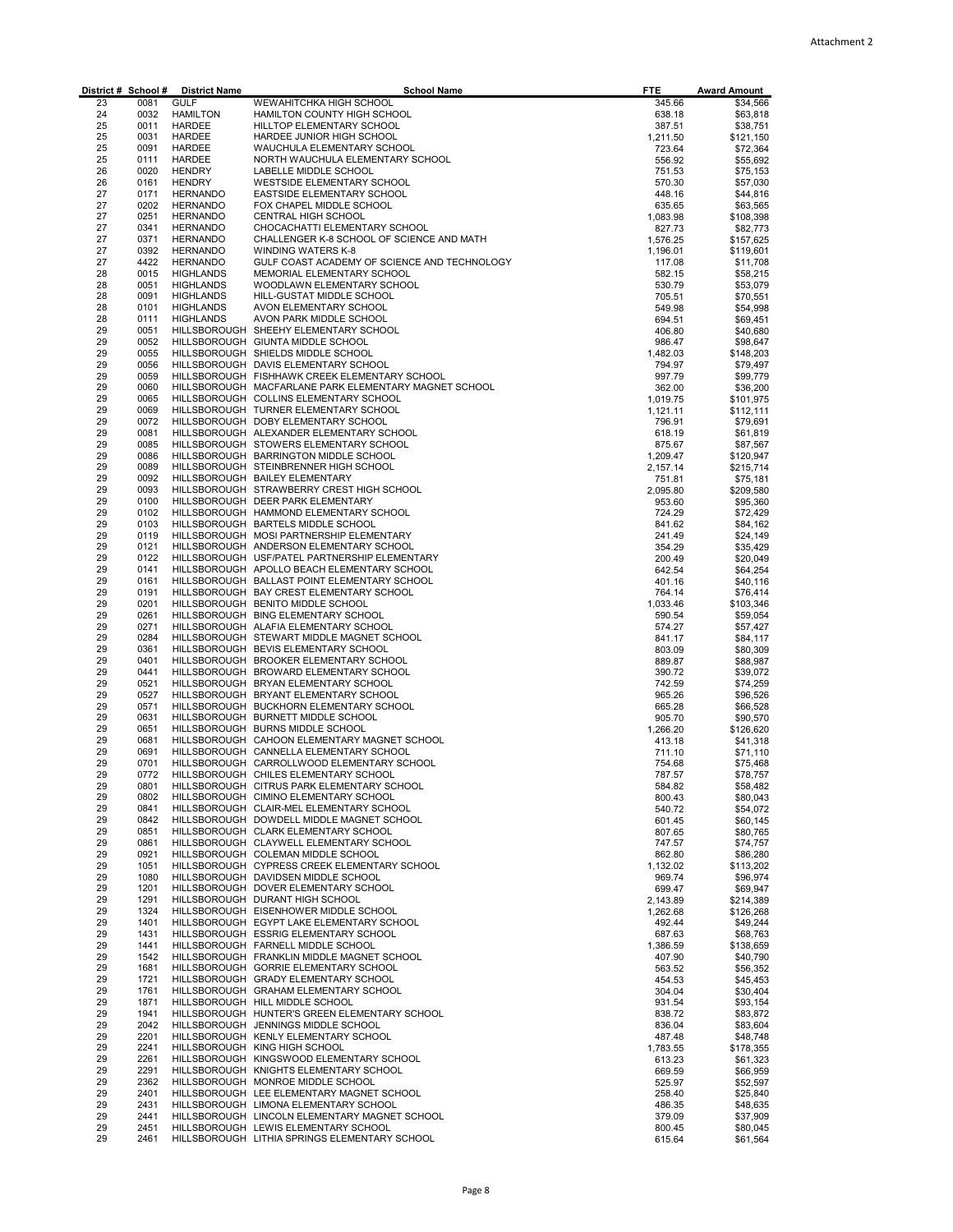| District # | School # | District Name | School Name | FTE | Award Amount |
|---|---|---|---|---|---|
| 23 | 0081 | GULF | WEWAHITCHKA HIGH SCHOOL | 345.66 | $34,566 |
| 24 | 0032 | HAMILTON | HAMILTON COUNTY HIGH SCHOOL | 638.18 | $63,818 |
| 25 | 0011 | HARDEE | HILLTOP ELEMENTARY SCHOOL | 387.51 | $38,751 |
| 25 | 0031 | HARDEE | HARDEE JUNIOR HIGH SCHOOL | 1,211.50 | $121,150 |
| 25 | 0091 | HARDEE | WAUCHULA ELEMENTARY SCHOOL | 723.64 | $72,364 |
| 25 | 0111 | HARDEE | NORTH WAUCHULA ELEMENTARY SCHOOL | 556.92 | $55,692 |
| 26 | 0020 | HENDRY | LABELLE MIDDLE SCHOOL | 751.53 | $75,153 |
| 26 | 0161 | HENDRY | WESTSIDE ELEMENTARY SCHOOL | 570.30 | $57,030 |
| 27 | 0171 | HERNANDO | EASTSIDE ELEMENTARY SCHOOL | 448.16 | $44,816 |
| 27 | 0202 | HERNANDO | FOX CHAPEL MIDDLE SCHOOL | 635.65 | $63,565 |
| 27 | 0251 | HERNANDO | CENTRAL HIGH SCHOOL | 1,083.98 | $108,398 |
| 27 | 0341 | HERNANDO | CHOCACHATTI ELEMENTARY SCHOOL | 827.73 | $82,773 |
| 27 | 0371 | HERNANDO | CHALLENGER K-8 SCHOOL OF SCIENCE AND MATH | 1,576.25 | $157,625 |
| 27 | 0392 | HERNANDO | WINDING WATERS K-8 | 1,196.01 | $119,601 |
| 27 | 4422 | HERNANDO | GULF COAST ACADEMY OF SCIENCE AND TECHNOLOGY | 117.08 | $11,708 |
| 28 | 0015 | HIGHLANDS | MEMORIAL ELEMENTARY SCHOOL | 582.15 | $58,215 |
| 28 | 0051 | HIGHLANDS | WOODLAWN ELEMENTARY SCHOOL | 530.79 | $53,079 |
| 28 | 0091 | HIGHLANDS | HILL-GUSTAT MIDDLE SCHOOL | 705.51 | $70,551 |
| 28 | 0101 | HIGHLANDS | AVON ELEMENTARY SCHOOL | 549.98 | $54,998 |
| 28 | 0111 | HIGHLANDS | AVON PARK MIDDLE SCHOOL | 694.51 | $69,451 |
| 29 | 0051 | HILLSBOROUGH | SHEEHY ELEMENTARY SCHOOL | 406.80 | $40,680 |
| 29 | 0052 | HILLSBOROUGH | GIUNTA MIDDLE SCHOOL | 986.47 | $98,647 |
| 29 | 0055 | HILLSBOROUGH | SHIELDS MIDDLE SCHOOL | 1,482.03 | $148,203 |
| 29 | 0056 | HILLSBOROUGH | DAVIS ELEMENTARY SCHOOL | 794.97 | $79,497 |
| 29 | 0059 | HILLSBOROUGH | FISHHAWK CREEK ELEMENTARY SCHOOL | 997.79 | $99,779 |
| 29 | 0060 | HILLSBOROUGH | MACFARLANE PARK ELEMENTARY MAGNET SCHOOL | 362.00 | $36,200 |
| 29 | 0065 | HILLSBOROUGH | COLLINS ELEMENTARY SCHOOL | 1,019.75 | $101,975 |
| 29 | 0069 | HILLSBOROUGH | TURNER ELEMENTARY SCHOOL | 1,121.11 | $112,111 |
| 29 | 0072 | HILLSBOROUGH | DOBY ELEMENTARY SCHOOL | 796.91 | $79,691 |
| 29 | 0081 | HILLSBOROUGH | ALEXANDER ELEMENTARY SCHOOL | 618.19 | $61,819 |
| 29 | 0085 | HILLSBOROUGH | STOWERS ELEMENTARY SCHOOL | 875.67 | $87,567 |
| 29 | 0086 | HILLSBOROUGH | BARRINGTON MIDDLE SCHOOL | 1,209.47 | $120,947 |
| 29 | 0089 | HILLSBOROUGH | STEINBRENNER HIGH SCHOOL | 2,157.14 | $215,714 |
| 29 | 0092 | HILLSBOROUGH | BAILEY ELEMENTARY | 751.81 | $75,181 |
| 29 | 0093 | HILLSBOROUGH | STRAWBERRY CREST HIGH SCHOOL | 2,095.80 | $209,580 |
| 29 | 0100 | HILLSBOROUGH | DEER PARK ELEMENTARY | 953.60 | $95,360 |
| 29 | 0102 | HILLSBOROUGH | HAMMOND ELEMENTARY SCHOOL | 724.29 | $72,429 |
| 29 | 0103 | HILLSBOROUGH | BARTELS MIDDLE SCHOOL | 841.62 | $84,162 |
| 29 | 0119 | HILLSBOROUGH | MOSI PARTNERSHIP ELEMENTARY | 241.49 | $24,149 |
| 29 | 0121 | HILLSBOROUGH | ANDERSON ELEMENTARY SCHOOL | 354.29 | $35,429 |
| 29 | 0122 | HILLSBOROUGH | USF/PATEL PARTNERSHIP ELEMENTARY | 200.49 | $20,049 |
| 29 | 0141 | HILLSBOROUGH | APOLLO BEACH ELEMENTARY SCHOOL | 642.54 | $64,254 |
| 29 | 0161 | HILLSBOROUGH | BALLAST POINT ELEMENTARY SCHOOL | 401.16 | $40,116 |
| 29 | 0191 | HILLSBOROUGH | BAY CREST ELEMENTARY SCHOOL | 764.14 | $76,414 |
| 29 | 0201 | HILLSBOROUGH | BENITO MIDDLE SCHOOL | 1,033.46 | $103,346 |
| 29 | 0261 | HILLSBOROUGH | BING ELEMENTARY SCHOOL | 590.54 | $59,054 |
| 29 | 0271 | HILLSBOROUGH | ALAFIA ELEMENTARY SCHOOL | 574.27 | $57,427 |
| 29 | 0284 | HILLSBOROUGH | STEWART MIDDLE MAGNET SCHOOL | 841.17 | $84,117 |
| 29 | 0361 | HILLSBOROUGH | BEVIS ELEMENTARY SCHOOL | 803.09 | $80,309 |
| 29 | 0401 | HILLSBOROUGH | BROOKER ELEMENTARY SCHOOL | 889.87 | $88,987 |
| 29 | 0441 | HILLSBOROUGH | BROWARD ELEMENTARY SCHOOL | 390.72 | $39,072 |
| 29 | 0521 | HILLSBOROUGH | BRYAN ELEMENTARY SCHOOL | 742.59 | $74,259 |
| 29 | 0527 | HILLSBOROUGH | BRYANT ELEMENTARY SCHOOL | 965.26 | $96,526 |
| 29 | 0571 | HILLSBOROUGH | BUCKHORN ELEMENTARY SCHOOL | 665.28 | $66,528 |
| 29 | 0631 | HILLSBOROUGH | BURNETT MIDDLE SCHOOL | 905.70 | $90,570 |
| 29 | 0651 | HILLSBOROUGH | BURNS MIDDLE SCHOOL | 1,266.20 | $126,620 |
| 29 | 0681 | HILLSBOROUGH | CAHOON ELEMENTARY MAGNET SCHOOL | 413.18 | $41,318 |
| 29 | 0691 | HILLSBOROUGH | CANNELLA ELEMENTARY SCHOOL | 711.10 | $71,110 |
| 29 | 0701 | HILLSBOROUGH | CARROLLWOOD ELEMENTARY SCHOOL | 754.68 | $75,468 |
| 29 | 0772 | HILLSBOROUGH | CHILES ELEMENTARY SCHOOL | 787.57 | $78,757 |
| 29 | 0801 | HILLSBOROUGH | CITRUS PARK ELEMENTARY SCHOOL | 584.82 | $58,482 |
| 29 | 0802 | HILLSBOROUGH | CIMINO ELEMENTARY SCHOOL | 800.43 | $80,043 |
| 29 | 0841 | HILLSBOROUGH | CLAIR-MEL ELEMENTARY SCHOOL | 540.72 | $54,072 |
| 29 | 0842 | HILLSBOROUGH | DOWDELL MIDDLE MAGNET SCHOOL | 601.45 | $60,145 |
| 29 | 0851 | HILLSBOROUGH | CLARK ELEMENTARY SCHOOL | 807.65 | $80,765 |
| 29 | 0861 | HILLSBOROUGH | CLAYWELL ELEMENTARY SCHOOL | 747.57 | $74,757 |
| 29 | 0921 | HILLSBOROUGH | COLEMAN MIDDLE SCHOOL | 862.80 | $86,280 |
| 29 | 1051 | HILLSBOROUGH | CYPRESS CREEK ELEMENTARY SCHOOL | 1,132.02 | $113,202 |
| 29 | 1080 | HILLSBOROUGH | DAVIDSEN MIDDLE SCHOOL | 969.74 | $96,974 |
| 29 | 1201 | HILLSBOROUGH | DOVER ELEMENTARY SCHOOL | 699.47 | $69,947 |
| 29 | 1291 | HILLSBOROUGH | DURANT HIGH SCHOOL | 2,143.89 | $214,389 |
| 29 | 1324 | HILLSBOROUGH | EISENHOWER MIDDLE SCHOOL | 1,262.68 | $126,268 |
| 29 | 1401 | HILLSBOROUGH | EGYPT LAKE ELEMENTARY SCHOOL | 492.44 | $49,244 |
| 29 | 1431 | HILLSBOROUGH | ESSRIG ELEMENTARY SCHOOL | 687.63 | $68,763 |
| 29 | 1441 | HILLSBOROUGH | FARNELL MIDDLE SCHOOL | 1,386.59 | $138,659 |
| 29 | 1542 | HILLSBOROUGH | FRANKLIN MIDDLE MAGNET SCHOOL | 407.90 | $40,790 |
| 29 | 1681 | HILLSBOROUGH | GORRIE ELEMENTARY SCHOOL | 563.52 | $56,352 |
| 29 | 1721 | HILLSBOROUGH | GRADY ELEMENTARY SCHOOL | 454.53 | $45,453 |
| 29 | 1761 | HILLSBOROUGH | GRAHAM ELEMENTARY SCHOOL | 304.04 | $30,404 |
| 29 | 1871 | HILLSBOROUGH | HILL MIDDLE SCHOOL | 931.54 | $93,154 |
| 29 | 1941 | HILLSBOROUGH | HUNTER'S GREEN ELEMENTARY SCHOOL | 838.72 | $83,872 |
| 29 | 2042 | HILLSBOROUGH | JENNINGS MIDDLE SCHOOL | 836.04 | $83,604 |
| 29 | 2201 | HILLSBOROUGH | KENLY ELEMENTARY SCHOOL | 487.48 | $48,748 |
| 29 | 2241 | HILLSBOROUGH | KING HIGH SCHOOL | 1,783.55 | $178,355 |
| 29 | 2261 | HILLSBOROUGH | KINGSWOOD ELEMENTARY SCHOOL | 613.23 | $61,323 |
| 29 | 2291 | HILLSBOROUGH | KNIGHTS ELEMENTARY SCHOOL | 669.59 | $66,959 |
| 29 | 2362 | HILLSBOROUGH | MONROE MIDDLE SCHOOL | 525.97 | $52,597 |
| 29 | 2401 | HILLSBOROUGH | LEE ELEMENTARY MAGNET SCHOOL | 258.40 | $25,840 |
| 29 | 2431 | HILLSBOROUGH | LIMONA ELEMENTARY SCHOOL | 486.35 | $48,635 |
| 29 | 2441 | HILLSBOROUGH | LINCOLN ELEMENTARY MAGNET SCHOOL | 379.09 | $37,909 |
| 29 | 2451 | HILLSBOROUGH | LEWIS ELEMENTARY SCHOOL | 800.45 | $80,045 |
| 29 | 2461 | HILLSBOROUGH | LITHIA SPRINGS ELEMENTARY SCHOOL | 615.64 | $61,564 |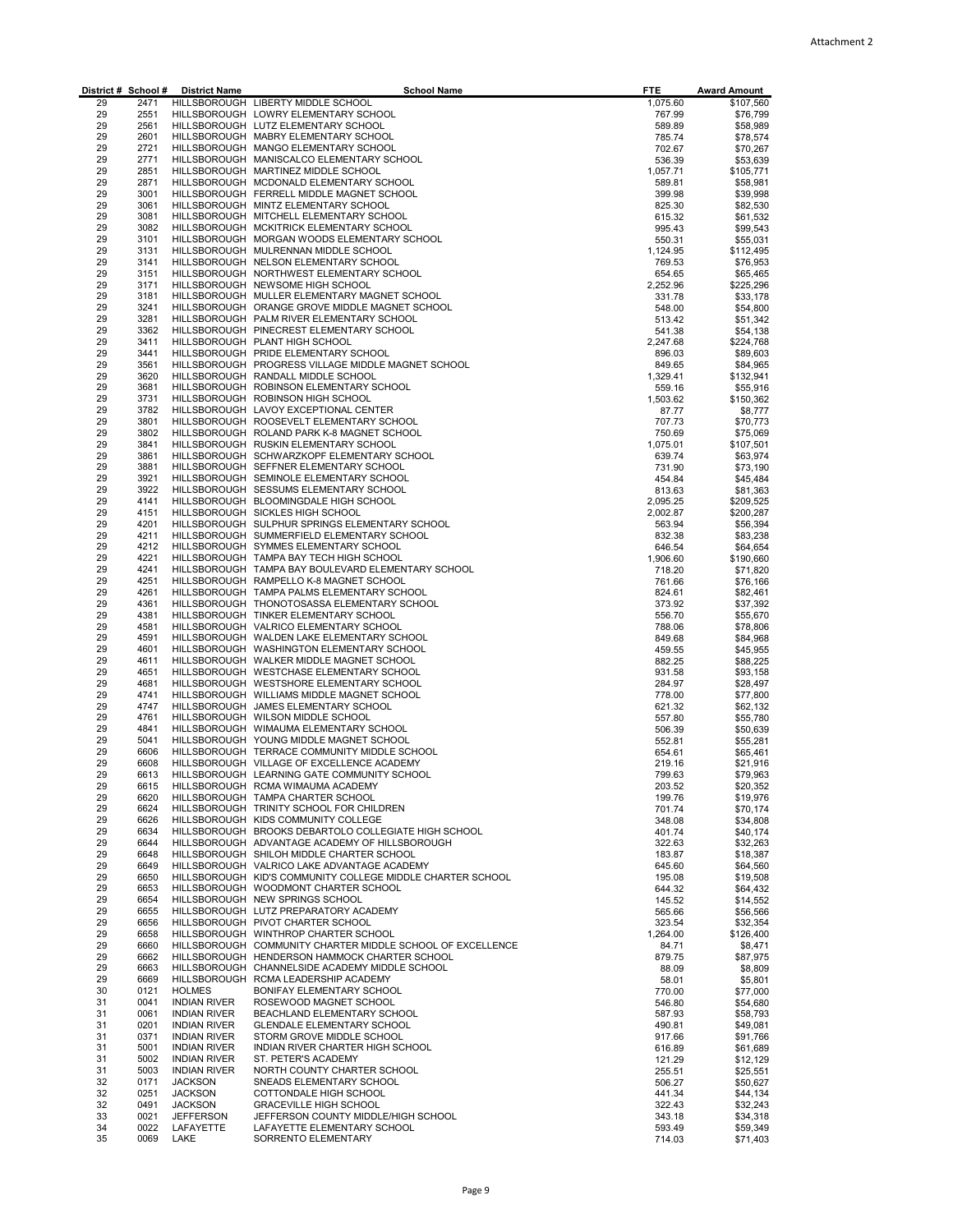| District # | School # | District Name | School Name | FTE | Award Amount |
|---|---|---|---|---|---|
| 29 | 2471 | HILLSBOROUGH | LIBERTY MIDDLE SCHOOL | 1,075.60 | $107,560 |
| 29 | 2551 | HILLSBOROUGH | LOWRY ELEMENTARY SCHOOL | 767.99 | $76,799 |
| 29 | 2561 | HILLSBOROUGH | LUTZ ELEMENTARY SCHOOL | 589.89 | $58,989 |
| 29 | 2601 | HILLSBOROUGH | MABRY ELEMENTARY SCHOOL | 785.74 | $78,574 |
| 29 | 2721 | HILLSBOROUGH | MANGO ELEMENTARY SCHOOL | 702.67 | $70,267 |
| 29 | 2771 | HILLSBOROUGH | MANISCALCO ELEMENTARY SCHOOL | 536.39 | $53,639 |
| 29 | 2851 | HILLSBOROUGH | MARTINEZ MIDDLE SCHOOL | 1,057.71 | $105,771 |
| 29 | 2871 | HILLSBOROUGH | MCDONALD ELEMENTARY SCHOOL | 589.81 | $58,981 |
| 29 | 3001 | HILLSBOROUGH | FERRELL MIDDLE MAGNET SCHOOL | 399.98 | $39,998 |
| 29 | 3061 | HILLSBOROUGH | MINTZ ELEMENTARY SCHOOL | 825.30 | $82,530 |
| 29 | 3081 | HILLSBOROUGH | MITCHELL ELEMENTARY SCHOOL | 615.32 | $61,532 |
| 29 | 3082 | HILLSBOROUGH | MCKITRICK ELEMENTARY SCHOOL | 995.43 | $99,543 |
| 29 | 3101 | HILLSBOROUGH | MORGAN WOODS ELEMENTARY SCHOOL | 550.31 | $55,031 |
| 29 | 3131 | HILLSBOROUGH | MULRENNAN MIDDLE SCHOOL | 1,124.95 | $112,495 |
| 29 | 3141 | HILLSBOROUGH | NELSON ELEMENTARY SCHOOL | 769.53 | $76,953 |
| 29 | 3151 | HILLSBOROUGH | NORTHWEST ELEMENTARY SCHOOL | 654.65 | $65,465 |
| 29 | 3171 | HILLSBOROUGH | NEWSOME HIGH SCHOOL | 2,252.96 | $225,296 |
| 29 | 3181 | HILLSBOROUGH | MULLER ELEMENTARY MAGNET SCHOOL | 331.78 | $33,178 |
| 29 | 3241 | HILLSBOROUGH | ORANGE GROVE MIDDLE MAGNET SCHOOL | 548.00 | $54,800 |
| 29 | 3281 | HILLSBOROUGH | PALM RIVER ELEMENTARY SCHOOL | 513.42 | $51,342 |
| 29 | 3362 | HILLSBOROUGH | PINECREST ELEMENTARY SCHOOL | 541.38 | $54,138 |
| 29 | 3411 | HILLSBOROUGH | PLANT HIGH SCHOOL | 2,247.68 | $224,768 |
| 29 | 3441 | HILLSBOROUGH | PRIDE ELEMENTARY SCHOOL | 896.03 | $89,603 |
| 29 | 3561 | HILLSBOROUGH | PROGRESS VILLAGE MIDDLE MAGNET SCHOOL | 849.65 | $84,965 |
| 29 | 3620 | HILLSBOROUGH | RANDALL MIDDLE SCHOOL | 1,329.41 | $132,941 |
| 29 | 3681 | HILLSBOROUGH | ROBINSON ELEMENTARY SCHOOL | 559.16 | $55,916 |
| 29 | 3731 | HILLSBOROUGH | ROBINSON HIGH SCHOOL | 1,503.62 | $150,362 |
| 29 | 3782 | HILLSBOROUGH | LAVOY EXCEPTIONAL CENTER | 87.77 | $8,777 |
| 29 | 3801 | HILLSBOROUGH | ROOSEVELT ELEMENTARY SCHOOL | 707.73 | $70,773 |
| 29 | 3802 | HILLSBOROUGH | ROLAND PARK K-8 MAGNET SCHOOL | 750.69 | $75,069 |
| 29 | 3841 | HILLSBOROUGH | RUSKIN ELEMENTARY SCHOOL | 1,075.01 | $107,501 |
| 29 | 3861 | HILLSBOROUGH | SCHWARZKOPF ELEMENTARY SCHOOL | 639.74 | $63,974 |
| 29 | 3881 | HILLSBOROUGH | SEFFNER ELEMENTARY SCHOOL | 731.90 | $73,190 |
| 29 | 3921 | HILLSBOROUGH | SEMINOLE ELEMENTARY SCHOOL | 454.84 | $45,484 |
| 29 | 3922 | HILLSBOROUGH | SESSUMS ELEMENTARY SCHOOL | 813.63 | $81,363 |
| 29 | 4141 | HILLSBOROUGH | BLOOMINGDALE HIGH SCHOOL | 2,095.25 | $209,525 |
| 29 | 4151 | HILLSBOROUGH | SICKLES HIGH SCHOOL | 2,002.87 | $200,287 |
| 29 | 4201 | HILLSBOROUGH | SULPHUR SPRINGS ELEMENTARY SCHOOL | 563.94 | $56,394 |
| 29 | 4211 | HILLSBOROUGH | SUMMERFIELD ELEMENTARY SCHOOL | 832.38 | $83,238 |
| 29 | 4212 | HILLSBOROUGH | SYMMES ELEMENTARY SCHOOL | 646.54 | $64,654 |
| 29 | 4221 | HILLSBOROUGH | TAMPA BAY TECH HIGH SCHOOL | 1,906.60 | $190,660 |
| 29 | 4241 | HILLSBOROUGH | TAMPA BAY BOULEVARD ELEMENTARY SCHOOL | 718.20 | $71,820 |
| 29 | 4251 | HILLSBOROUGH | RAMPELLO K-8 MAGNET SCHOOL | 761.66 | $76,166 |
| 29 | 4261 | HILLSBOROUGH | TAMPA PALMS ELEMENTARY SCHOOL | 824.61 | $82,461 |
| 29 | 4361 | HILLSBOROUGH | THONOTOSASSA ELEMENTARY SCHOOL | 373.92 | $37,392 |
| 29 | 4381 | HILLSBOROUGH | TINKER ELEMENTARY SCHOOL | 556.70 | $55,670 |
| 29 | 4581 | HILLSBOROUGH | VALRICO ELEMENTARY SCHOOL | 788.06 | $78,806 |
| 29 | 4591 | HILLSBOROUGH | WALDEN LAKE ELEMENTARY SCHOOL | 849.68 | $84,968 |
| 29 | 4601 | HILLSBOROUGH | WASHINGTON ELEMENTARY SCHOOL | 459.55 | $45,955 |
| 29 | 4611 | HILLSBOROUGH | WALKER MIDDLE MAGNET SCHOOL | 882.25 | $88,225 |
| 29 | 4651 | HILLSBOROUGH | WESTCHASE ELEMENTARY SCHOOL | 931.58 | $93,158 |
| 29 | 4681 | HILLSBOROUGH | WESTSHORE ELEMENTARY SCHOOL | 284.97 | $28,497 |
| 29 | 4741 | HILLSBOROUGH | WILLIAMS MIDDLE MAGNET SCHOOL | 778.00 | $77,800 |
| 29 | 4747 | HILLSBOROUGH | JAMES ELEMENTARY SCHOOL | 621.32 | $62,132 |
| 29 | 4761 | HILLSBOROUGH | WILSON MIDDLE SCHOOL | 557.80 | $55,780 |
| 29 | 4841 | HILLSBOROUGH | WIMAUMA ELEMENTARY SCHOOL | 506.39 | $50,639 |
| 29 | 5041 | HILLSBOROUGH | YOUNG MIDDLE MAGNET SCHOOL | 552.81 | $55,281 |
| 29 | 6606 | HILLSBOROUGH | TERRACE COMMUNITY MIDDLE SCHOOL | 654.61 | $65,461 |
| 29 | 6608 | HILLSBOROUGH | VILLAGE OF EXCELLENCE ACADEMY | 219.16 | $21,916 |
| 29 | 6613 | HILLSBOROUGH | LEARNING GATE COMMUNITY SCHOOL | 799.63 | $79,963 |
| 29 | 6615 | HILLSBOROUGH | RCMA WIMAUMA ACADEMY | 203.52 | $20,352 |
| 29 | 6620 | HILLSBOROUGH | TAMPA CHARTER SCHOOL | 199.76 | $19,976 |
| 29 | 6624 | HILLSBOROUGH | TRINITY SCHOOL FOR CHILDREN | 701.74 | $70,174 |
| 29 | 6626 | HILLSBOROUGH | KIDS COMMUNITY COLLEGE | 348.08 | $34,808 |
| 29 | 6634 | HILLSBOROUGH | BROOKS DEBARTOLO COLLEGIATE HIGH SCHOOL | 401.74 | $40,174 |
| 29 | 6644 | HILLSBOROUGH | ADVANTAGE ACADEMY OF HILLSBOROUGH | 322.63 | $32,263 |
| 29 | 6648 | HILLSBOROUGH | SHILOH MIDDLE CHARTER SCHOOL | 183.87 | $18,387 |
| 29 | 6649 | HILLSBOROUGH | VALRICO LAKE ADVANTAGE ACADEMY | 645.60 | $64,560 |
| 29 | 6650 | HILLSBOROUGH | KID'S COMMUNITY COLLEGE MIDDLE CHARTER SCHOOL | 195.08 | $19,508 |
| 29 | 6653 | HILLSBOROUGH | WOODMONT CHARTER SCHOOL | 644.32 | $64,432 |
| 29 | 6654 | HILLSBOROUGH | NEW SPRINGS SCHOOL | 145.52 | $14,552 |
| 29 | 6655 | HILLSBOROUGH | LUTZ PREPARATORY ACADEMY | 565.66 | $56,566 |
| 29 | 6656 | HILLSBOROUGH | PIVOT CHARTER SCHOOL | 323.54 | $32,354 |
| 29 | 6658 | HILLSBOROUGH | WINTHROP CHARTER SCHOOL | 1,264.00 | $126,400 |
| 29 | 6660 | HILLSBOROUGH | COMMUNITY CHARTER MIDDLE SCHOOL OF EXCELLENCE | 84.71 | $8,471 |
| 29 | 6662 | HILLSBOROUGH | HENDERSON HAMMOCK CHARTER SCHOOL | 879.75 | $87,975 |
| 29 | 6663 | HILLSBOROUGH | CHANNELSIDE ACADEMY MIDDLE SCHOOL | 88.09 | $8,809 |
| 29 | 6669 | HILLSBOROUGH | RCMA LEADERSHIP ACADEMY | 58.01 | $5,801 |
| 30 | 0121 | HOLMES | BONIFAY ELEMENTARY SCHOOL | 770.00 | $77,000 |
| 31 | 0041 | INDIAN RIVER | ROSEWOOD MAGNET SCHOOL | 546.80 | $54,680 |
| 31 | 0061 | INDIAN RIVER | BEACHLAND ELEMENTARY SCHOOL | 587.93 | $58,793 |
| 31 | 0201 | INDIAN RIVER | GLENDALE ELEMENTARY SCHOOL | 490.81 | $49,081 |
| 31 | 0371 | INDIAN RIVER | STORM GROVE MIDDLE SCHOOL | 917.66 | $91,766 |
| 31 | 5001 | INDIAN RIVER | INDIAN RIVER CHARTER HIGH SCHOOL | 616.89 | $61,689 |
| 31 | 5002 | INDIAN RIVER | ST. PETER'S ACADEMY | 121.29 | $12,129 |
| 31 | 5003 | INDIAN RIVER | NORTH COUNTY CHARTER SCHOOL | 255.51 | $25,551 |
| 32 | 0171 | JACKSON | SNEADS ELEMENTARY SCHOOL | 506.27 | $50,627 |
| 32 | 0251 | JACKSON | COTTONDALE HIGH SCHOOL | 441.34 | $44,134 |
| 32 | 0491 | JACKSON | GRACEVILLE HIGH SCHOOL | 322.43 | $32,243 |
| 33 | 0021 | JEFFERSON | JEFFERSON COUNTY MIDDLE/HIGH SCHOOL | 343.18 | $34,318 |
| 34 | 0022 | LAFAYETTE | LAFAYETTE ELEMENTARY SCHOOL | 593.49 | $59,349 |
| 35 | 0069 | LAKE | SORRENTO ELEMENTARY | 714.03 | $71,403 |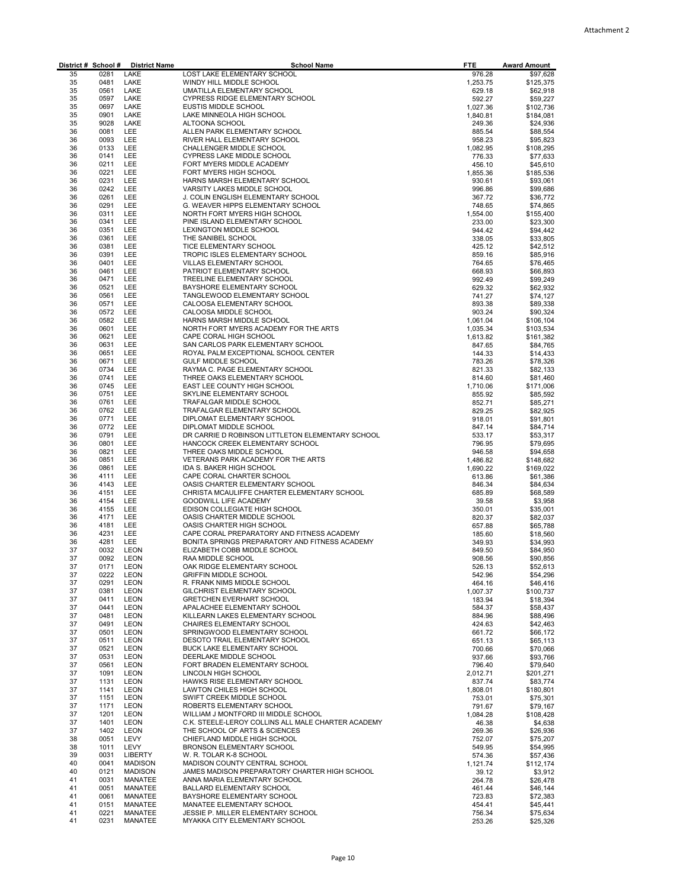| District # | School # | District Name | School Name | FTE | Award Amount |
|---|---|---|---|---|---|
| 35 | 0281 | LAKE | LOST LAKE ELEMENTARY SCHOOL | 976.28 | $97,628 |
| 35 | 0481 | LAKE | WINDY HILL MIDDLE SCHOOL | 1,253.75 | $125,375 |
| 35 | 0561 | LAKE | UMATILLA ELEMENTARY SCHOOL | 629.18 | $62,918 |
| 35 | 0597 | LAKE | CYPRESS RIDGE ELEMENTARY SCHOOL | 592.27 | $59,227 |
| 35 | 0697 | LAKE | EUSTIS MIDDLE SCHOOL | 1,027.36 | $102,736 |
| 35 | 0901 | LAKE | LAKE MINNEOLA HIGH SCHOOL | 1,840.81 | $184,081 |
| 35 | 9028 | LAKE | ALTOONA SCHOOL | 249.36 | $24,936 |
| 36 | 0081 | LEE | ALLEN PARK ELEMENTARY SCHOOL | 885.54 | $88,554 |
| 36 | 0093 | LEE | RIVER HALL ELEMENTARY SCHOOL | 958.23 | $95,823 |
| 36 | 0133 | LEE | CHALLENGER MIDDLE SCHOOL | 1,082.95 | $108,295 |
| 36 | 0141 | LEE | CYPRESS LAKE MIDDLE SCHOOL | 776.33 | $77,633 |
| 36 | 0211 | LEE | FORT MYERS MIDDLE ACADEMY | 456.10 | $45,610 |
| 36 | 0221 | LEE | FORT MYERS HIGH SCHOOL | 1,855.36 | $185,536 |
| 36 | 0231 | LEE | HARNS MARSH ELEMENTARY SCHOOL | 930.61 | $93,061 |
| 36 | 0242 | LEE | VARSITY LAKES MIDDLE SCHOOL | 996.86 | $99,686 |
| 36 | 0261 | LEE | J. COLIN ENGLISH ELEMENTARY SCHOOL | 367.72 | $36,772 |
| 36 | 0291 | LEE | G. WEAVER HIPPS ELEMENTARY SCHOOL | 748.65 | $74,865 |
| 36 | 0311 | LEE | NORTH FORT MYERS HIGH SCHOOL | 1,554.00 | $155,400 |
| 36 | 0341 | LEE | PINE ISLAND ELEMENTARY SCHOOL | 233.00 | $23,300 |
| 36 | 0351 | LEE | LEXINGTON MIDDLE SCHOOL | 944.42 | $94,442 |
| 36 | 0361 | LEE | THE SANIBEL SCHOOL | 338.05 | $33,805 |
| 36 | 0381 | LEE | TICE ELEMENTARY SCHOOL | 425.12 | $42,512 |
| 36 | 0391 | LEE | TROPIC ISLES ELEMENTARY SCHOOL | 859.16 | $85,916 |
| 36 | 0401 | LEE | VILLAS ELEMENTARY SCHOOL | 764.65 | $76,465 |
| 36 | 0461 | LEE | PATRIOT ELEMENTARY SCHOOL | 668.93 | $66,893 |
| 36 | 0471 | LEE | TREELINE ELEMENTARY SCHOOL | 992.49 | $99,249 |
| 36 | 0521 | LEE | BAYSHORE ELEMENTARY SCHOOL | 629.32 | $62,932 |
| 36 | 0561 | LEE | TANGLEWOOD ELEMENTARY SCHOOL | 741.27 | $74,127 |
| 36 | 0571 | LEE | CALOOSA ELEMENTARY SCHOOL | 893.38 | $89,338 |
| 36 | 0572 | LEE | CALOOSA MIDDLE SCHOOL | 903.24 | $90,324 |
| 36 | 0582 | LEE | HARNS MARSH MIDDLE SCHOOL | 1,061.04 | $106,104 |
| 36 | 0601 | LEE | NORTH FORT MYERS ACADEMY FOR THE ARTS | 1,035.34 | $103,534 |
| 36 | 0621 | LEE | CAPE CORAL HIGH SCHOOL | 1,613.82 | $161,382 |
| 36 | 0631 | LEE | SAN CARLOS PARK ELEMENTARY SCHOOL | 847.65 | $84,765 |
| 36 | 0651 | LEE | ROYAL PALM EXCEPTIONAL SCHOOL CENTER | 144.33 | $14,433 |
| 36 | 0671 | LEE | GULF MIDDLE SCHOOL | 783.26 | $78,326 |
| 36 | 0734 | LEE | RAYMA C. PAGE ELEMENTARY SCHOOL | 821.33 | $82,133 |
| 36 | 0741 | LEE | THREE OAKS ELEMENTARY SCHOOL | 814.60 | $81,460 |
| 36 | 0745 | LEE | EAST LEE COUNTY HIGH SCHOOL | 1,710.06 | $171,006 |
| 36 | 0751 | LEE | SKYLINE ELEMENTARY SCHOOL | 855.92 | $85,592 |
| 36 | 0761 | LEE | TRAFALGAR MIDDLE SCHOOL | 852.71 | $85,271 |
| 36 | 0762 | LEE | TRAFALGAR ELEMENTARY SCHOOL | 829.25 | $82,925 |
| 36 | 0771 | LEE | DIPLOMAT ELEMENTARY SCHOOL | 918.01 | $91,801 |
| 36 | 0772 | LEE | DIPLOMAT MIDDLE SCHOOL | 847.14 | $84,714 |
| 36 | 0791 | LEE | DR CARRIE D ROBINSON LITTLETON ELEMENTARY SCHOOL | 533.17 | $53,317 |
| 36 | 0801 | LEE | HANCOCK CREEK ELEMENTARY SCHOOL | 796.95 | $79,695 |
| 36 | 0821 | LEE | THREE OAKS MIDDLE SCHOOL | 946.58 | $94,658 |
| 36 | 0851 | LEE | VETERANS PARK ACADEMY FOR THE ARTS | 1,486.82 | $148,682 |
| 36 | 0861 | LEE | IDA S. BAKER HIGH SCHOOL | 1,690.22 | $169,022 |
| 36 | 4111 | LEE | CAPE CORAL CHARTER SCHOOL | 613.86 | $61,386 |
| 36 | 4143 | LEE | OASIS CHARTER ELEMENTARY SCHOOL | 846.34 | $84,634 |
| 36 | 4151 | LEE | CHRISTA MCAULIFFE CHARTER ELEMENTARY SCHOOL | 685.89 | $68,589 |
| 36 | 4154 | LEE | GOODWILL LIFE ACADEMY | 39.58 | $3,958 |
| 36 | 4155 | LEE | EDISON COLLEGIATE HIGH SCHOOL | 350.01 | $35,001 |
| 36 | 4171 | LEE | OASIS CHARTER MIDDLE SCHOOL | 820.37 | $82,037 |
| 36 | 4181 | LEE | OASIS CHARTER HIGH SCHOOL | 657.88 | $65,788 |
| 36 | 4231 | LEE | CAPE CORAL PREPARATORY AND FITNESS ACADEMY | 185.60 | $18,560 |
| 36 | 4281 | LEE | BONITA SPRINGS PREPARATORY AND FITNESS ACADEMY | 349.93 | $34,993 |
| 37 | 0032 | LEON | ELIZABETH COBB MIDDLE SCHOOL | 849.50 | $84,950 |
| 37 | 0092 | LEON | RAA MIDDLE SCHOOL | 908.56 | $90,856 |
| 37 | 0171 | LEON | OAK RIDGE ELEMENTARY SCHOOL | 526.13 | $52,613 |
| 37 | 0222 | LEON | GRIFFIN MIDDLE SCHOOL | 542.96 | $54,296 |
| 37 | 0291 | LEON | R. FRANK NIMS MIDDLE SCHOOL | 464.16 | $46,416 |
| 37 | 0381 | LEON | GILCHRIST ELEMENTARY SCHOOL | 1,007.37 | $100,737 |
| 37 | 0411 | LEON | GRETCHEN EVERHART SCHOOL | 183.94 | $18,394 |
| 37 | 0441 | LEON | APALACHEE ELEMENTARY SCHOOL | 584.37 | $58,437 |
| 37 | 0481 | LEON | KILLEARN LAKES ELEMENTARY SCHOOL | 884.96 | $88,496 |
| 37 | 0491 | LEON | CHAIRES ELEMENTARY SCHOOL | 424.63 | $42,463 |
| 37 | 0501 | LEON | SPRINGWOOD ELEMENTARY SCHOOL | 661.72 | $66,172 |
| 37 | 0511 | LEON | DESOTO TRAIL ELEMENTARY SCHOOL | 651.13 | $65,113 |
| 37 | 0521 | LEON | BUCK LAKE ELEMENTARY SCHOOL | 700.66 | $70,066 |
| 37 | 0531 | LEON | DEERLAKE MIDDLE SCHOOL | 937.66 | $93,766 |
| 37 | 0561 | LEON | FORT BRADEN ELEMENTARY SCHOOL | 796.40 | $79,640 |
| 37 | 1091 | LEON | LINCOLN HIGH SCHOOL | 2,012.71 | $201,271 |
| 37 | 1131 | LEON | HAWKS RISE ELEMENTARY SCHOOL | 837.74 | $83,774 |
| 37 | 1141 | LEON | LAWTON CHILES HIGH SCHOOL | 1,808.01 | $180,801 |
| 37 | 1151 | LEON | SWIFT CREEK MIDDLE SCHOOL | 753.01 | $75,301 |
| 37 | 1171 | LEON | ROBERTS ELEMENTARY SCHOOL | 791.67 | $79,167 |
| 37 | 1201 | LEON | WILLIAM J MONTFORD III MIDDLE SCHOOL | 1,084.28 | $108,428 |
| 37 | 1401 | LEON | C.K. STEELE-LEROY COLLINS ALL MALE CHARTER ACADEMY | 46.38 | $4,638 |
| 37 | 1402 | LEON | THE SCHOOL OF ARTS & SCIENCES | 269.36 | $26,936 |
| 38 | 0051 | LEVY | CHIEFLAND MIDDLE HIGH SCHOOL | 752.07 | $75,207 |
| 38 | 1011 | LEVY | BRONSON ELEMENTARY SCHOOL | 549.95 | $54,995 |
| 39 | 0031 | LIBERTY | W. R. TOLAR K-8 SCHOOL | 574.36 | $57,436 |
| 40 | 0041 | MADISON | MADISON COUNTY CENTRAL SCHOOL | 1,121.74 | $112,174 |
| 40 | 0121 | MADISON | JAMES MADISON PREPARATORY CHARTER HIGH SCHOOL | 39.12 | $3,912 |
| 41 | 0031 | MANATEE | ANNA MARIA ELEMENTARY SCHOOL | 264.78 | $26,478 |
| 41 | 0051 | MANATEE | BALLARD ELEMENTARY SCHOOL | 461.44 | $46,144 |
| 41 | 0061 | MANATEE | BAYSHORE ELEMENTARY SCHOOL | 723.83 | $72,383 |
| 41 | 0151 | MANATEE | MANATEE ELEMENTARY SCHOOL | 454.41 | $45,441 |
| 41 | 0221 | MANATEE | JESSIE P. MILLER ELEMENTARY SCHOOL | 756.34 | $75,634 |
| 41 | 0231 | MANATEE | MYAKKA CITY ELEMENTARY SCHOOL | 253.26 | $25,326 |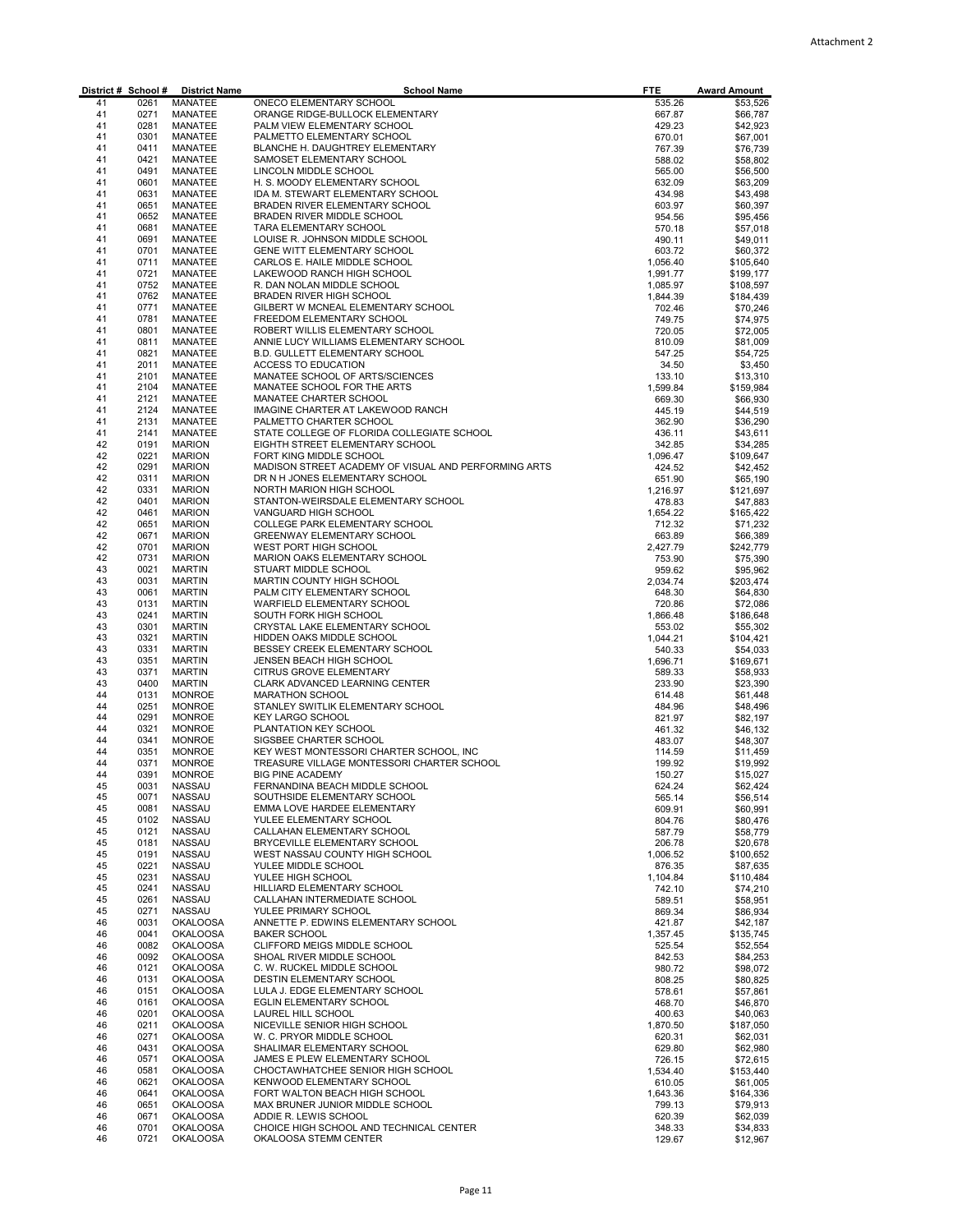| District # | School # | District Name | School Name | FTE | Award Amount |
|---|---|---|---|---|---|
| 41 | 0261 | MANATEE | ONECO ELEMENTARY SCHOOL | 535.26 | $53,526 |
| 41 | 0271 | MANATEE | ORANGE RIDGE-BULLOCK ELEMENTARY | 667.87 | $66,787 |
| 41 | 0281 | MANATEE | PALM VIEW ELEMENTARY SCHOOL | 429.23 | $42,923 |
| 41 | 0301 | MANATEE | PALMETTO ELEMENTARY SCHOOL | 670.01 | $67,001 |
| 41 | 0411 | MANATEE | BLANCHE H. DAUGHTREY ELEMENTARY | 767.39 | $76,739 |
| 41 | 0421 | MANATEE | SAMOSET ELEMENTARY SCHOOL | 588.02 | $58,802 |
| 41 | 0491 | MANATEE | LINCOLN MIDDLE SCHOOL | 565.00 | $56,500 |
| 41 | 0601 | MANATEE | H. S. MOODY ELEMENTARY SCHOOL | 632.09 | $63,209 |
| 41 | 0631 | MANATEE | IDA M. STEWART ELEMENTARY SCHOOL | 434.98 | $43,498 |
| 41 | 0651 | MANATEE | BRADEN RIVER ELEMENTARY SCHOOL | 603.97 | $60,397 |
| 41 | 0652 | MANATEE | BRADEN RIVER MIDDLE SCHOOL | 954.56 | $95,456 |
| 41 | 0681 | MANATEE | TARA ELEMENTARY SCHOOL | 570.18 | $57,018 |
| 41 | 0691 | MANATEE | LOUISE R. JOHNSON MIDDLE SCHOOL | 490.11 | $49,011 |
| 41 | 0701 | MANATEE | GENE WITT ELEMENTARY SCHOOL | 603.72 | $60,372 |
| 41 | 0711 | MANATEE | CARLOS E. HAILE MIDDLE SCHOOL | 1,056.40 | $105,640 |
| 41 | 0721 | MANATEE | LAKEWOOD RANCH HIGH SCHOOL | 1,991.77 | $199,177 |
| 41 | 0752 | MANATEE | R. DAN NOLAN MIDDLE SCHOOL | 1,085.97 | $108,597 |
| 41 | 0762 | MANATEE | BRADEN RIVER HIGH SCHOOL | 1,844.39 | $184,439 |
| 41 | 0771 | MANATEE | GILBERT W MCNEAL ELEMENTARY SCHOOL | 702.46 | $70,246 |
| 41 | 0781 | MANATEE | FREEDOM ELEMENTARY SCHOOL | 749.75 | $74,975 |
| 41 | 0801 | MANATEE | ROBERT WILLIS ELEMENTARY SCHOOL | 720.05 | $72,005 |
| 41 | 0811 | MANATEE | ANNIE LUCY WILLIAMS ELEMENTARY SCHOOL | 810.09 | $81,009 |
| 41 | 0821 | MANATEE | B.D. GULLETT ELEMENTARY SCHOOL | 547.25 | $54,725 |
| 41 | 2011 | MANATEE | ACCESS TO EDUCATION | 34.50 | $3,450 |
| 41 | 2101 | MANATEE | MANATEE SCHOOL OF ARTS/SCIENCES | 133.10 | $13,310 |
| 41 | 2104 | MANATEE | MANATEE SCHOOL FOR THE ARTS | 1,599.84 | $159,984 |
| 41 | 2121 | MANATEE | MANATEE CHARTER SCHOOL | 669.30 | $66,930 |
| 41 | 2124 | MANATEE | IMAGINE CHARTER AT LAKEWOOD RANCH | 445.19 | $44,519 |
| 41 | 2131 | MANATEE | PALMETTO CHARTER SCHOOL | 362.90 | $36,290 |
| 41 | 2141 | MANATEE | STATE COLLEGE OF FLORIDA COLLEGIATE SCHOOL | 436.11 | $43,611 |
| 42 | 0191 | MARION | EIGHTH STREET ELEMENTARY SCHOOL | 342.85 | $34,285 |
| 42 | 0221 | MARION | FORT KING MIDDLE SCHOOL | 1,096.47 | $109,647 |
| 42 | 0291 | MARION | MADISON STREET ACADEMY OF VISUAL AND PERFORMING ARTS | 424.52 | $42,452 |
| 42 | 0311 | MARION | DR N H JONES ELEMENTARY SCHOOL | 651.90 | $65,190 |
| 42 | 0331 | MARION | NORTH MARION HIGH SCHOOL | 1,216.97 | $121,697 |
| 42 | 0401 | MARION | STANTON-WEIRSDALE ELEMENTARY SCHOOL | 478.83 | $47,883 |
| 42 | 0461 | MARION | VANGUARD HIGH SCHOOL | 1,654.22 | $165,422 |
| 42 | 0651 | MARION | COLLEGE PARK ELEMENTARY SCHOOL | 712.32 | $71,232 |
| 42 | 0671 | MARION | GREENWAY ELEMENTARY SCHOOL | 663.89 | $66,389 |
| 42 | 0701 | MARION | WEST PORT HIGH SCHOOL | 2,427.79 | $242,779 |
| 42 | 0731 | MARION | MARION OAKS ELEMENTARY SCHOOL | 753.90 | $75,390 |
| 43 | 0021 | MARTIN | STUART MIDDLE SCHOOL | 959.62 | $95,962 |
| 43 | 0031 | MARTIN | MARTIN COUNTY HIGH SCHOOL | 2,034.74 | $203,474 |
| 43 | 0061 | MARTIN | PALM CITY ELEMENTARY SCHOOL | 648.30 | $64,830 |
| 43 | 0131 | MARTIN | WARFIELD ELEMENTARY SCHOOL | 720.86 | $72,086 |
| 43 | 0241 | MARTIN | SOUTH FORK HIGH SCHOOL | 1,866.48 | $186,648 |
| 43 | 0301 | MARTIN | CRYSTAL LAKE ELEMENTARY SCHOOL | 553.02 | $55,302 |
| 43 | 0321 | MARTIN | HIDDEN OAKS MIDDLE SCHOOL | 1,044.21 | $104,421 |
| 43 | 0331 | MARTIN | BESSEY CREEK ELEMENTARY SCHOOL | 540.33 | $54,033 |
| 43 | 0351 | MARTIN | JENSEN BEACH HIGH SCHOOL | 1,696.71 | $169,671 |
| 43 | 0371 | MARTIN | CITRUS GROVE ELEMENTARY | 589.33 | $58,933 |
| 43 | 0400 | MARTIN | CLARK ADVANCED LEARNING CENTER | 233.90 | $23,390 |
| 44 | 0131 | MONROE | MARATHON SCHOOL | 614.48 | $61,448 |
| 44 | 0251 | MONROE | STANLEY SWITLIK ELEMENTARY SCHOOL | 484.96 | $48,496 |
| 44 | 0291 | MONROE | KEY LARGO SCHOOL | 821.97 | $82,197 |
| 44 | 0321 | MONROE | PLANTATION KEY SCHOOL | 461.32 | $46,132 |
| 44 | 0341 | MONROE | SIGSBEE CHARTER SCHOOL | 483.07 | $48,307 |
| 44 | 0351 | MONROE | KEY WEST MONTESSORI CHARTER SCHOOL, INC | 114.59 | $11,459 |
| 44 | 0371 | MONROE | TREASURE VILLAGE MONTESSORI CHARTER SCHOOL | 199.92 | $19,992 |
| 44 | 0391 | MONROE | BIG PINE ACADEMY | 150.27 | $15,027 |
| 45 | 0031 | NASSAU | FERNANDINA BEACH MIDDLE SCHOOL | 624.24 | $62,424 |
| 45 | 0071 | NASSAU | SOUTHSIDE ELEMENTARY SCHOOL | 565.14 | $56,514 |
| 45 | 0081 | NASSAU | EMMA LOVE HARDEE ELEMENTARY | 609.91 | $60,991 |
| 45 | 0102 | NASSAU | YULEE ELEMENTARY SCHOOL | 804.76 | $80,476 |
| 45 | 0121 | NASSAU | CALLAHAN ELEMENTARY SCHOOL | 587.79 | $58,779 |
| 45 | 0181 | NASSAU | BRYCEVILLE ELEMENTARY SCHOOL | 206.78 | $20,678 |
| 45 | 0191 | NASSAU | WEST NASSAU COUNTY HIGH SCHOOL | 1,006.52 | $100,652 |
| 45 | 0221 | NASSAU | YULEE MIDDLE SCHOOL | 876.35 | $87,635 |
| 45 | 0231 | NASSAU | YULEE HIGH SCHOOL | 1,104.84 | $110,484 |
| 45 | 0241 | NASSAU | HILLIARD ELEMENTARY SCHOOL | 742.10 | $74,210 |
| 45 | 0261 | NASSAU | CALLAHAN INTERMEDIATE SCHOOL | 589.51 | $58,951 |
| 45 | 0271 | NASSAU | YULEE PRIMARY SCHOOL | 869.34 | $86,934 |
| 46 | 0031 | OKALOOSA | ANNETTE P. EDWINS ELEMENTARY SCHOOL | 421.87 | $42,187 |
| 46 | 0041 | OKALOOSA | BAKER SCHOOL | 1,357.45 | $135,745 |
| 46 | 0082 | OKALOOSA | CLIFFORD MEIGS MIDDLE SCHOOL | 525.54 | $52,554 |
| 46 | 0092 | OKALOOSA | SHOAL RIVER MIDDLE SCHOOL | 842.53 | $84,253 |
| 46 | 0121 | OKALOOSA | C. W. RUCKEL MIDDLE SCHOOL | 980.72 | $98,072 |
| 46 | 0131 | OKALOOSA | DESTIN ELEMENTARY SCHOOL | 808.25 | $80,825 |
| 46 | 0151 | OKALOOSA | LULA J. EDGE ELEMENTARY SCHOOL | 578.61 | $57,861 |
| 46 | 0161 | OKALOOSA | EGLIN ELEMENTARY SCHOOL | 468.70 | $46,870 |
| 46 | 0201 | OKALOOSA | LAUREL HILL SCHOOL | 400.63 | $40,063 |
| 46 | 0211 | OKALOOSA | NICEVILLE SENIOR HIGH SCHOOL | 1,870.50 | $187,050 |
| 46 | 0271 | OKALOOSA | W. C. PRYOR MIDDLE SCHOOL | 620.31 | $62,031 |
| 46 | 0431 | OKALOOSA | SHALIMAR ELEMENTARY SCHOOL | 629.80 | $62,980 |
| 46 | 0571 | OKALOOSA | JAMES E PLEW ELEMENTARY SCHOOL | 726.15 | $72,615 |
| 46 | 0581 | OKALOOSA | CHOCTAWHATCHEE SENIOR HIGH SCHOOL | 1,534.40 | $153,440 |
| 46 | 0621 | OKALOOSA | KENWOOD ELEMENTARY SCHOOL | 610.05 | $61,005 |
| 46 | 0641 | OKALOOSA | FORT WALTON BEACH HIGH SCHOOL | 1,643.36 | $164,336 |
| 46 | 0651 | OKALOOSA | MAX BRUNER JUNIOR MIDDLE SCHOOL | 799.13 | $79,913 |
| 46 | 0671 | OKALOOSA | ADDIE R. LEWIS SCHOOL | 620.39 | $62,039 |
| 46 | 0701 | OKALOOSA | CHOICE HIGH SCHOOL AND TECHNICAL CENTER | 348.33 | $34,833 |
| 46 | 0721 | OKALOOSA | OKALOOSA STEMM CENTER | 129.67 | $12,967 |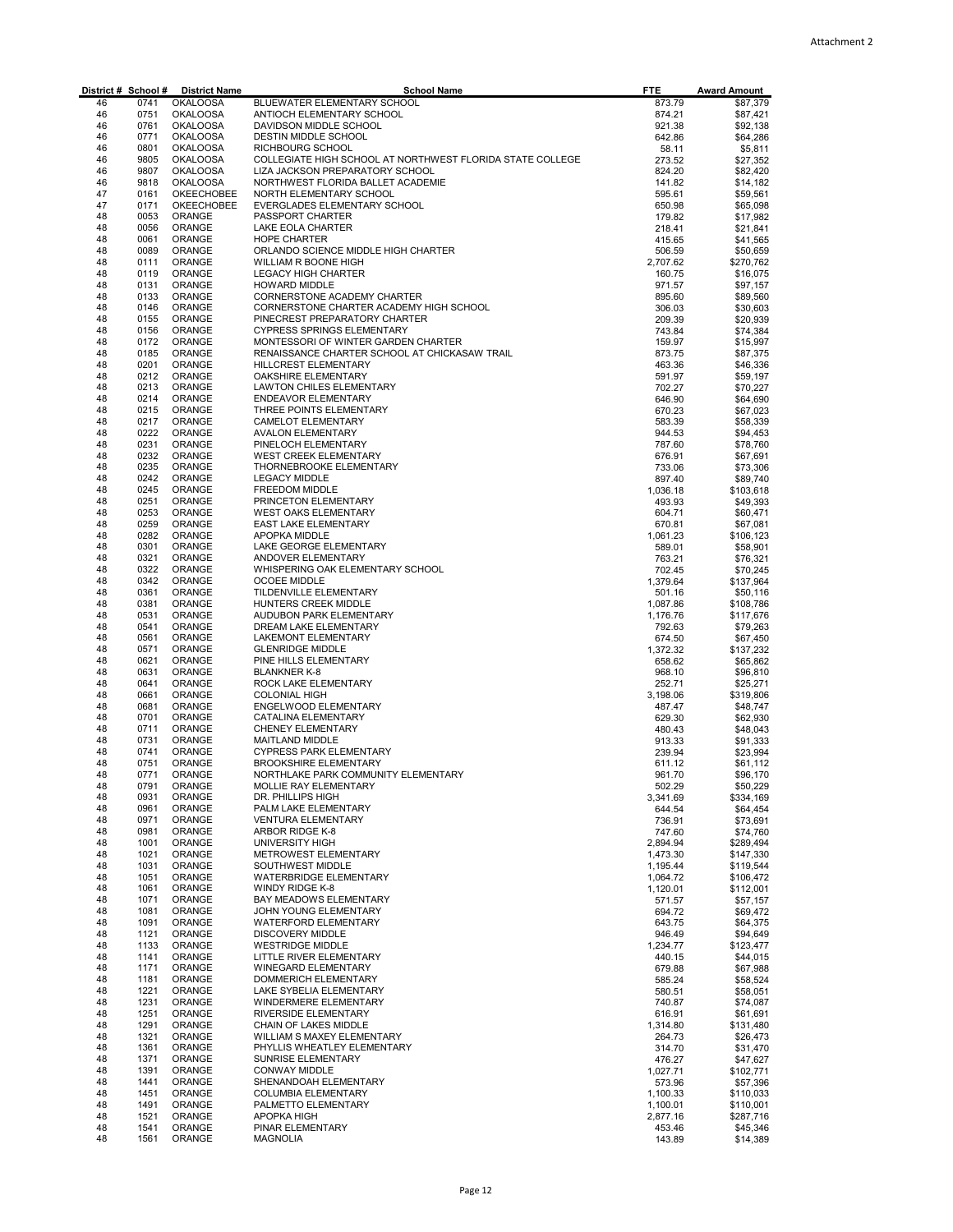| District # | School # | District Name | School Name | FTE | Award Amount |
|---|---|---|---|---|---|
| 46 | 0741 | OKALOOSA | BLUEWATER ELEMENTARY SCHOOL | 873.79 | $87,379 |
| 46 | 0751 | OKALOOSA | ANTIOCH ELEMENTARY SCHOOL | 874.21 | $87,421 |
| 46 | 0761 | OKALOOSA | DAVIDSON MIDDLE SCHOOL | 921.38 | $92,138 |
| 46 | 0771 | OKALOOSA | DESTIN MIDDLE SCHOOL | 642.86 | $64,286 |
| 46 | 0801 | OKALOOSA | RICHBOURG SCHOOL | 58.11 | $5,811 |
| 46 | 9805 | OKALOOSA | COLLEGIATE HIGH SCHOOL AT NORTHWEST FLORIDA STATE COLLEGE | 273.52 | $27,352 |
| 46 | 9807 | OKALOOSA | LIZA JACKSON PREPARATORY SCHOOL | 824.20 | $82,420 |
| 46 | 9818 | OKALOOSA | NORTHWEST FLORIDA BALLET ACADEMIE | 141.82 | $14,182 |
| 47 | 0161 | OKEECHOBEE | NORTH ELEMENTARY SCHOOL | 595.61 | $59,561 |
| 47 | 0171 | OKEECHOBEE | EVERGLADES ELEMENTARY SCHOOL | 650.98 | $65,098 |
| 48 | 0053 | ORANGE | PASSPORT CHARTER | 179.82 | $17,982 |
| 48 | 0056 | ORANGE | LAKE EOLA CHARTER | 218.41 | $21,841 |
| 48 | 0061 | ORANGE | HOPE CHARTER | 415.65 | $41,565 |
| 48 | 0089 | ORANGE | ORLANDO SCIENCE MIDDLE HIGH CHARTER | 506.59 | $50,659 |
| 48 | 0111 | ORANGE | WILLIAM R BOONE HIGH | 2,707.62 | $270,762 |
| 48 | 0119 | ORANGE | LEGACY HIGH CHARTER | 160.75 | $16,075 |
| 48 | 0131 | ORANGE | HOWARD MIDDLE | 971.57 | $97,157 |
| 48 | 0133 | ORANGE | CORNERSTONE ACADEMY CHARTER | 895.60 | $89,560 |
| 48 | 0146 | ORANGE | CORNERSTONE CHARTER ACADEMY HIGH SCHOOL | 306.03 | $30,603 |
| 48 | 0155 | ORANGE | PINECREST PREPARATORY CHARTER | 209.39 | $20,939 |
| 48 | 0156 | ORANGE | CYPRESS SPRINGS ELEMENTARY | 743.84 | $74,384 |
| 48 | 0172 | ORANGE | MONTESSORI OF WINTER GARDEN CHARTER | 159.97 | $15,997 |
| 48 | 0185 | ORANGE | RENAISSANCE CHARTER SCHOOL AT CHICKASAW TRAIL | 873.75 | $87,375 |
| 48 | 0201 | ORANGE | HILLCREST ELEMENTARY | 463.36 | $46,336 |
| 48 | 0212 | ORANGE | OAKSHIRE ELEMENTARY | 591.97 | $59,197 |
| 48 | 0213 | ORANGE | LAWTON CHILES ELEMENTARY | 702.27 | $70,227 |
| 48 | 0214 | ORANGE | ENDEAVOR ELEMENTARY | 646.90 | $64,690 |
| 48 | 0215 | ORANGE | THREE POINTS ELEMENTARY | 670.23 | $67,023 |
| 48 | 0217 | ORANGE | CAMELOT ELEMENTARY | 583.39 | $58,339 |
| 48 | 0222 | ORANGE | AVALON ELEMENTARY | 944.53 | $94,453 |
| 48 | 0231 | ORANGE | PINELOCH ELEMENTARY | 787.60 | $78,760 |
| 48 | 0232 | ORANGE | WEST CREEK ELEMENTARY | 676.91 | $67,691 |
| 48 | 0235 | ORANGE | THORNEBROOKE ELEMENTARY | 733.06 | $73,306 |
| 48 | 0242 | ORANGE | LEGACY MIDDLE | 897.40 | $89,740 |
| 48 | 0245 | ORANGE | FREEDOM MIDDLE | 1,036.18 | $103,618 |
| 48 | 0251 | ORANGE | PRINCETON ELEMENTARY | 493.93 | $49,393 |
| 48 | 0253 | ORANGE | WEST OAKS ELEMENTARY | 604.71 | $60,471 |
| 48 | 0259 | ORANGE | EAST LAKE ELEMENTARY | 670.81 | $67,081 |
| 48 | 0282 | ORANGE | APOPKA MIDDLE | 1,061.23 | $106,123 |
| 48 | 0301 | ORANGE | LAKE GEORGE ELEMENTARY | 589.01 | $58,901 |
| 48 | 0321 | ORANGE | ANDOVER ELEMENTARY | 763.21 | $76,321 |
| 48 | 0322 | ORANGE | WHISPERING OAK ELEMENTARY SCHOOL | 702.45 | $70,245 |
| 48 | 0342 | ORANGE | OCOEE MIDDLE | 1,379.64 | $137,964 |
| 48 | 0361 | ORANGE | TILDENVILLE ELEMENTARY | 501.16 | $50,116 |
| 48 | 0381 | ORANGE | HUNTERS CREEK MIDDLE | 1,087.86 | $108,786 |
| 48 | 0531 | ORANGE | AUDUBON PARK ELEMENTARY | 1,176.76 | $117,676 |
| 48 | 0541 | ORANGE | DREAM LAKE ELEMENTARY | 792.63 | $79,263 |
| 48 | 0561 | ORANGE | LAKEMONT ELEMENTARY | 674.50 | $67,450 |
| 48 | 0571 | ORANGE | GLENRIDGE MIDDLE | 1,372.32 | $137,232 |
| 48 | 0621 | ORANGE | PINE HILLS ELEMENTARY | 658.62 | $65,862 |
| 48 | 0631 | ORANGE | BLANKNER K-8 | 968.10 | $96,810 |
| 48 | 0641 | ORANGE | ROCK LAKE ELEMENTARY | 252.71 | $25,271 |
| 48 | 0661 | ORANGE | COLONIAL HIGH | 3,198.06 | $319,806 |
| 48 | 0681 | ORANGE | ENGELWOOD ELEMENTARY | 487.47 | $48,747 |
| 48 | 0701 | ORANGE | CATALINA ELEMENTARY | 629.30 | $62,930 |
| 48 | 0711 | ORANGE | CHENEY ELEMENTARY | 480.43 | $48,043 |
| 48 | 0731 | ORANGE | MAITLAND MIDDLE | 913.33 | $91,333 |
| 48 | 0741 | ORANGE | CYPRESS PARK ELEMENTARY | 239.94 | $23,994 |
| 48 | 0751 | ORANGE | BROOKSHIRE ELEMENTARY | 611.12 | $61,112 |
| 48 | 0771 | ORANGE | NORTHLAKE PARK COMMUNITY ELEMENTARY | 961.70 | $96,170 |
| 48 | 0791 | ORANGE | MOLLIE RAY ELEMENTARY | 502.29 | $50,229 |
| 48 | 0931 | ORANGE | DR. PHILLIPS HIGH | 3,341.69 | $334,169 |
| 48 | 0961 | ORANGE | PALM LAKE ELEMENTARY | 644.54 | $64,454 |
| 48 | 0971 | ORANGE | VENTURA ELEMENTARY | 736.91 | $73,691 |
| 48 | 0981 | ORANGE | ARBOR RIDGE K-8 | 747.60 | $74,760 |
| 48 | 1001 | ORANGE | UNIVERSITY HIGH | 2,894.94 | $289,494 |
| 48 | 1021 | ORANGE | METROWEST ELEMENTARY | 1,473.30 | $147,330 |
| 48 | 1031 | ORANGE | SOUTHWEST MIDDLE | 1,195.44 | $119,544 |
| 48 | 1051 | ORANGE | WATERBRIDGE ELEMENTARY | 1,064.72 | $106,472 |
| 48 | 1061 | ORANGE | WINDY RIDGE K-8 | 1,120.01 | $112,001 |
| 48 | 1071 | ORANGE | BAY MEADOWS ELEMENTARY | 571.57 | $57,157 |
| 48 | 1081 | ORANGE | JOHN YOUNG ELEMENTARY | 694.72 | $69,472 |
| 48 | 1091 | ORANGE | WATERFORD ELEMENTARY | 643.75 | $64,375 |
| 48 | 1121 | ORANGE | DISCOVERY MIDDLE | 946.49 | $94,649 |
| 48 | 1133 | ORANGE | WESTRIDGE MIDDLE | 1,234.77 | $123,477 |
| 48 | 1141 | ORANGE | LITTLE RIVER ELEMENTARY | 440.15 | $44,015 |
| 48 | 1171 | ORANGE | WINEGARD ELEMENTARY | 679.88 | $67,988 |
| 48 | 1181 | ORANGE | DOMMERICH ELEMENTARY | 585.24 | $58,524 |
| 48 | 1221 | ORANGE | LAKE SYBELIA ELEMENTARY | 580.51 | $58,051 |
| 48 | 1231 | ORANGE | WINDERMERE ELEMENTARY | 740.87 | $74,087 |
| 48 | 1251 | ORANGE | RIVERSIDE ELEMENTARY | 616.91 | $61,691 |
| 48 | 1291 | ORANGE | CHAIN OF LAKES MIDDLE | 1,314.80 | $131,480 |
| 48 | 1321 | ORANGE | WILLIAM S MAXEY ELEMENTARY | 264.73 | $26,473 |
| 48 | 1361 | ORANGE | PHYLLIS WHEATLEY ELEMENTARY | 314.70 | $31,470 |
| 48 | 1371 | ORANGE | SUNRISE ELEMENTARY | 476.27 | $47,627 |
| 48 | 1391 | ORANGE | CONWAY MIDDLE | 1,027.71 | $102,771 |
| 48 | 1441 | ORANGE | SHENANDOAH ELEMENTARY | 573.96 | $57,396 |
| 48 | 1451 | ORANGE | COLUMBIA ELEMENTARY | 1,100.33 | $110,033 |
| 48 | 1491 | ORANGE | PALMETTO ELEMENTARY | 1,100.01 | $110,001 |
| 48 | 1521 | ORANGE | APOPKA HIGH | 2,877.16 | $287,716 |
| 48 | 1541 | ORANGE | PINAR ELEMENTARY | 453.46 | $45,346 |
| 48 | 1561 | ORANGE | MAGNOLIA | 143.89 | $14,389 |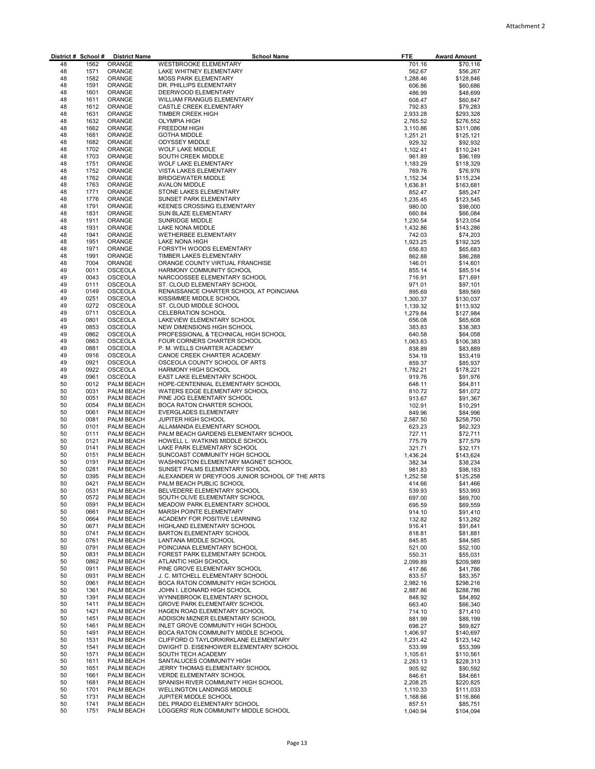| District # | School # | District Name | School Name | FTE | Award Amount |
|---|---|---|---|---|---|
| 48 | 1562 | ORANGE | WESTBROOKE ELEMENTARY | 701.16 | $70,116 |
| 48 | 1571 | ORANGE | LAKE WHITNEY ELEMENTARY | 562.67 | $56,267 |
| 48 | 1582 | ORANGE | MOSS PARK ELEMENTARY | 1,288.46 | $128,846 |
| 48 | 1591 | ORANGE | DR. PHILLIPS ELEMENTARY | 606.86 | $60,686 |
| 48 | 1601 | ORANGE | DEERWOOD ELEMENTARY | 486.99 | $48,699 |
| 48 | 1611 | ORANGE | WILLIAM FRANGUS ELEMENTARY | 608.47 | $60,847 |
| 48 | 1612 | ORANGE | CASTLE CREEK ELEMENTARY | 792.83 | $79,283 |
| 48 | 1631 | ORANGE | TIMBER CREEK HIGH | 2,933.28 | $293,328 |
| 48 | 1632 | ORANGE | OLYMPIA HIGH | 2,765.52 | $276,552 |
| 48 | 1662 | ORANGE | FREEDOM HIGH | 3,110.86 | $311,086 |
| 48 | 1681 | ORANGE | GOTHA MIDDLE | 1,251.21 | $125,121 |
| 48 | 1682 | ORANGE | ODYSSEY MIDDLE | 929.32 | $92,932 |
| 48 | 1702 | ORANGE | WOLF LAKE MIDDLE | 1,102.41 | $110,241 |
| 48 | 1703 | ORANGE | SOUTH CREEK MIDDLE | 961.89 | $96,189 |
| 48 | 1751 | ORANGE | WOLF LAKE ELEMENTARY | 1,183.29 | $118,329 |
| 48 | 1752 | ORANGE | VISTA LAKES ELEMENTARY | 769.76 | $76,976 |
| 48 | 1762 | ORANGE | BRIDGEWATER MIDDLE | 1,152.34 | $115,234 |
| 48 | 1763 | ORANGE | AVALON MIDDLE | 1,636.81 | $163,681 |
| 48 | 1771 | ORANGE | STONE LAKES ELEMENTARY | 852.47 | $85,247 |
| 48 | 1776 | ORANGE | SUNSET PARK ELEMENTARY | 1,235.45 | $123,545 |
| 48 | 1791 | ORANGE | KEENES CROSSING ELEMENTARY | 980.00 | $98,000 |
| 48 | 1831 | ORANGE | SUN BLAZE ELEMENTARY | 660.84 | $66,084 |
| 48 | 1911 | ORANGE | SUNRIDGE MIDDLE | 1,230.54 | $123,054 |
| 48 | 1931 | ORANGE | LAKE NONA MIDDLE | 1,432.86 | $143,286 |
| 48 | 1941 | ORANGE | WETHERBEE ELEMENTARY | 742.03 | $74,203 |
| 48 | 1951 | ORANGE | LAKE NONA HIGH | 1,923.25 | $192,325 |
| 48 | 1971 | ORANGE | FORSYTH WOODS ELEMENTARY | 656.83 | $65,683 |
| 48 | 1991 | ORANGE | TIMBER LAKES ELEMENTARY | 862.88 | $86,288 |
| 48 | 7004 | ORANGE | ORANGE COUNTY VIRTUAL FRANCHISE | 146.01 | $14,601 |
| 49 | 0011 | OSCEOLA | HARMONY COMMUNITY SCHOOL | 855.14 | $85,514 |
| 49 | 0043 | OSCEOLA | NARCOOSSEE ELEMENTARY SCHOOL | 716.91 | $71,691 |
| 49 | 0111 | OSCEOLA | ST. CLOUD ELEMENTARY SCHOOL | 971.01 | $97,101 |
| 49 | 0149 | OSCEOLA | RENAISSANCE CHARTER SCHOOL AT POINCIANA | 895.69 | $89,569 |
| 49 | 0251 | OSCEOLA | KISSIMMEE MIDDLE SCHOOL | 1,300.37 | $130,037 |
| 49 | 0272 | OSCEOLA | ST. CLOUD MIDDLE SCHOOL | 1,139.32 | $113,932 |
| 49 | 0711 | OSCEOLA | CELEBRATION SCHOOL | 1,279.84 | $127,984 |
| 49 | 0801 | OSCEOLA | LAKEVIEW ELEMENTARY SCHOOL | 656.08 | $65,608 |
| 49 | 0853 | OSCEOLA | NEW DIMENSIONS HIGH SCHOOL | 383.83 | $38,383 |
| 49 | 0862 | OSCEOLA | PROFESSIONAL & TECHNICAL HIGH SCHOOL | 640.58 | $64,058 |
| 49 | 0863 | OSCEOLA | FOUR CORNERS CHARTER SCHOOL | 1,063.83 | $106,383 |
| 49 | 0881 | OSCEOLA | P. M. WELLS CHARTER ACADEMY | 838.89 | $83,889 |
| 49 | 0916 | OSCEOLA | CANOE CREEK CHARTER ACADEMY | 534.19 | $53,419 |
| 49 | 0921 | OSCEOLA | OSCEOLA COUNTY SCHOOL OF ARTS | 859.37 | $85,937 |
| 49 | 0922 | OSCEOLA | HARMONY HIGH SCHOOL | 1,782.21 | $178,221 |
| 49 | 0961 | OSCEOLA | EAST LAKE ELEMENTARY SCHOOL | 919.76 | $91,976 |
| 50 | 0012 | PALM BEACH | HOPE-CENTENNIAL ELEMENTARY SCHOOL | 648.11 | $64,811 |
| 50 | 0031 | PALM BEACH | WATERS EDGE ELEMENTARY SCHOOL | 810.72 | $81,072 |
| 50 | 0051 | PALM BEACH | PINE JOG ELEMENTARY SCHOOL | 913.67 | $91,367 |
| 50 | 0054 | PALM BEACH | BOCA RATON CHARTER SCHOOL | 102.91 | $10,291 |
| 50 | 0061 | PALM BEACH | EVERGLADES ELEMENTARY | 849.96 | $84,996 |
| 50 | 0081 | PALM BEACH | JUPITER HIGH SCHOOL | 2,587.50 | $258,750 |
| 50 | 0101 | PALM BEACH | ALLAMANDA ELEMENTARY SCHOOL | 623.23 | $62,323 |
| 50 | 0111 | PALM BEACH | PALM BEACH GARDENS ELEMENTARY SCHOOL | 727.11 | $72,711 |
| 50 | 0121 | PALM BEACH | HOWELL L. WATKINS MIDDLE SCHOOL | 775.79 | $77,579 |
| 50 | 0141 | PALM BEACH | LAKE PARK ELEMENTARY SCHOOL | 321.71 | $32,171 |
| 50 | 0151 | PALM BEACH | SUNCOAST COMMUNITY HIGH SCHOOL | 1,436.24 | $143,624 |
| 50 | 0191 | PALM BEACH | WASHINGTON ELEMENTARY MAGNET SCHOOL | 382.34 | $38,234 |
| 50 | 0281 | PALM BEACH | SUNSET PALMS ELEMENTARY SCHOOL | 981.83 | $98,183 |
| 50 | 0395 | PALM BEACH | ALEXANDER W DREYFOOS JUNIOR SCHOOL OF THE ARTS | 1,252.58 | $125,258 |
| 50 | 0421 | PALM BEACH | PALM BEACH PUBLIC SCHOOL | 414.66 | $41,466 |
| 50 | 0531 | PALM BEACH | BELVEDERE ELEMENTARY SCHOOL | 539.93 | $53,993 |
| 50 | 0572 | PALM BEACH | SOUTH OLIVE ELEMENTARY SCHOOL | 697.00 | $69,700 |
| 50 | 0591 | PALM BEACH | MEADOW PARK ELEMENTARY SCHOOL | 695.59 | $69,559 |
| 50 | 0661 | PALM BEACH | MARSH POINTE ELEMENTARY | 914.10 | $91,410 |
| 50 | 0664 | PALM BEACH | ACADEMY FOR POSITIVE LEARNING | 132.82 | $13,282 |
| 50 | 0671 | PALM BEACH | HIGHLAND ELEMENTARY SCHOOL | 916.41 | $91,641 |
| 50 | 0741 | PALM BEACH | BARTON ELEMENTARY SCHOOL | 818.81 | $81,881 |
| 50 | 0761 | PALM BEACH | LANTANA MIDDLE SCHOOL | 845.85 | $84,585 |
| 50 | 0791 | PALM BEACH | POINCIANA ELEMENTARY SCHOOL | 521.00 | $52,100 |
| 50 | 0831 | PALM BEACH | FOREST PARK ELEMENTARY SCHOOL | 550.31 | $55,031 |
| 50 | 0862 | PALM BEACH | ATLANTIC HIGH SCHOOL | 2,099.89 | $209,989 |
| 50 | 0911 | PALM BEACH | PINE GROVE ELEMENTARY SCHOOL | 417.86 | $41,786 |
| 50 | 0931 | PALM BEACH | J. C. MITCHELL ELEMENTARY SCHOOL | 833.57 | $83,357 |
| 50 | 0961 | PALM BEACH | BOCA RATON COMMUNITY HIGH SCHOOL | 2,982.16 | $298,216 |
| 50 | 1361 | PALM BEACH | JOHN I. LEONARD HIGH SCHOOL | 2,887.86 | $288,786 |
| 50 | 1391 | PALM BEACH | WYNNEBROOK ELEMENTARY SCHOOL | 848.92 | $84,892 |
| 50 | 1411 | PALM BEACH | GROVE PARK ELEMENTARY SCHOOL | 663.40 | $66,340 |
| 50 | 1421 | PALM BEACH | HAGEN ROAD ELEMENTARY SCHOOL | 714.10 | $71,410 |
| 50 | 1451 | PALM BEACH | ADDISON MIZNER ELEMENTARY SCHOOL | 881.99 | $88,199 |
| 50 | 1461 | PALM BEACH | INLET GROVE COMMUNITY HIGH SCHOOL | 698.27 | $69,827 |
| 50 | 1491 | PALM BEACH | BOCA RATON COMMUNITY MIDDLE SCHOOL | 1,406.97 | $140,697 |
| 50 | 1531 | PALM BEACH | CLIFFORD O TAYLOR/KIRKLANE ELEMENTARY | 1,231.42 | $123,142 |
| 50 | 1541 | PALM BEACH | DWIGHT D. EISENHOWER ELEMENTARY SCHOOL | 533.99 | $53,399 |
| 50 | 1571 | PALM BEACH | SOUTH TECH ACADEMY | 1,105.61 | $110,561 |
| 50 | 1611 | PALM BEACH | SANTALUCES COMMUNITY HIGH | 2,283.13 | $228,313 |
| 50 | 1651 | PALM BEACH | JERRY THOMAS ELEMENTARY SCHOOL | 905.92 | $90,592 |
| 50 | 1661 | PALM BEACH | VERDE ELEMENTARY SCHOOL | 846.61 | $84,661 |
| 50 | 1681 | PALM BEACH | SPANISH RIVER COMMUNITY HIGH SCHOOL | 2,208.25 | $220,825 |
| 50 | 1701 | PALM BEACH | WELLINGTON LANDINGS MIDDLE | 1,110.33 | $111,033 |
| 50 | 1731 | PALM BEACH | JUPITER MIDDLE SCHOOL | 1,168.66 | $116,866 |
| 50 | 1741 | PALM BEACH | DEL PRADO ELEMENTARY SCHOOL | 857.51 | $85,751 |
| 50 | 1751 | PALM BEACH | LOGGERS' RUN COMMUNITY MIDDLE SCHOOL | 1,040.94 | $104,094 |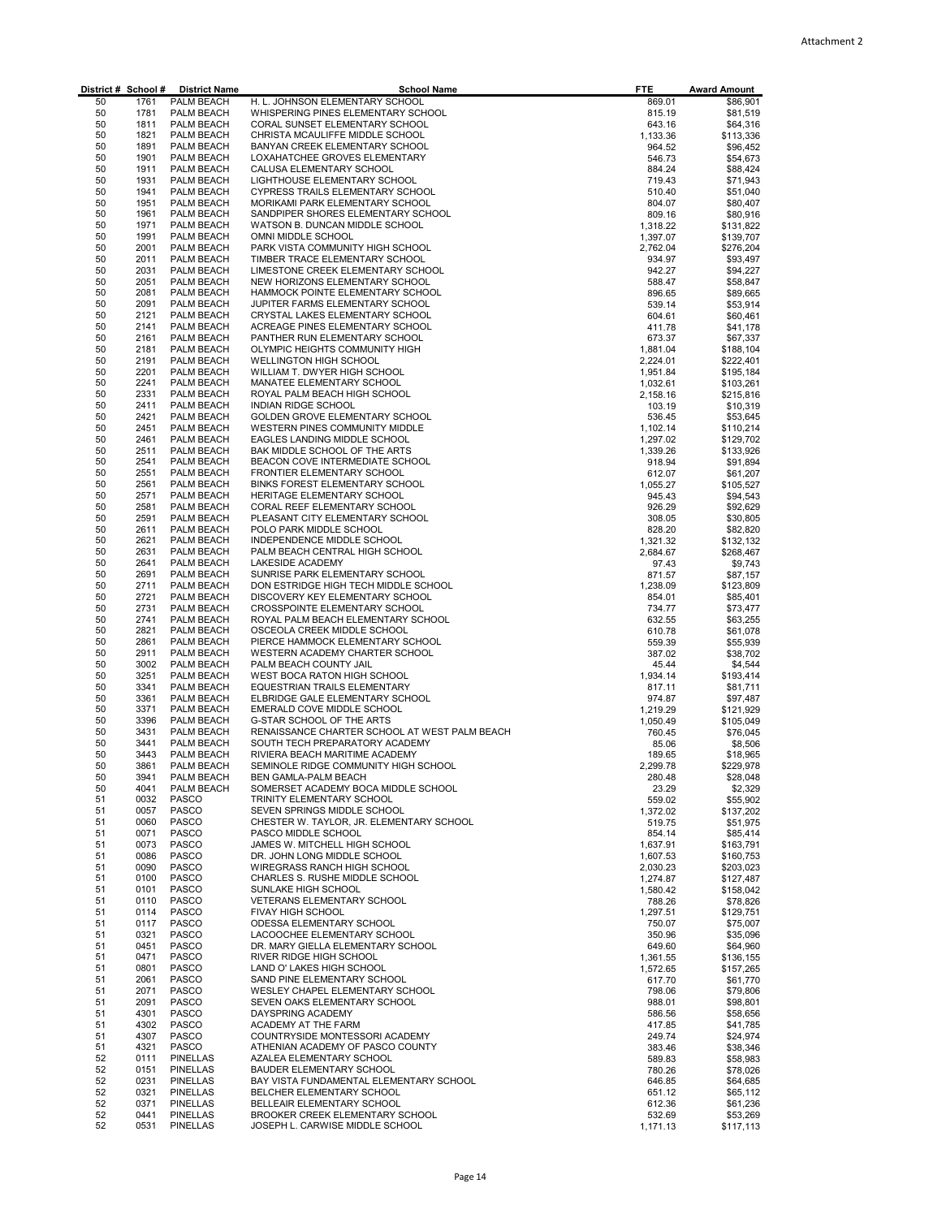| District # | School # | District Name | School Name | FTE | Award Amount |
|---|---|---|---|---|---|
| 50 | 1761 | PALM BEACH | H. L. JOHNSON ELEMENTARY SCHOOL | 869.01 | $86,901 |
| 50 | 1781 | PALM BEACH | WHISPERING PINES ELEMENTARY SCHOOL | 815.19 | $81,519 |
| 50 | 1811 | PALM BEACH | CORAL SUNSET ELEMENTARY SCHOOL | 643.16 | $64,316 |
| 50 | 1821 | PALM BEACH | CHRISTA MCAULIFFE MIDDLE SCHOOL | 1,133.36 | $113,336 |
| 50 | 1891 | PALM BEACH | BANYAN CREEK ELEMENTARY SCHOOL | 964.52 | $96,452 |
| 50 | 1901 | PALM BEACH | LOXAHATCHEE GROVES ELEMENTARY | 546.73 | $54,673 |
| 50 | 1911 | PALM BEACH | CALUSA ELEMENTARY SCHOOL | 884.24 | $88,424 |
| 50 | 1931 | PALM BEACH | LIGHTHOUSE ELEMENTARY SCHOOL | 719.43 | $71,943 |
| 50 | 1941 | PALM BEACH | CYPRESS TRAILS ELEMENTARY SCHOOL | 510.40 | $51,040 |
| 50 | 1951 | PALM BEACH | MORIKAMI PARK ELEMENTARY SCHOOL | 804.07 | $80,407 |
| 50 | 1961 | PALM BEACH | SANDPIPER SHORES ELEMENTARY SCHOOL | 809.16 | $80,916 |
| 50 | 1971 | PALM BEACH | WATSON B. DUNCAN MIDDLE SCHOOL | 1,318.22 | $131,822 |
| 50 | 1991 | PALM BEACH | OMNI MIDDLE SCHOOL | 1,397.07 | $139,707 |
| 50 | 2001 | PALM BEACH | PARK VISTA COMMUNITY HIGH SCHOOL | 2,762.04 | $276,204 |
| 50 | 2011 | PALM BEACH | TIMBER TRACE ELEMENTARY SCHOOL | 934.97 | $93,497 |
| 50 | 2031 | PALM BEACH | LIMESTONE CREEK ELEMENTARY SCHOOL | 942.27 | $94,227 |
| 50 | 2051 | PALM BEACH | NEW HORIZONS ELEMENTARY SCHOOL | 588.47 | $58,847 |
| 50 | 2081 | PALM BEACH | HAMMOCK POINTE ELEMENTARY SCHOOL | 896.65 | $89,665 |
| 50 | 2091 | PALM BEACH | JUPITER FARMS ELEMENTARY SCHOOL | 539.14 | $53,914 |
| 50 | 2121 | PALM BEACH | CRYSTAL LAKES ELEMENTARY SCHOOL | 604.61 | $60,461 |
| 50 | 2141 | PALM BEACH | ACREAGE PINES ELEMENTARY SCHOOL | 411.78 | $41,178 |
| 50 | 2161 | PALM BEACH | PANTHER RUN ELEMENTARY SCHOOL | 673.37 | $67,337 |
| 50 | 2181 | PALM BEACH | OLYMPIC HEIGHTS COMMUNITY HIGH | 1,881.04 | $188,104 |
| 50 | 2191 | PALM BEACH | WELLINGTON HIGH SCHOOL | 2,224.01 | $222,401 |
| 50 | 2201 | PALM BEACH | WILLIAM T. DWYER HIGH SCHOOL | 1,951.84 | $195,184 |
| 50 | 2241 | PALM BEACH | MANATEE ELEMENTARY SCHOOL | 1,032.61 | $103,261 |
| 50 | 2331 | PALM BEACH | ROYAL PALM BEACH HIGH SCHOOL | 2,158.16 | $215,816 |
| 50 | 2411 | PALM BEACH | INDIAN RIDGE SCHOOL | 103.19 | $10,319 |
| 50 | 2421 | PALM BEACH | GOLDEN GROVE ELEMENTARY SCHOOL | 536.45 | $53,645 |
| 50 | 2451 | PALM BEACH | WESTERN PINES COMMUNITY MIDDLE | 1,102.14 | $110,214 |
| 50 | 2461 | PALM BEACH | EAGLES LANDING MIDDLE SCHOOL | 1,297.02 | $129,702 |
| 50 | 2511 | PALM BEACH | BAK MIDDLE SCHOOL OF THE ARTS | 1,339.26 | $133,926 |
| 50 | 2541 | PALM BEACH | BEACON COVE INTERMEDIATE SCHOOL | 918.94 | $91,894 |
| 50 | 2551 | PALM BEACH | FRONTIER ELEMENTARY SCHOOL | 612.07 | $61,207 |
| 50 | 2561 | PALM BEACH | BINKS FOREST ELEMENTARY SCHOOL | 1,055.27 | $105,527 |
| 50 | 2571 | PALM BEACH | HERITAGE ELEMENTARY SCHOOL | 945.43 | $94,543 |
| 50 | 2581 | PALM BEACH | CORAL REEF ELEMENTARY SCHOOL | 926.29 | $92,629 |
| 50 | 2591 | PALM BEACH | PLEASANT CITY ELEMENTARY SCHOOL | 308.05 | $30,805 |
| 50 | 2611 | PALM BEACH | POLO PARK MIDDLE SCHOOL | 828.20 | $82,820 |
| 50 | 2621 | PALM BEACH | INDEPENDENCE MIDDLE SCHOOL | 1,321.32 | $132,132 |
| 50 | 2631 | PALM BEACH | PALM BEACH CENTRAL HIGH SCHOOL | 2,684.67 | $268,467 |
| 50 | 2641 | PALM BEACH | LAKESIDE ACADEMY | 97.43 | $9,743 |
| 50 | 2691 | PALM BEACH | SUNRISE PARK ELEMENTARY SCHOOL | 871.57 | $87,157 |
| 50 | 2711 | PALM BEACH | DON ESTRIDGE HIGH TECH MIDDLE SCHOOL | 1,238.09 | $123,809 |
| 50 | 2721 | PALM BEACH | DISCOVERY KEY ELEMENTARY SCHOOL | 854.01 | $85,401 |
| 50 | 2731 | PALM BEACH | CROSSPOINTE ELEMENTARY SCHOOL | 734.77 | $73,477 |
| 50 | 2741 | PALM BEACH | ROYAL PALM BEACH ELEMENTARY SCHOOL | 632.55 | $63,255 |
| 50 | 2821 | PALM BEACH | OSCEOLA CREEK MIDDLE SCHOOL | 610.78 | $61,078 |
| 50 | 2861 | PALM BEACH | PIERCE HAMMOCK ELEMENTARY SCHOOL | 559.39 | $55,939 |
| 50 | 2911 | PALM BEACH | WESTERN ACADEMY CHARTER SCHOOL | 387.02 | $38,702 |
| 50 | 3002 | PALM BEACH | PALM BEACH COUNTY JAIL | 45.44 | $4,544 |
| 50 | 3251 | PALM BEACH | WEST BOCA RATON HIGH SCHOOL | 1,934.14 | $193,414 |
| 50 | 3341 | PALM BEACH | EQUESTRIAN TRAILS ELEMENTARY | 817.11 | $81,711 |
| 50 | 3361 | PALM BEACH | ELBRIDGE GALE ELEMENTARY SCHOOL | 974.87 | $97,487 |
| 50 | 3371 | PALM BEACH | EMERALD COVE MIDDLE SCHOOL | 1,219.29 | $121,929 |
| 50 | 3396 | PALM BEACH | G-STAR SCHOOL OF THE ARTS | 1,050.49 | $105,049 |
| 50 | 3431 | PALM BEACH | RENAISSANCE CHARTER SCHOOL AT WEST PALM BEACH | 760.45 | $76,045 |
| 50 | 3441 | PALM BEACH | SOUTH TECH PREPARATORY ACADEMY | 85.06 | $8,506 |
| 50 | 3443 | PALM BEACH | RIVIERA BEACH MARITIME ACADEMY | 189.65 | $18,965 |
| 50 | 3861 | PALM BEACH | SEMINOLE RIDGE COMMUNITY HIGH SCHOOL | 2,299.78 | $229,978 |
| 50 | 3941 | PALM BEACH | BEN GAMLA-PALM BEACH | 280.48 | $28,048 |
| 50 | 4041 | PALM BEACH | SOMERSET ACADEMY BOCA MIDDLE SCHOOL | 23.29 | $2,329 |
| 51 | 0032 | PASCO | TRINITY ELEMENTARY SCHOOL | 559.02 | $55,902 |
| 51 | 0057 | PASCO | SEVEN SPRINGS MIDDLE SCHOOL | 1,372.02 | $137,202 |
| 51 | 0060 | PASCO | CHESTER W. TAYLOR, JR. ELEMENTARY SCHOOL | 519.75 | $51,975 |
| 51 | 0071 | PASCO | PASCO MIDDLE SCHOOL | 854.14 | $85,414 |
| 51 | 0073 | PASCO | JAMES W. MITCHELL HIGH SCHOOL | 1,637.91 | $163,791 |
| 51 | 0086 | PASCO | DR. JOHN LONG MIDDLE SCHOOL | 1,607.53 | $160,753 |
| 51 | 0090 | PASCO | WIREGRASS RANCH HIGH SCHOOL | 2,030.23 | $203,023 |
| 51 | 0100 | PASCO | CHARLES S. RUSHE MIDDLE SCHOOL | 1,274.87 | $127,487 |
| 51 | 0101 | PASCO | SUNLAKE HIGH SCHOOL | 1,580.42 | $158,042 |
| 51 | 0110 | PASCO | VETERANS ELEMENTARY SCHOOL | 788.26 | $78,826 |
| 51 | 0114 | PASCO | FIVAY HIGH SCHOOL | 1,297.51 | $129,751 |
| 51 | 0117 | PASCO | ODESSA ELEMENTARY SCHOOL | 750.07 | $75,007 |
| 51 | 0321 | PASCO | LACOOCHEE ELEMENTARY SCHOOL | 350.96 | $35,096 |
| 51 | 0451 | PASCO | DR. MARY GIELLA ELEMENTARY SCHOOL | 649.60 | $64,960 |
| 51 | 0471 | PASCO | RIVER RIDGE HIGH SCHOOL | 1,361.55 | $136,155 |
| 51 | 0801 | PASCO | LAND O' LAKES HIGH SCHOOL | 1,572.65 | $157,265 |
| 51 | 2061 | PASCO | SAND PINE ELEMENTARY SCHOOL | 617.70 | $61,770 |
| 51 | 2071 | PASCO | WESLEY CHAPEL ELEMENTARY SCHOOL | 798.06 | $79,806 |
| 51 | 2091 | PASCO | SEVEN OAKS ELEMENTARY SCHOOL | 988.01 | $98,801 |
| 51 | 4301 | PASCO | DAYSPRING ACADEMY | 586.56 | $58,656 |
| 51 | 4302 | PASCO | ACADEMY AT THE FARM | 417.85 | $41,785 |
| 51 | 4307 | PASCO | COUNTRYSIDE MONTESSORI ACADEMY | 249.74 | $24,974 |
| 51 | 4321 | PASCO | ATHENIAN ACADEMY OF PASCO COUNTY | 383.46 | $38,346 |
| 52 | 0111 | PINELLAS | AZALEA ELEMENTARY SCHOOL | 589.83 | $58,983 |
| 52 | 0151 | PINELLAS | BAUDER ELEMENTARY SCHOOL | 780.26 | $78,026 |
| 52 | 0231 | PINELLAS | BAY VISTA FUNDAMENTAL ELEMENTARY SCHOOL | 646.85 | $64,685 |
| 52 | 0321 | PINELLAS | BELCHER ELEMENTARY SCHOOL | 651.12 | $65,112 |
| 52 | 0371 | PINELLAS | BELLEAIR ELEMENTARY SCHOOL | 612.36 | $61,236 |
| 52 | 0441 | PINELLAS | BROOKER CREEK ELEMENTARY SCHOOL | 532.69 | $53,269 |
| 52 | 0531 | PINELLAS | JOSEPH L. CARWISE MIDDLE SCHOOL | 1,171.13 | $117,113 |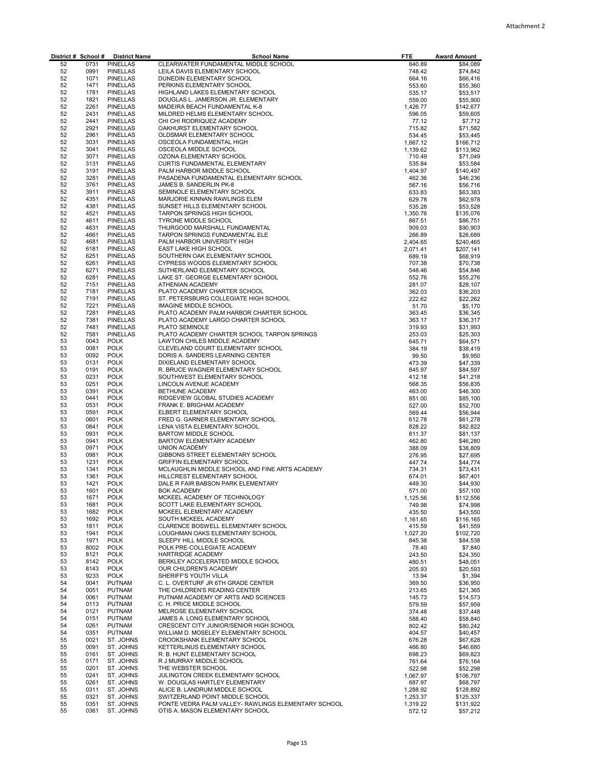Attachment 2

| District # | School # | District Name | School Name | FTE | Award Amount |
|---|---|---|---|---|---|
| 52 | 0731 | PINELLAS | CLEARWATER FUNDAMENTAL MIDDLE SCHOOL | 840.89 | $84,089 |
| 52 | 0991 | PINELLAS | LEILA DAVIS ELEMENTARY SCHOOL | 748.42 | $74,842 |
| 52 | 1071 | PINELLAS | DUNEDIN ELEMENTARY SCHOOL | 664.16 | $66,416 |
| 52 | 1471 | PINELLAS | PERKINS ELEMENTARY SCHOOL | 553.60 | $55,360 |
| 52 | 1781 | PINELLAS | HIGHLAND LAKES ELEMENTARY SCHOOL | 535.17 | $53,517 |
| 52 | 1821 | PINELLAS | DOUGLAS L. JAMERSON JR. ELEMENTARY | 559.00 | $55,900 |
| 52 | 2261 | PINELLAS | MADEIRA BEACH FUNDAMENTAL K-8 | 1,426.77 | $142,677 |
| 52 | 2431 | PINELLAS | MILDRED HELMS ELEMENTARY SCHOOL | 596.05 | $59,605 |
| 52 | 2441 | PINELLAS | CHI CHI RODRIQUEZ ACADEMY | 77.12 | $7,712 |
| 52 | 2921 | PINELLAS | OAKHURST ELEMENTARY SCHOOL | 715.82 | $71,582 |
| 52 | 2961 | PINELLAS | OLDSMAR ELEMENTARY SCHOOL | 534.45 | $53,445 |
| 52 | 3031 | PINELLAS | OSCEOLA FUNDAMENTAL HIGH | 1,667.12 | $166,712 |
| 52 | 3041 | PINELLAS | OSCEOLA MIDDLE SCHOOL | 1,139.62 | $113,962 |
| 52 | 3071 | PINELLAS | OZONA ELEMENTARY SCHOOL | 710.49 | $71,049 |
| 52 | 3131 | PINELLAS | CURTIS FUNDAMENTAL ELEMENTARY | 535.84 | $53,584 |
| 52 | 3191 | PINELLAS | PALM HARBOR MIDDLE SCHOOL | 1,404.97 | $140,497 |
| 52 | 3281 | PINELLAS | PASADENA FUNDAMENTAL ELEMENTARY SCHOOL | 462.36 | $46,236 |
| 52 | 3761 | PINELLAS | JAMES B. SANDERLIN PK-8 | 567.16 | $56,716 |
| 52 | 3911 | PINELLAS | SEMINOLE ELEMENTARY SCHOOL | 633.83 | $63,383 |
| 52 | 4351 | PINELLAS | MARJORIE KINNAN RAWLINGS ELEM | 629.78 | $62,978 |
| 52 | 4381 | PINELLAS | SUNSET HILLS ELEMENTARY SCHOOL | 535.28 | $53,528 |
| 52 | 4521 | PINELLAS | TARPON SPRINGS HIGH SCHOOL | 1,350.76 | $135,076 |
| 52 | 4611 | PINELLAS | TYRONE MIDDLE SCHOOL | 867.51 | $86,751 |
| 52 | 4631 | PINELLAS | THURGOOD MARSHALL FUNDAMENTAL | 909.03 | $90,903 |
| 52 | 4661 | PINELLAS | TARPON SPRINGS FUNDAMENTAL ELE | 266.89 | $26,689 |
| 52 | 4681 | PINELLAS | PALM HARBOR UNIVERSITY HIGH | 2,404.65 | $240,465 |
| 52 | 6181 | PINELLAS | EAST LAKE HIGH SCHOOL | 2,071.41 | $207,141 |
| 52 | 6251 | PINELLAS | SOUTHERN OAK ELEMENTARY SCHOOL | 689.19 | $68,919 |
| 52 | 6261 | PINELLAS | CYPRESS WOODS ELEMENTARY SCHOOL | 707.38 | $70,738 |
| 52 | 6271 | PINELLAS | SUTHERLAND ELEMENTARY SCHOOL | 548.46 | $54,846 |
| 52 | 6281 | PINELLAS | LAKE ST. GEORGE ELEMENTARY SCHOOL | 552.76 | $55,276 |
| 52 | 7151 | PINELLAS | ATHENIAN ACADEMY | 281.07 | $28,107 |
| 52 | 7181 | PINELLAS | PLATO ACADEMY CHARTER SCHOOL | 362.03 | $36,203 |
| 52 | 7191 | PINELLAS | ST. PETERSBURG COLLEGIATE HIGH SCHOOL | 222.62 | $22,262 |
| 52 | 7221 | PINELLAS | IMAGINE MIDDLE SCHOOL | 51.70 | $5,170 |
| 52 | 7281 | PINELLAS | PLATO ACADEMY PALM HARBOR CHARTER SCHOOL | 363.45 | $36,345 |
| 52 | 7381 | PINELLAS | PLATO ACADEMY LARGO CHARTER SCHOOL | 363.17 | $36,317 |
| 52 | 7481 | PINELLAS | PLATO SEMINOLE | 319.93 | $31,993 |
| 52 | 7581 | PINELLAS | PLATO ACADEMY CHARTER SCHOOL TARPON SPRINGS | 253.03 | $25,303 |
| 53 | 0043 | POLK | LAWTON CHILES MIDDLE ACADEMY | 645.71 | $64,571 |
| 53 | 0081 | POLK | CLEVELAND COURT ELEMENTARY SCHOOL | 384.19 | $38,419 |
| 53 | 0092 | POLK | DORIS A. SANDERS LEARNING CENTER | 99.50 | $9,950 |
| 53 | 0131 | POLK | DIXIELAND ELEMENTARY SCHOOL | 473.39 | $47,339 |
| 53 | 0191 | POLK | R. BRUCE WAGNER ELEMENTARY SCHOOL | 845.97 | $84,597 |
| 53 | 0231 | POLK | SOUTHWEST ELEMENTARY SCHOOL | 412.18 | $41,218 |
| 53 | 0251 | POLK | LINCOLN AVENUE ACADEMY | 568.35 | $56,835 |
| 53 | 0391 | POLK | BETHUNE ACADEMY | 463.00 | $46,300 |
| 53 | 0441 | POLK | RIDGEVIEW GLOBAL STUDIES ACADEMY | 851.00 | $85,100 |
| 53 | 0531 | POLK | FRANK E. BRIGHAM ACADEMY | 527.00 | $52,700 |
| 53 | 0591 | POLK | ELBERT ELEMENTARY SCHOOL | 569.44 | $56,944 |
| 53 | 0601 | POLK | FRED G. GARNER ELEMENTARY SCHOOL | 612.78 | $61,278 |
| 53 | 0841 | POLK | LENA VISTA ELEMENTARY SCHOOL | 828.22 | $82,822 |
| 53 | 0931 | POLK | BARTOW MIDDLE SCHOOL | 811.37 | $81,137 |
| 53 | 0941 | POLK | BARTOW ELEMENTARY ACADEMY | 462.80 | $46,280 |
| 53 | 0971 | POLK | UNION ACADEMY | 388.09 | $38,809 |
| 53 | 0981 | POLK | GIBBONS STREET ELEMENTARY SCHOOL | 276.95 | $27,695 |
| 53 | 1231 | POLK | GRIFFIN ELEMENTARY SCHOOL | 447.74 | $44,774 |
| 53 | 1341 | POLK | MCLAUGHLIN MIDDLE SCHOOL AND FINE ARTS ACADEMY | 734.31 | $73,431 |
| 53 | 1361 | POLK | HILLCREST ELEMENTARY SCHOOL | 674.01 | $67,401 |
| 53 | 1421 | POLK | DALE R FAIR BABSON PARK ELEMENTARY | 449.30 | $44,930 |
| 53 | 1601 | POLK | BOK ACADEMY | 571.00 | $57,100 |
| 53 | 1671 | POLK | MCKEEL ACADEMY OF TECHNOLOGY | 1,125.56 | $112,556 |
| 53 | 1681 | POLK | SCOTT LAKE ELEMENTARY SCHOOL | 749.98 | $74,998 |
| 53 | 1682 | POLK | MCKEEL ELEMENTARY ACADEMY | 435.50 | $43,550 |
| 53 | 1692 | POLK | SOUTH MCKEEL ACADEMY | 1,161.65 | $116,165 |
| 53 | 1811 | POLK | CLARENCE BOSWELL ELEMENTARY SCHOOL | 415.59 | $41,559 |
| 53 | 1941 | POLK | LOUGHMAN OAKS ELEMENTARY SCHOOL | 1,027.20 | $102,720 |
| 53 | 1971 | POLK | SLEEPY HILL MIDDLE SCHOOL | 845.38 | $84,538 |
| 53 | 8002 | POLK | POLK PRE-COLLEGIATE ACADEMY | 78.40 | $7,840 |
| 53 | 8121 | POLK | HARTRIDGE ACADEMY | 243.50 | $24,350 |
| 53 | 8142 | POLK | BERKLEY ACCELERATED MIDDLE SCHOOL | 480.51 | $48,051 |
| 53 | 8143 | POLK | OUR CHILDREN'S ACADEMY | 205.93 | $20,593 |
| 53 | 9233 | POLK | SHERIFF'S YOUTH VILLA | 13.94 | $1,394 |
| 54 | 0041 | PUTNAM | C. L. OVERTURF JR 6TH GRADE CENTER | 369.50 | $36,950 |
| 54 | 0051 | PUTNAM | THE CHILDREN'S READING CENTER | 213.65 | $21,365 |
| 54 | 0061 | PUTNAM | PUTNAM ACADEMY OF ARTS AND SCIENCES | 145.73 | $14,573 |
| 54 | 0113 | PUTNAM | C. H. PRICE MIDDLE SCHOOL | 579.59 | $57,959 |
| 54 | 0121 | PUTNAM | MELROSE ELEMENTARY SCHOOL | 374.48 | $37,448 |
| 54 | 0151 | PUTNAM | JAMES A. LONG ELEMENTARY SCHOOL | 588.40 | $58,840 |
| 54 | 0261 | PUTNAM | CRESCENT CITY JUNIOR/SENIOR HIGH SCHOOL | 802.42 | $80,242 |
| 54 | 0351 | PUTNAM | WILLIAM D. MOSELEY ELEMENTARY SCHOOL | 404.57 | $40,457 |
| 55 | 0021 | ST. JOHNS | CROOKSHANK ELEMENTARY SCHOOL | 676.28 | $67,628 |
| 55 | 0091 | ST. JOHNS | KETTERLINUS ELEMENTARY SCHOOL | 466.80 | $46,680 |
| 55 | 0161 | ST. JOHNS | R. B. HUNT ELEMENTARY SCHOOL | 698.23 | $69,823 |
| 55 | 0171 | ST. JOHNS | R J MURRAY MIDDLE SCHOOL | 761.64 | $76,164 |
| 55 | 0201 | ST. JOHNS | THE WEBSTER SCHOOL | 522.98 | $52,298 |
| 55 | 0241 | ST. JOHNS | JULINGTON CREEK ELEMENTARY SCHOOL | 1,067.97 | $106,797 |
| 55 | 0261 | ST. JOHNS | W. DOUGLAS HARTLEY ELEMENTARY | 687.97 | $68,797 |
| 55 | 0311 | ST. JOHNS | ALICE B. LANDRUM MIDDLE SCHOOL | 1,288.92 | $128,892 |
| 55 | 0321 | ST. JOHNS | SWITZERLAND POINT MIDDLE SCHOOL | 1,253.37 | $125,337 |
| 55 | 0351 | ST. JOHNS | PONTE VEDRA PALM VALLEY- RAWLINGS ELEMENTARY SCHOOL | 1,319.22 | $131,922 |
| 55 | 0361 | ST. JOHNS | OTIS A. MASON ELEMENTARY SCHOOL | 572.12 | $57,212 |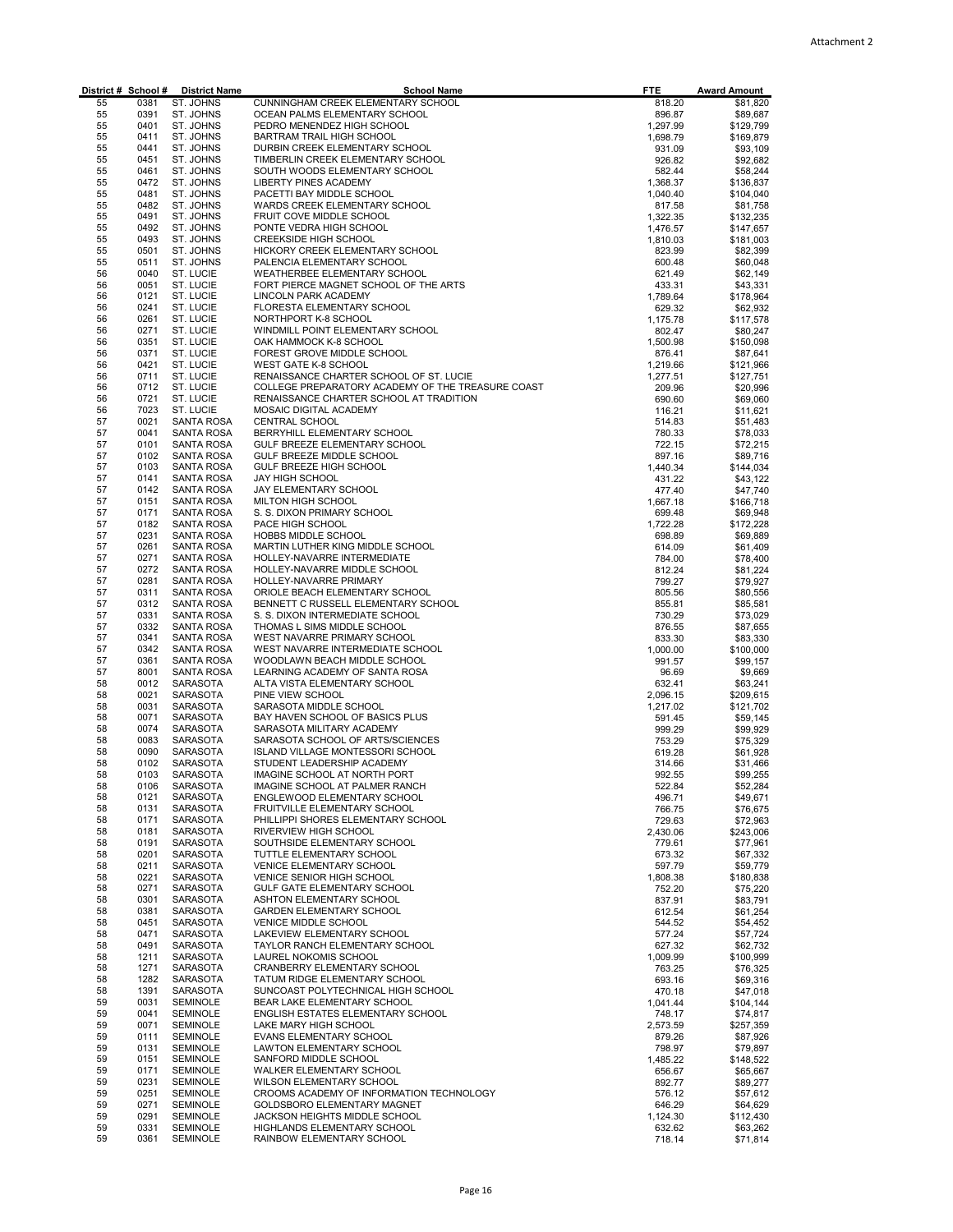| District # | School # | District Name | School Name | FTE | Award Amount |
|---|---|---|---|---|---|
| 55 | 0381 | ST. JOHNS | CUNNINGHAM CREEK ELEMENTARY SCHOOL | 818.20 | $81,820 |
| 55 | 0391 | ST. JOHNS | OCEAN PALMS ELEMENTARY SCHOOL | 896.87 | $89,687 |
| 55 | 0401 | ST. JOHNS | PEDRO MENENDEZ HIGH SCHOOL | 1,297.99 | $129,799 |
| 55 | 0411 | ST. JOHNS | BARTRAM TRAIL HIGH SCHOOL | 1,698.79 | $169,879 |
| 55 | 0441 | ST. JOHNS | DURBIN CREEK ELEMENTARY SCHOOL | 931.09 | $93,109 |
| 55 | 0451 | ST. JOHNS | TIMBERLIN CREEK ELEMENTARY SCHOOL | 926.82 | $92,682 |
| 55 | 0461 | ST. JOHNS | SOUTH WOODS ELEMENTARY SCHOOL | 582.44 | $58,244 |
| 55 | 0472 | ST. JOHNS | LIBERTY PINES ACADEMY | 1,368.37 | $136,837 |
| 55 | 0481 | ST. JOHNS | PACETTI BAY MIDDLE SCHOOL | 1,040.40 | $104,040 |
| 55 | 0482 | ST. JOHNS | WARDS CREEK ELEMENTARY SCHOOL | 817.58 | $81,758 |
| 55 | 0491 | ST. JOHNS | FRUIT COVE MIDDLE SCHOOL | 1,322.35 | $132,235 |
| 55 | 0492 | ST. JOHNS | PONTE VEDRA HIGH SCHOOL | 1,476.57 | $147,657 |
| 55 | 0493 | ST. JOHNS | CREEKSIDE HIGH SCHOOL | 1,810.03 | $181,003 |
| 55 | 0501 | ST. JOHNS | HICKORY CREEK ELEMENTARY SCHOOL | 823.99 | $82,399 |
| 55 | 0511 | ST. JOHNS | PALENCIA ELEMENTARY SCHOOL | 600.48 | $60,048 |
| 56 | 0040 | ST. LUCIE | WEATHERBEE ELEMENTARY SCHOOL | 621.49 | $62,149 |
| 56 | 0051 | ST. LUCIE | FORT PIERCE MAGNET SCHOOL OF THE ARTS | 433.31 | $43,331 |
| 56 | 0121 | ST. LUCIE | LINCOLN PARK ACADEMY | 1,789.64 | $178,964 |
| 56 | 0241 | ST. LUCIE | FLORESTA ELEMENTARY SCHOOL | 629.32 | $62,932 |
| 56 | 0261 | ST. LUCIE | NORTHPORT K-8 SCHOOL | 1,175.78 | $117,578 |
| 56 | 0271 | ST. LUCIE | WINDMILL POINT ELEMENTARY SCHOOL | 802.47 | $80,247 |
| 56 | 0351 | ST. LUCIE | OAK HAMMOCK K-8 SCHOOL | 1,500.98 | $150,098 |
| 56 | 0371 | ST. LUCIE | FOREST GROVE MIDDLE SCHOOL | 876.41 | $87,641 |
| 56 | 0421 | ST. LUCIE | WEST GATE K-8 SCHOOL | 1,219.66 | $121,966 |
| 56 | 0711 | ST. LUCIE | RENAISSANCE CHARTER SCHOOL OF ST. LUCIE | 1,277.51 | $127,751 |
| 56 | 0712 | ST. LUCIE | COLLEGE PREPARATORY ACADEMY OF THE TREASURE COAST | 209.96 | $20,996 |
| 56 | 0721 | ST. LUCIE | RENAISSANCE CHARTER SCHOOL AT TRADITION | 690.60 | $69,060 |
| 56 | 7023 | ST. LUCIE | MOSAIC DIGITAL ACADEMY | 116.21 | $11,621 |
| 57 | 0021 | SANTA ROSA | CENTRAL SCHOOL | 514.83 | $51,483 |
| 57 | 0041 | SANTA ROSA | BERRYHILL ELEMENTARY SCHOOL | 780.33 | $78,033 |
| 57 | 0101 | SANTA ROSA | GULF BREEZE ELEMENTARY SCHOOL | 722.15 | $72,215 |
| 57 | 0102 | SANTA ROSA | GULF BREEZE MIDDLE SCHOOL | 897.16 | $89,716 |
| 57 | 0103 | SANTA ROSA | GULF BREEZE HIGH SCHOOL | 1,440.34 | $144,034 |
| 57 | 0141 | SANTA ROSA | JAY HIGH SCHOOL | 431.22 | $43,122 |
| 57 | 0142 | SANTA ROSA | JAY ELEMENTARY SCHOOL | 477.40 | $47,740 |
| 57 | 0151 | SANTA ROSA | MILTON HIGH SCHOOL | 1,667.18 | $166,718 |
| 57 | 0171 | SANTA ROSA | S. S. DIXON PRIMARY SCHOOL | 699.48 | $69,948 |
| 57 | 0182 | SANTA ROSA | PACE HIGH SCHOOL | 1,722.28 | $172,228 |
| 57 | 0231 | SANTA ROSA | HOBBS MIDDLE SCHOOL | 698.89 | $69,889 |
| 57 | 0261 | SANTA ROSA | MARTIN LUTHER KING MIDDLE SCHOOL | 614.09 | $61,409 |
| 57 | 0271 | SANTA ROSA | HOLLEY-NAVARRE INTERMEDIATE | 784.00 | $78,400 |
| 57 | 0272 | SANTA ROSA | HOLLEY-NAVARRE MIDDLE SCHOOL | 812.24 | $81,224 |
| 57 | 0281 | SANTA ROSA | HOLLEY-NAVARRE PRIMARY | 799.27 | $79,927 |
| 57 | 0311 | SANTA ROSA | ORIOLE BEACH ELEMENTARY SCHOOL | 805.56 | $80,556 |
| 57 | 0312 | SANTA ROSA | BENNETT C RUSSELL ELEMENTARY SCHOOL | 855.81 | $85,581 |
| 57 | 0331 | SANTA ROSA | S. S. DIXON INTERMEDIATE SCHOOL | 730.29 | $73,029 |
| 57 | 0332 | SANTA ROSA | THOMAS L SIMS MIDDLE SCHOOL | 876.55 | $87,655 |
| 57 | 0341 | SANTA ROSA | WEST NAVARRE PRIMARY SCHOOL | 833.30 | $83,330 |
| 57 | 0342 | SANTA ROSA | WEST NAVARRE INTERMEDIATE SCHOOL | 1,000.00 | $100,000 |
| 57 | 0361 | SANTA ROSA | WOODLAWN BEACH MIDDLE SCHOOL | 991.57 | $99,157 |
| 57 | 8001 | SANTA ROSA | LEARNING ACADEMY OF SANTA ROSA | 96.69 | $9,669 |
| 58 | 0012 | SARASOTA | ALTA VISTA ELEMENTARY SCHOOL | 632.41 | $63,241 |
| 58 | 0021 | SARASOTA | PINE VIEW SCHOOL | 2,096.15 | $209,615 |
| 58 | 0031 | SARASOTA | SARASOTA MIDDLE SCHOOL | 1,217.02 | $121,702 |
| 58 | 0071 | SARASOTA | BAY HAVEN SCHOOL OF BASICS PLUS | 591.45 | $59,145 |
| 58 | 0074 | SARASOTA | SARASOTA MILITARY ACADEMY | 999.29 | $99,929 |
| 58 | 0083 | SARASOTA | SARASOTA SCHOOL OF ARTS/SCIENCES | 753.29 | $75,329 |
| 58 | 0090 | SARASOTA | ISLAND VILLAGE MONTESSORI SCHOOL | 619.28 | $61,928 |
| 58 | 0102 | SARASOTA | STUDENT LEADERSHIP ACADEMY | 314.66 | $31,466 |
| 58 | 0103 | SARASOTA | IMAGINE SCHOOL AT NORTH PORT | 992.55 | $99,255 |
| 58 | 0106 | SARASOTA | IMAGINE SCHOOL AT PALMER RANCH | 522.84 | $52,284 |
| 58 | 0121 | SARASOTA | ENGLEWOOD ELEMENTARY SCHOOL | 496.71 | $49,671 |
| 58 | 0131 | SARASOTA | FRUITVILLE ELEMENTARY SCHOOL | 766.75 | $76,675 |
| 58 | 0171 | SARASOTA | PHILLIPPI SHORES ELEMENTARY SCHOOL | 729.63 | $72,963 |
| 58 | 0181 | SARASOTA | RIVERVIEW HIGH SCHOOL | 2,430.06 | $243,006 |
| 58 | 0191 | SARASOTA | SOUTHSIDE ELEMENTARY SCHOOL | 779.61 | $77,961 |
| 58 | 0201 | SARASOTA | TUTTLE ELEMENTARY SCHOOL | 673.32 | $67,332 |
| 58 | 0211 | SARASOTA | VENICE ELEMENTARY SCHOOL | 597.79 | $59,779 |
| 58 | 0221 | SARASOTA | VENICE SENIOR HIGH SCHOOL | 1,808.38 | $180,838 |
| 58 | 0271 | SARASOTA | GULF GATE ELEMENTARY SCHOOL | 752.20 | $75,220 |
| 58 | 0301 | SARASOTA | ASHTON ELEMENTARY SCHOOL | 837.91 | $83,791 |
| 58 | 0381 | SARASOTA | GARDEN ELEMENTARY SCHOOL | 612.54 | $61,254 |
| 58 | 0451 | SARASOTA | VENICE MIDDLE SCHOOL | 544.52 | $54,452 |
| 58 | 0471 | SARASOTA | LAKEVIEW ELEMENTARY SCHOOL | 577.24 | $57,724 |
| 58 | 0491 | SARASOTA | TAYLOR RANCH ELEMENTARY SCHOOL | 627.32 | $62,732 |
| 58 | 1211 | SARASOTA | LAUREL NOKOMIS SCHOOL | 1,009.99 | $100,999 |
| 58 | 1271 | SARASOTA | CRANBERRY ELEMENTARY SCHOOL | 763.25 | $76,325 |
| 58 | 1282 | SARASOTA | TATUM RIDGE ELEMENTARY SCHOOL | 693.16 | $69,316 |
| 58 | 1391 | SARASOTA | SUNCOAST POLYTECHNICAL HIGH SCHOOL | 470.18 | $47,018 |
| 59 | 0031 | SEMINOLE | BEAR LAKE ELEMENTARY SCHOOL | 1,041.44 | $104,144 |
| 59 | 0041 | SEMINOLE | ENGLISH ESTATES ELEMENTARY SCHOOL | 748.17 | $74,817 |
| 59 | 0071 | SEMINOLE | LAKE MARY HIGH SCHOOL | 2,573.59 | $257,359 |
| 59 | 0111 | SEMINOLE | EVANS ELEMENTARY SCHOOL | 879.26 | $87,926 |
| 59 | 0131 | SEMINOLE | LAWTON ELEMENTARY SCHOOL | 798.97 | $79,897 |
| 59 | 0151 | SEMINOLE | SANFORD MIDDLE SCHOOL | 1,485.22 | $148,522 |
| 59 | 0171 | SEMINOLE | WALKER ELEMENTARY SCHOOL | 656.67 | $65,667 |
| 59 | 0231 | SEMINOLE | WILSON ELEMENTARY SCHOOL | 892.77 | $89,277 |
| 59 | 0251 | SEMINOLE | CROOMS ACADEMY OF INFORMATION TECHNOLOGY | 576.12 | $57,612 |
| 59 | 0271 | SEMINOLE | GOLDSBORO ELEMENTARY MAGNET | 646.29 | $64,629 |
| 59 | 0291 | SEMINOLE | JACKSON HEIGHTS MIDDLE SCHOOL | 1,124.30 | $112,430 |
| 59 | 0331 | SEMINOLE | HIGHLANDS ELEMENTARY SCHOOL | 632.62 | $63,262 |
| 59 | 0361 | SEMINOLE | RAINBOW ELEMENTARY SCHOOL | 718.14 | $71,814 |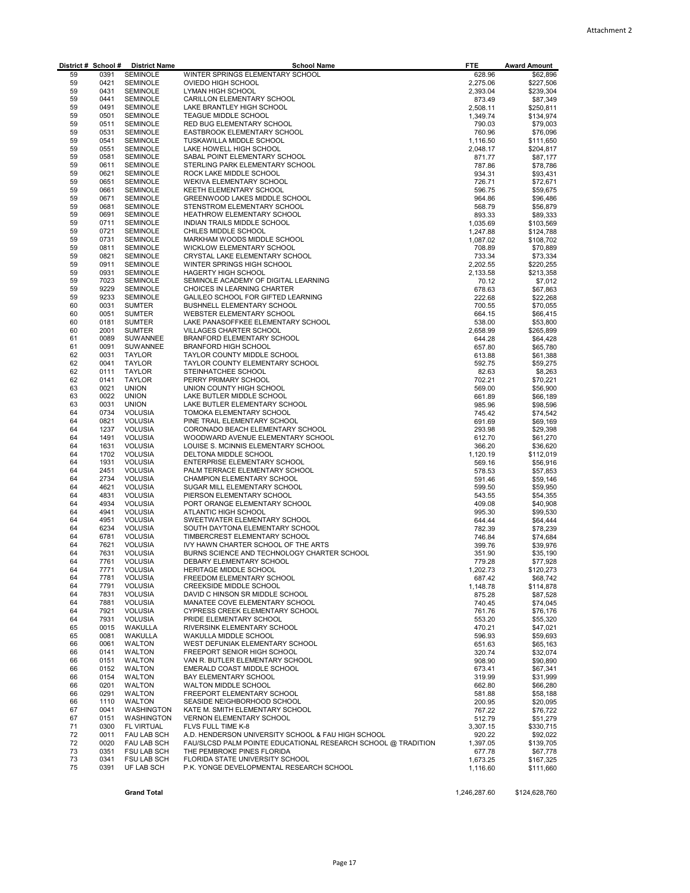Attachment 2

| District # | School # | District Name | School Name | FTE | Award Amount |
|---|---|---|---|---|---|
| 59 | 0391 | SEMINOLE | WINTER SPRINGS ELEMENTARY SCHOOL | 628.96 | $62,896 |
| 59 | 0421 | SEMINOLE | OVIEDO HIGH SCHOOL | 2,275.06 | $227,506 |
| 59 | 0431 | SEMINOLE | LYMAN HIGH SCHOOL | 2,393.04 | $239,304 |
| 59 | 0441 | SEMINOLE | CARILLON ELEMENTARY SCHOOL | 873.49 | $87,349 |
| 59 | 0491 | SEMINOLE | LAKE BRANTLEY HIGH SCHOOL | 2,508.11 | $250,811 |
| 59 | 0501 | SEMINOLE | TEAGUE MIDDLE SCHOOL | 1,349.74 | $134,974 |
| 59 | 0511 | SEMINOLE | RED BUG ELEMENTARY SCHOOL | 790.03 | $79,003 |
| 59 | 0531 | SEMINOLE | EASTBROOK ELEMENTARY SCHOOL | 760.96 | $76,096 |
| 59 | 0541 | SEMINOLE | TUSKAWILLA MIDDLE SCHOOL | 1,116.50 | $111,650 |
| 59 | 0551 | SEMINOLE | LAKE HOWELL HIGH SCHOOL | 2,048.17 | $204,817 |
| 59 | 0581 | SEMINOLE | SABAL POINT ELEMENTARY SCHOOL | 871.77 | $87,177 |
| 59 | 0611 | SEMINOLE | STERLING PARK ELEMENTARY SCHOOL | 787.86 | $78,786 |
| 59 | 0621 | SEMINOLE | ROCK LAKE MIDDLE SCHOOL | 934.31 | $93,431 |
| 59 | 0651 | SEMINOLE | WEKIVA ELEMENTARY SCHOOL | 726.71 | $72,671 |
| 59 | 0661 | SEMINOLE | KEETH ELEMENTARY SCHOOL | 596.75 | $59,675 |
| 59 | 0671 | SEMINOLE | GREENWOOD LAKES MIDDLE SCHOOL | 964.86 | $96,486 |
| 59 | 0681 | SEMINOLE | STENSTROM ELEMENTARY SCHOOL | 568.79 | $56,879 |
| 59 | 0691 | SEMINOLE | HEATHROW ELEMENTARY SCHOOL | 893.33 | $89,333 |
| 59 | 0711 | SEMINOLE | INDIAN TRAILS MIDDLE SCHOOL | 1,035.69 | $103,569 |
| 59 | 0721 | SEMINOLE | CHILES MIDDLE SCHOOL | 1,247.88 | $124,788 |
| 59 | 0731 | SEMINOLE | MARKHAM WOODS MIDDLE SCHOOL | 1,087.02 | $108,702 |
| 59 | 0811 | SEMINOLE | WICKLOW ELEMENTARY SCHOOL | 708.89 | $70,889 |
| 59 | 0821 | SEMINOLE | CRYSTAL LAKE ELEMENTARY SCHOOL | 733.34 | $73,334 |
| 59 | 0911 | SEMINOLE | WINTER SPRINGS HIGH SCHOOL | 2,202.55 | $220,255 |
| 59 | 0931 | SEMINOLE | HAGERTY HIGH SCHOOL | 2,133.58 | $213,358 |
| 59 | 7023 | SEMINOLE | SEMINOLE ACADEMY OF DIGITAL LEARNING | 70.12 | $7,012 |
| 59 | 9229 | SEMINOLE | CHOICES IN LEARNING CHARTER | 678.63 | $67,863 |
| 59 | 9233 | SEMINOLE | GALILEO SCHOOL FOR GIFTED LEARNING | 222.68 | $22,268 |
| 60 | 0031 | SUMTER | BUSHNELL ELEMENTARY SCHOOL | 700.55 | $70,055 |
| 60 | 0051 | SUMTER | WEBSTER ELEMENTARY SCHOOL | 664.15 | $66,415 |
| 60 | 0181 | SUMTER | LAKE PANASOFFKEE ELEMENTARY SCHOOL | 538.00 | $53,800 |
| 60 | 2001 | SUMTER | VILLAGES CHARTER SCHOOL | 2,658.99 | $265,899 |
| 61 | 0089 | SUWANNEE | BRANFORD ELEMENTARY SCHOOL | 644.28 | $64,428 |
| 61 | 0091 | SUWANNEE | BRANFORD HIGH SCHOOL | 657.80 | $65,780 |
| 62 | 0031 | TAYLOR | TAYLOR COUNTY MIDDLE SCHOOL | 613.88 | $61,388 |
| 62 | 0041 | TAYLOR | TAYLOR COUNTY ELEMENTARY SCHOOL | 592.75 | $59,275 |
| 62 | 0111 | TAYLOR | STEINHATCHEE SCHOOL | 82.63 | $8,263 |
| 62 | 0141 | TAYLOR | PERRY PRIMARY SCHOOL | 702.21 | $70,221 |
| 63 | 0021 | UNION | UNION COUNTY HIGH SCHOOL | 569.00 | $56,900 |
| 63 | 0022 | UNION | LAKE BUTLER MIDDLE SCHOOL | 661.89 | $66,189 |
| 63 | 0031 | UNION | LAKE BUTLER ELEMENTARY SCHOOL | 985.96 | $98,596 |
| 64 | 0734 | VOLUSIA | TOMOKA ELEMENTARY SCHOOL | 745.42 | $74,542 |
| 64 | 0821 | VOLUSIA | PINE TRAIL ELEMENTARY SCHOOL | 691.69 | $69,169 |
| 64 | 1237 | VOLUSIA | CORONADO BEACH ELEMENTARY SCHOOL | 293.98 | $29,398 |
| 64 | 1491 | VOLUSIA | WOODWARD AVENUE ELEMENTARY SCHOOL | 612.70 | $61,270 |
| 64 | 1631 | VOLUSIA | LOUISE S. MCINNIS ELEMENTARY SCHOOL | 366.20 | $36,620 |
| 64 | 1702 | VOLUSIA | DELTONA MIDDLE SCHOOL | 1,120.19 | $112,019 |
| 64 | 1931 | VOLUSIA | ENTERPRISE ELEMENTARY SCHOOL | 569.16 | $56,916 |
| 64 | 2451 | VOLUSIA | PALM TERRACE ELEMENTARY SCHOOL | 578.53 | $57,853 |
| 64 | 2734 | VOLUSIA | CHAMPION ELEMENTARY SCHOOL | 591.46 | $59,146 |
| 64 | 4621 | VOLUSIA | SUGAR MILL ELEMENTARY SCHOOL | 599.50 | $59,950 |
| 64 | 4831 | VOLUSIA | PIERSON ELEMENTARY SCHOOL | 543.55 | $54,355 |
| 64 | 4934 | VOLUSIA | PORT ORANGE ELEMENTARY SCHOOL | 409.08 | $40,908 |
| 64 | 4941 | VOLUSIA | ATLANTIC HIGH SCHOOL | 995.30 | $99,530 |
| 64 | 4951 | VOLUSIA | SWEETWATER ELEMENTARY SCHOOL | 644.44 | $64,444 |
| 64 | 6234 | VOLUSIA | SOUTH DAYTONA ELEMENTARY SCHOOL | 782.39 | $78,239 |
| 64 | 6781 | VOLUSIA | TIMBERCREST ELEMENTARY SCHOOL | 746.84 | $74,684 |
| 64 | 7621 | VOLUSIA | IVY HAWN CHARTER SCHOOL OF THE ARTS | 399.76 | $39,976 |
| 64 | 7631 | VOLUSIA | BURNS SCIENCE AND TECHNOLOGY CHARTER SCHOOL | 351.90 | $35,190 |
| 64 | 7761 | VOLUSIA | DEBARY ELEMENTARY SCHOOL | 779.28 | $77,928 |
| 64 | 7771 | VOLUSIA | HERITAGE MIDDLE SCHOOL | 1,202.73 | $120,273 |
| 64 | 7781 | VOLUSIA | FREEDOM ELEMENTARY SCHOOL | 687.42 | $68,742 |
| 64 | 7791 | VOLUSIA | CREEKSIDE MIDDLE SCHOOL | 1,148.78 | $114,878 |
| 64 | 7831 | VOLUSIA | DAVID C HINSON SR MIDDLE SCHOOL | 875.28 | $87,528 |
| 64 | 7881 | VOLUSIA | MANATEE COVE ELEMENTARY SCHOOL | 740.45 | $74,045 |
| 64 | 7921 | VOLUSIA | CYPRESS CREEK ELEMENTARY SCHOOL | 761.76 | $76,176 |
| 64 | 7931 | VOLUSIA | PRIDE ELEMENTARY SCHOOL | 553.20 | $55,320 |
| 65 | 0015 | WAKULLA | RIVERSINK ELEMENTARY SCHOOL | 470.21 | $47,021 |
| 65 | 0081 | WAKULLA | WAKULLA MIDDLE SCHOOL | 596.93 | $59,693 |
| 66 | 0061 | WALTON | WEST DEFUNIAK ELEMENTARY SCHOOL | 651.63 | $65,163 |
| 66 | 0141 | WALTON | FREEPORT SENIOR HIGH SCHOOL | 320.74 | $32,074 |
| 66 | 0151 | WALTON | VAN R. BUTLER ELEMENTARY SCHOOL | 908.90 | $90,890 |
| 66 | 0152 | WALTON | EMERALD COAST MIDDLE SCHOOL | 673.41 | $67,341 |
| 66 | 0154 | WALTON | BAY ELEMENTARY SCHOOL | 319.99 | $31,999 |
| 66 | 0201 | WALTON | WALTON MIDDLE SCHOOL | 662.80 | $66,280 |
| 66 | 0291 | WALTON | FREEPORT ELEMENTARY SCHOOL | 581.88 | $58,188 |
| 66 | 1110 | WALTON | SEASIDE NEIGHBORHOOD SCHOOL | 200.95 | $20,095 |
| 67 | 0041 | WASHINGTON | KATE M. SMITH ELEMENTARY SCHOOL | 767.22 | $76,722 |
| 67 | 0151 | WASHINGTON | VERNON ELEMENTARY SCHOOL | 512.79 | $51,279 |
| 71 | 0300 | FL VIRTUAL | FLVS FULL TIME K-8 | 3,307.15 | $330,715 |
| 72 | 0011 | FAU LAB SCH | A.D. HENDERSON UNIVERSITY SCHOOL & FAU HIGH SCHOOL | 920.22 | $92,022 |
| 72 | 0020 | FAU LAB SCH | FAU/SLCSD PALM POINTE EDUCATIONAL RESEARCH SCHOOL @ TRADITION | 1,397.05 | $139,705 |
| 73 | 0351 | FSU LAB SCH | THE PEMBROKE PINES FLORIDA | 677.78 | $67,778 |
| 73 | 0341 | FSU LAB SCH | FLORIDA STATE UNIVERSITY SCHOOL | 1,673.25 | $167,325 |
| 75 | 0391 | UF LAB SCH | P.K. YONGE DEVELOPMENTAL RESEARCH SCHOOL | 1,116.60 | $111,660 |
| | | **Grand Total** | | 1,246,287.60 | $124,628,760 |